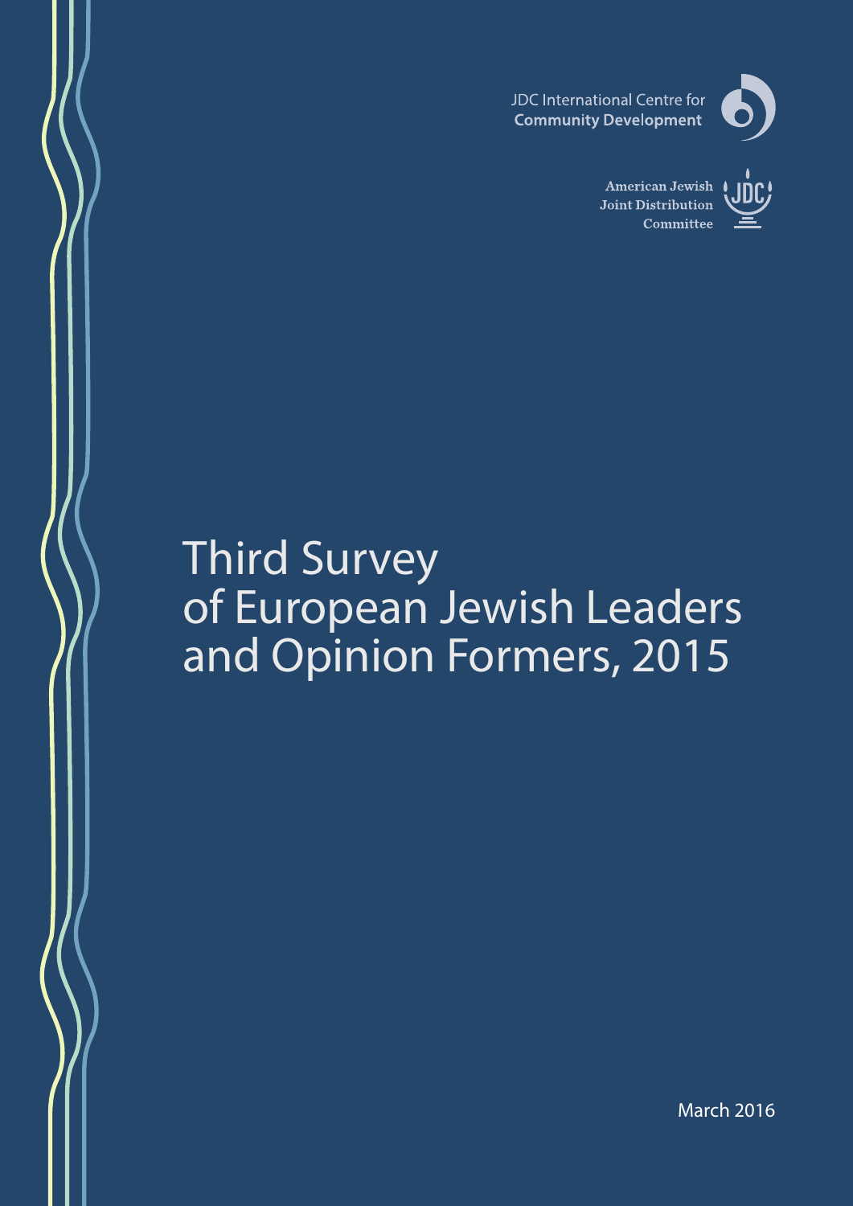JDC International Centre for
**Community Development**

American Jewish
Joint Distribution
Committee

# Third Survey of European Jewish Leaders and Opinion Formers, 2015

March 2016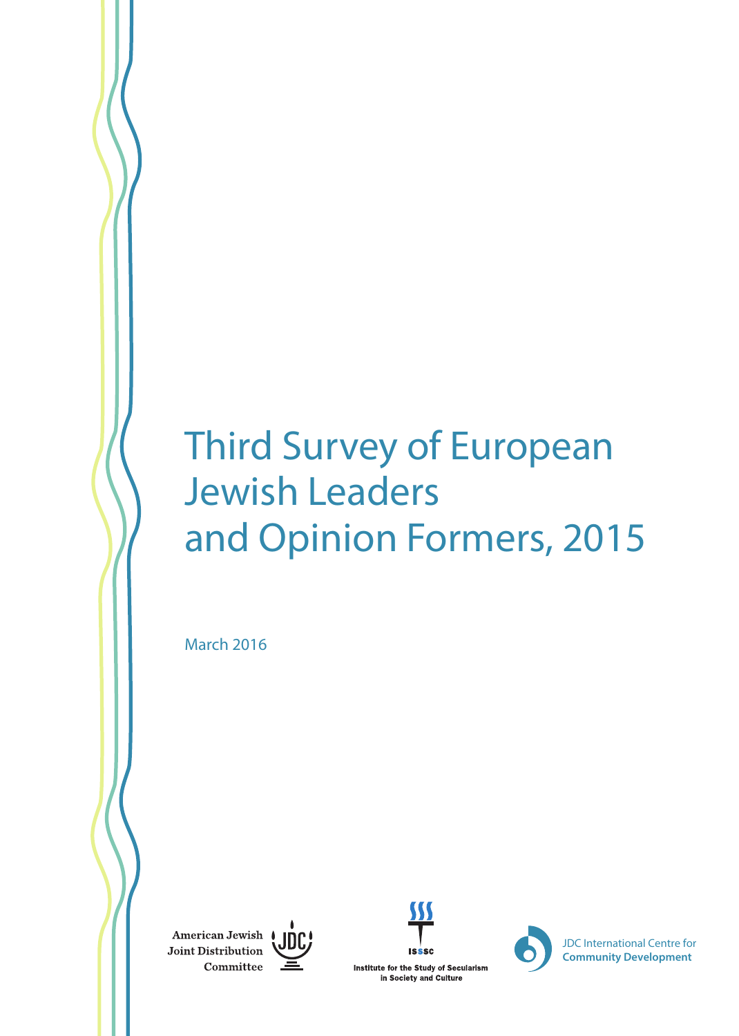# Third Survey of European Jewish Leaders and Opinion Formers, 2015

March 2016

American Jewish Joint Distribution Committee

Institute for the Study of Secularism in Society and Culture

JDC International Centre for **Community Development**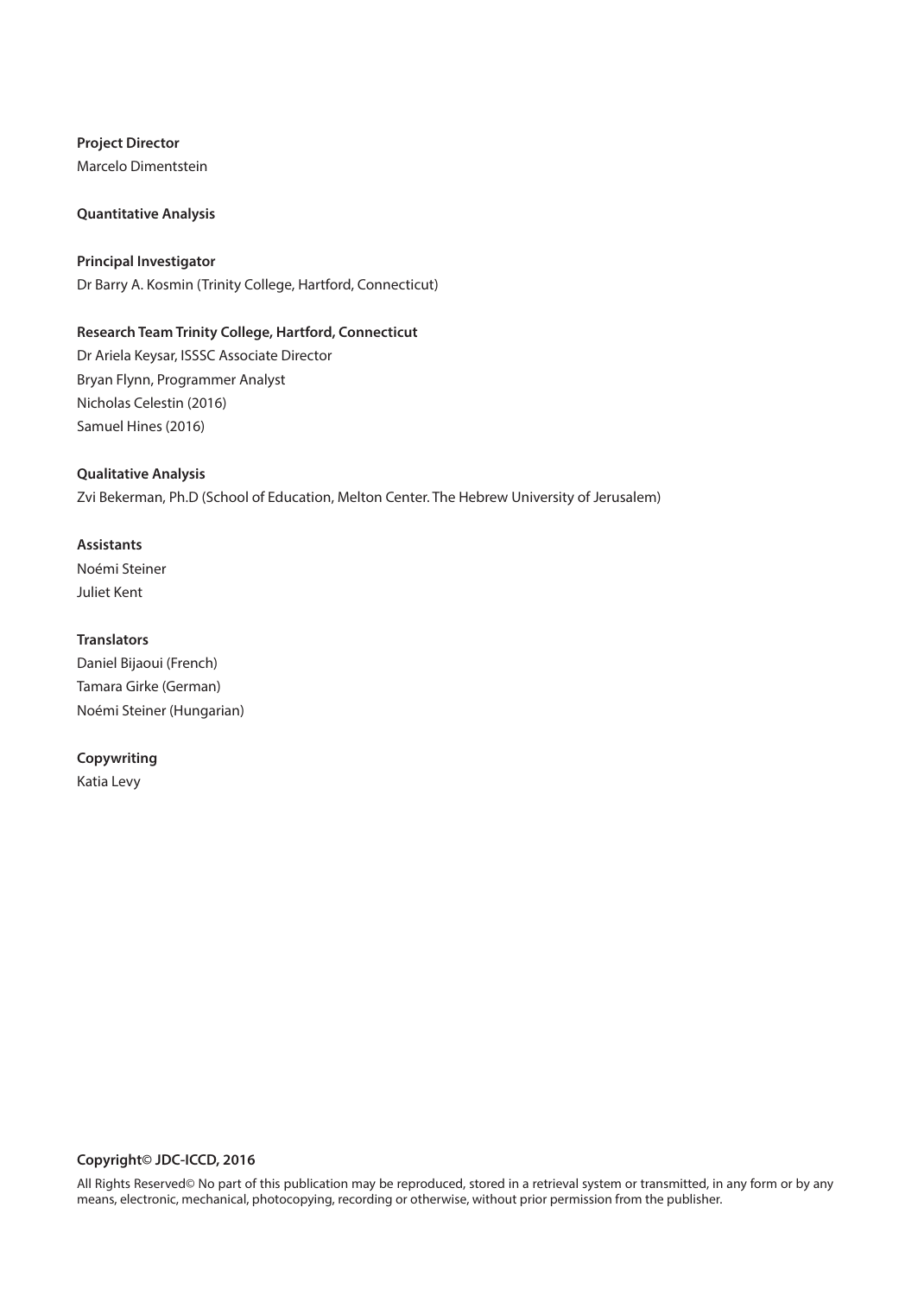**Project Director**
Marcelo Dimentstein

**Quantitative Analysis**

**Principal Investigator**
Dr Barry A. Kosmin (Trinity College, Hartford, Connecticut)

**Research Team Trinity College, Hartford, Connecticut**
Dr Ariela Keysar, ISSSC Associate Director
Bryan Flynn, Programmer Analyst
Nicholas Celestin (2016)
Samuel Hines (2016)

**Qualitative Analysis**
Zvi Bekerman, Ph.D (School of Education, Melton Center. The Hebrew University of Jerusalem)

**Assistants**
Noémi Steiner
Juliet Kent

**Translators**
Daniel Bijaoui (French)
Tamara Girke (German)
Noémi Steiner (Hungarian)

**Copywriting**
Katia Levy

**Copyright© JDC-ICCD, 2016**

All Rights Reserved© No part of this publication may be reproduced, stored in a retrieval system or transmitted, in any form or by any means, electronic, mechanical, photocopying, recording or otherwise, without prior permission from the publisher.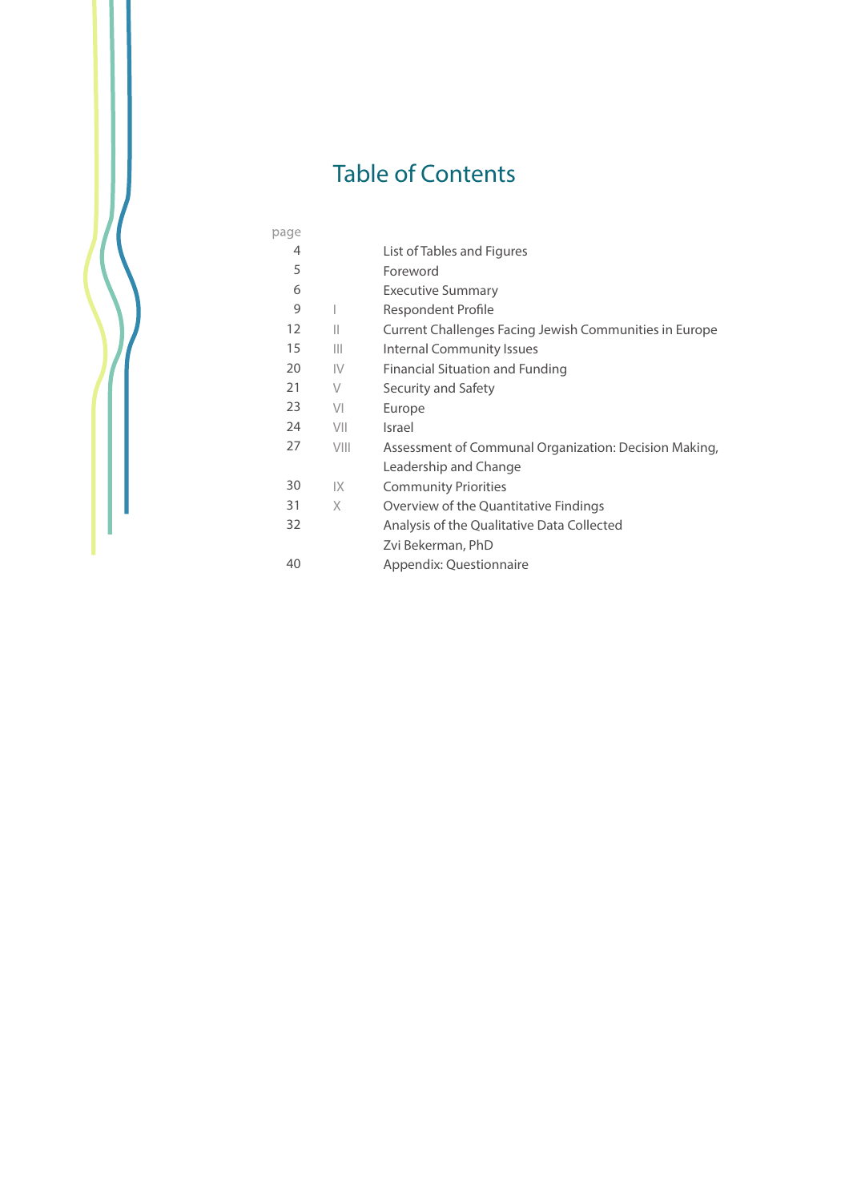# Table of Contents

| page | | |
|---|---|---|
| 4 | | List of Tables and Figures |
| 5 | | Foreword |
| 6 | | Executive Summary |
| 9 | I | Respondent Profile |
| 12 | II | Current Challenges Facing Jewish Communities in Europe |
| 15 | III | Internal Community Issues |
| 20 | IV | Financial Situation and Funding |
| 21 | V | Security and Safety |
| 23 | VI | Europe |
| 24 | VII | Israel |
| 27 | VIII | Assessment of Communal Organization: Decision Making, Leadership and Change |
| 30 | IX | Community Priorities |
| 31 | X | Overview of the Quantitative Findings |
| 32 | | Analysis of the Qualitative Data Collected<br>Zvi Bekerman, PhD |
| 40 | | Appendix: Questionnaire |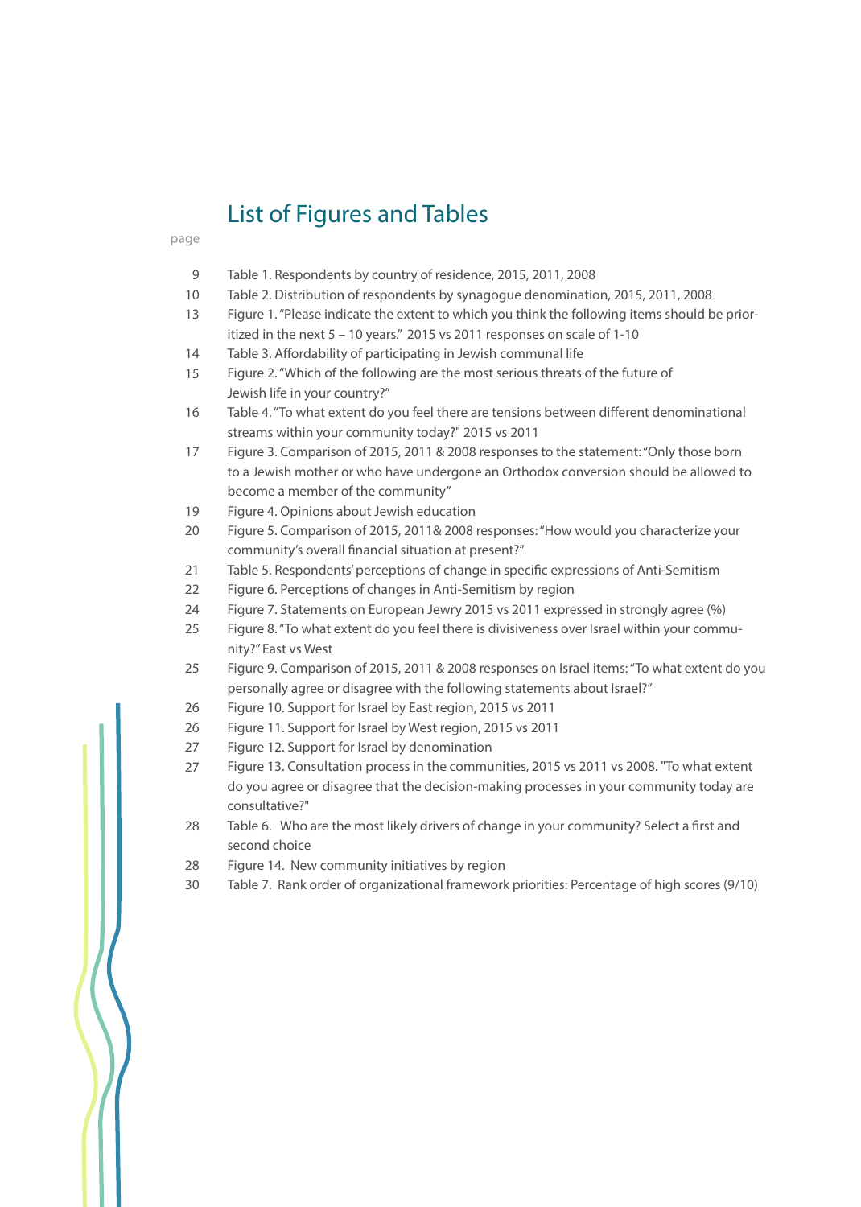# List of Figures and Tables

| page | |
|---|---|
| 9 | Table 1. Respondents by country of residence, 2015, 2011, 2008 |
| 10 | Table 2. Distribution of respondents by synagogue denomination, 2015, 2011, 2008 |
| 13 | Figure 1. "Please indicate the extent to which you think the following items should be prioritized in the next 5 – 10 years." 2015 vs 2011 responses on scale of 1-10 |
| 14 | Table 3. Affordability of participating in Jewish communal life |
| 15 | Figure 2. "Which of the following are the most serious threats of the future of Jewish life in your country?" |
| 16 | Table 4. "To what extent do you feel there are tensions between different denominational streams within your community today?" 2015 vs 2011 |
| 17 | Figure 3. Comparison of 2015, 2011 & 2008 responses to the statement: "Only those born to a Jewish mother or who have undergone an Orthodox conversion should be allowed to become a member of the community" |
| 19 | Figure 4. Opinions about Jewish education |
| 20 | Figure 5. Comparison of 2015, 2011& 2008 responses: "How would you characterize your community's overall financial situation at present?" |
| 21 | Table 5. Respondents' perceptions of change in specific expressions of Anti-Semitism |
| 22 | Figure 6. Perceptions of changes in Anti-Semitism by region |
| 24 | Figure 7. Statements on European Jewry 2015 vs 2011 expressed in strongly agree (%) |
| 25 | Figure 8. "To what extent do you feel there is divisiveness over Israel within your community?" East vs West |
| 25 | Figure 9. Comparison of 2015, 2011 & 2008 responses on Israel items: "To what extent do you personally agree or disagree with the following statements about Israel?" |
| 26 | Figure 10. Support for Israel by East region, 2015 vs 2011 |
| 26 | Figure 11. Support for Israel by West region, 2015 vs 2011 |
| 27 | Figure 12. Support for Israel by denomination |
| 27 | Figure 13. Consultation process in the communities, 2015 vs 2011 vs 2008. "To what extent do you agree or disagree that the decision-making processes in your community today are consultative?" |
| 28 | Table 6. Who are the most likely drivers of change in your community? Select a first and second choice |
| 28 | Figure 14. New community initiatives by region |
| 30 | Table 7. Rank order of organizational framework priorities: Percentage of high scores (9/10) |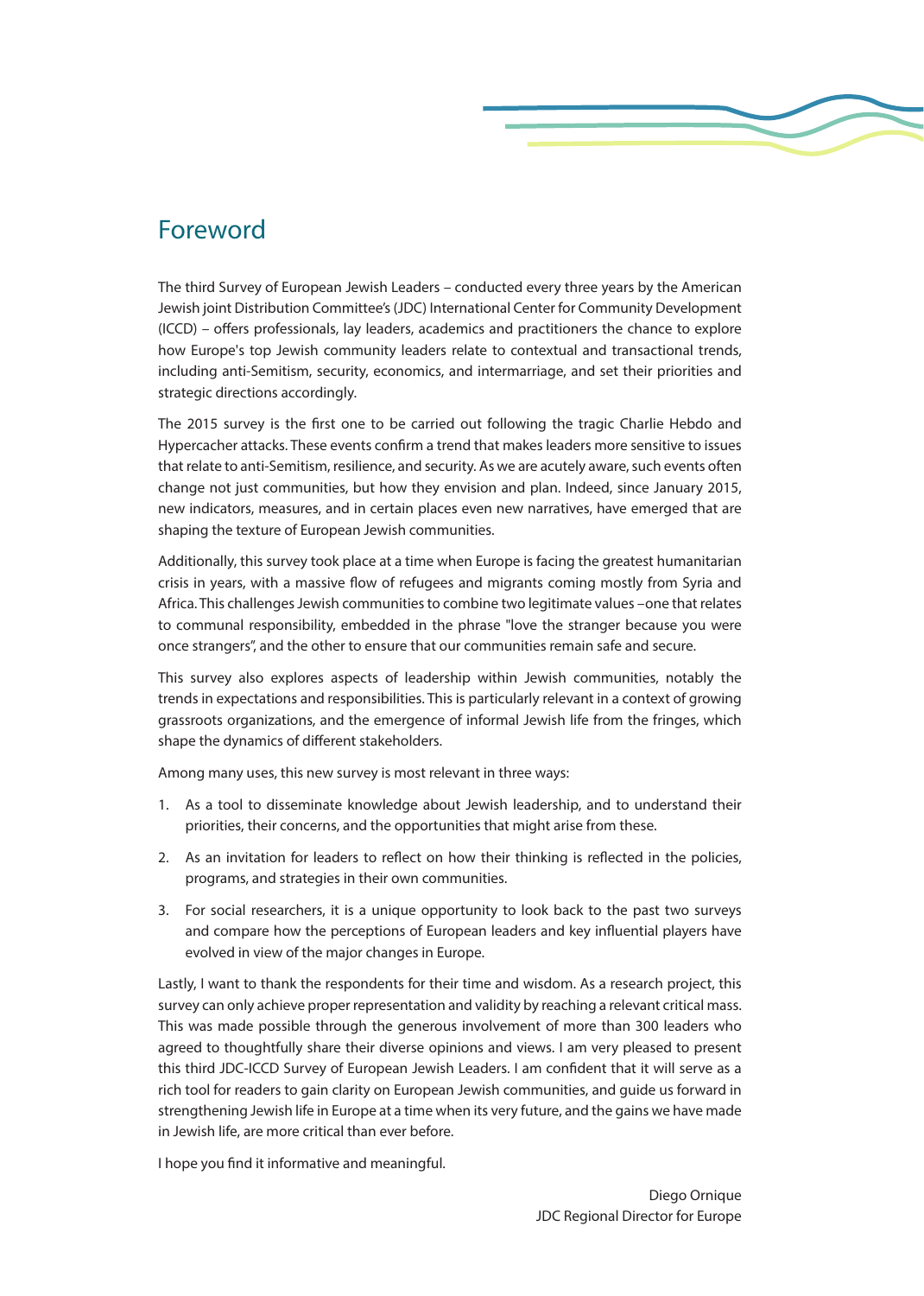# Foreword

The third Survey of European Jewish Leaders – conducted every three years by the American Jewish joint Distribution Committee's (JDC) International Center for Community Development (ICCD) – offers professionals, lay leaders, academics and practitioners the chance to explore how Europe's top Jewish community leaders relate to contextual and transactional trends, including anti-Semitism, security, economics, and intermarriage, and set their priorities and strategic directions accordingly.

The 2015 survey is the first one to be carried out following the tragic Charlie Hebdo and Hypercacher attacks. These events confirm a trend that makes leaders more sensitive to issues that relate to anti-Semitism, resilience, and security. As we are acutely aware, such events often change not just communities, but how they envision and plan. Indeed, since January 2015, new indicators, measures, and in certain places even new narratives, have emerged that are shaping the texture of European Jewish communities.

Additionally, this survey took place at a time when Europe is facing the greatest humanitarian crisis in years, with a massive flow of refugees and migrants coming mostly from Syria and Africa. This challenges Jewish communities to combine two legitimate values –one that relates to communal responsibility, embedded in the phrase "love the stranger because you were once strangers", and the other to ensure that our communities remain safe and secure.

This survey also explores aspects of leadership within Jewish communities, notably the trends in expectations and responsibilities. This is particularly relevant in a context of growing grassroots organizations, and the emergence of informal Jewish life from the fringes, which shape the dynamics of different stakeholders.

Among many uses, this new survey is most relevant in three ways:

1. As a tool to disseminate knowledge about Jewish leadership, and to understand their priorities, their concerns, and the opportunities that might arise from these.
2. As an invitation for leaders to reflect on how their thinking is reflected in the policies, programs, and strategies in their own communities.
3. For social researchers, it is a unique opportunity to look back to the past two surveys and compare how the perceptions of European leaders and key influential players have evolved in view of the major changes in Europe.

Lastly, I want to thank the respondents for their time and wisdom. As a research project, this survey can only achieve proper representation and validity by reaching a relevant critical mass. This was made possible through the generous involvement of more than 300 leaders who agreed to thoughtfully share their diverse opinions and views. I am very pleased to present this third JDC-ICCD Survey of European Jewish Leaders. I am confident that it will serve as a rich tool for readers to gain clarity on European Jewish communities, and guide us forward in strengthening Jewish life in Europe at a time when its very future, and the gains we have made in Jewish life, are more critical than ever before.

I hope you find it informative and meaningful.

Diego Ornique  
JDC Regional Director for Europe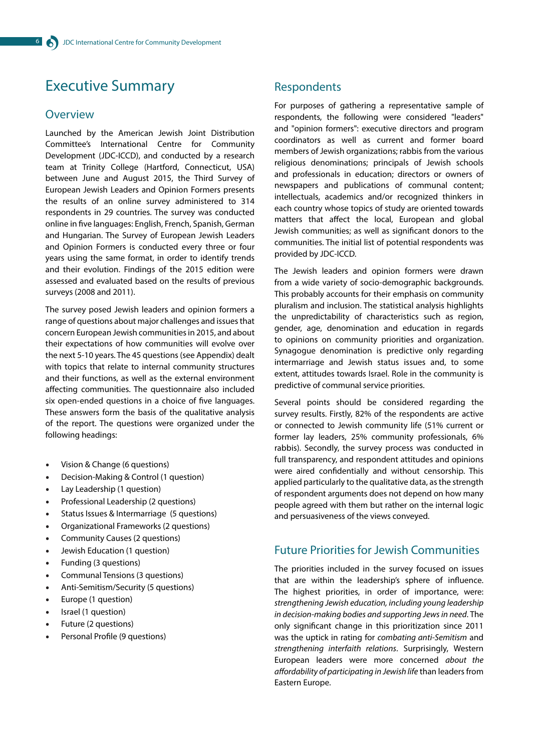# Executive Summary

## Overview

Launched by the American Jewish Joint Distribution Committee's International Centre for Community Development (JDC-ICCD), and conducted by a research team at Trinity College (Hartford, Connecticut, USA) between June and August 2015, the Third Survey of European Jewish Leaders and Opinion Formers presents the results of an online survey administered to 314 respondents in 29 countries. The survey was conducted online in five languages: English, French, Spanish, German and Hungarian. The Survey of European Jewish Leaders and Opinion Formers is conducted every three or four years using the same format, in order to identify trends and their evolution. Findings of the 2015 edition were assessed and evaluated based on the results of previous surveys (2008 and 2011).

The survey posed Jewish leaders and opinion formers a range of questions about major challenges and issues that concern European Jewish communities in 2015, and about their expectations of how communities will evolve over the next 5-10 years. The 45 questions (see Appendix) dealt with topics that relate to internal community structures and their functions, as well as the external environment affecting communities. The questionnaire also included six open-ended questions in a choice of five languages. These answers form the basis of the qualitative analysis of the report. The questions were organized under the following headings:

- Vision & Change (6 questions)
- Decision-Making & Control (1 question)
- Lay Leadership (1 question)
- Professional Leadership (2 questions)
- Status Issues & Intermarriage (5 questions)
- Organizational Frameworks (2 questions)
- Community Causes (2 questions)
- Jewish Education (1 question)
- Funding (3 questions)
- Communal Tensions (3 questions)
- Anti-Semitism/Security (5 questions)
- Europe (1 question)
- Israel (1 question)
- Future (2 questions)
- Personal Profile (9 questions)

## Respondents

For purposes of gathering a representative sample of respondents, the following were considered "leaders" and "opinion formers": executive directors and program coordinators as well as current and former board members of Jewish organizations; rabbis from the various religious denominations; principals of Jewish schools and professionals in education; directors or owners of newspapers and publications of communal content; intellectuals, academics and/or recognized thinkers in each country whose topics of study are oriented towards matters that affect the local, European and global Jewish communities; as well as significant donors to the communities. The initial list of potential respondents was provided by JDC-ICCD.

The Jewish leaders and opinion formers were drawn from a wide variety of socio-demographic backgrounds. This probably accounts for their emphasis on community pluralism and inclusion. The statistical analysis highlights the unpredictability of characteristics such as region, gender, age, denomination and education in regards to opinions on community priorities and organization. Synagogue denomination is predictive only regarding intermarriage and Jewish status issues and, to some extent, attitudes towards Israel. Role in the community is predictive of communal service priorities.

Several points should be considered regarding the survey results. Firstly, 82% of the respondents are active or connected to Jewish community life (51% current or former lay leaders, 25% community professionals, 6% rabbis). Secondly, the survey process was conducted in full transparency, and respondent attitudes and opinions were aired confidentially and without censorship. This applied particularly to the qualitative data, as the strength of respondent arguments does not depend on how many people agreed with them but rather on the internal logic and persuasiveness of the views conveyed.

## Future Priorities for Jewish Communities

The priorities included in the survey focused on issues that are within the leadership's sphere of influence. The highest priorities, in order of importance, were: *strengthening Jewish education, including young leadership in decision-making bodies and supporting Jews in need*. The only significant change in this prioritization since 2011 was the uptick in rating for *combating anti-Semitism* and *strengthening interfaith relations*. Surprisingly, Western European leaders were more concerned *about the affordability of participating in Jewish life* than leaders from Eastern Europe.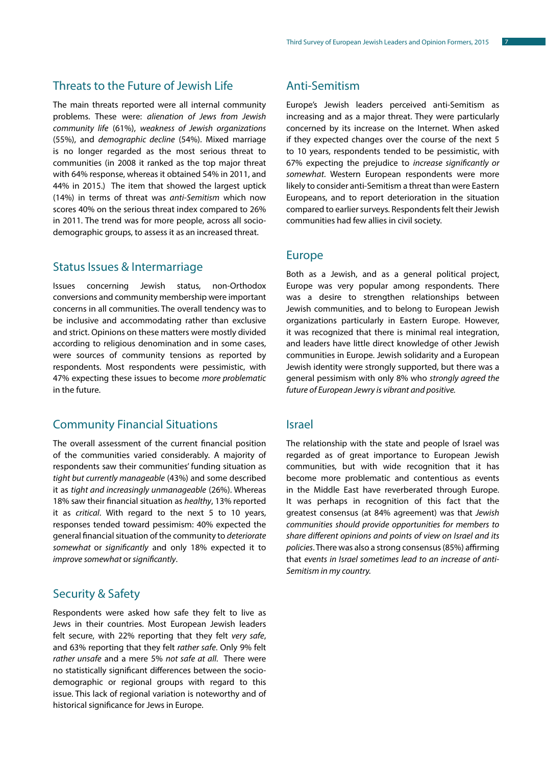## Threats to the Future of Jewish Life

The main threats reported were all internal community problems. These were: *alienation of Jews from Jewish community life* (61%), *weakness of Jewish organizations* (55%), and *demographic decline* (54%). Mixed marriage is no longer regarded as the most serious threat to communities (in 2008 it ranked as the top major threat with 64% response, whereas it obtained 54% in 2011, and 44% in 2015.) The item that showed the largest uptick (14%) in terms of threat was *anti-Semitism* which now scores 40% on the serious threat index compared to 26% in 2011. The trend was for more people, across all socio-demographic groups, to assess it as an increased threat.

## Status Issues & Intermarriage

Issues concerning Jewish status, non-Orthodox conversions and community membership were important concerns in all communities. The overall tendency was to be inclusive and accommodating rather than exclusive and strict. Opinions on these matters were mostly divided according to religious denomination and in some cases, were sources of community tensions as reported by respondents. Most respondents were pessimistic, with 47% expecting these issues to become *more problematic* in the future.

## Community Financial Situations

The overall assessment of the current financial position of the communities varied considerably. A majority of respondents saw their communities' funding situation as *tight but currently manageable* (43%) and some described it as *tight and increasingly unmanageable* (26%). Whereas 18% saw their financial situation as *healthy*, 13% reported it as *critical*. With regard to the next 5 to 10 years, responses tended toward pessimism: 40% expected the general financial situation of the community to *deteriorate somewhat* or *significantly* and only 18% expected it to *improve somewhat* or *significantly*.

## Security & Safety

Respondents were asked how safe they felt to live as Jews in their countries. Most European Jewish leaders felt secure, with 22% reporting that they felt *very safe*, and 63% reporting that they felt *rather safe*. Only 9% felt *rather unsafe* and a mere 5% *not safe at all*. There were no statistically significant differences between the socio-demographic or regional groups with regard to this issue. This lack of regional variation is noteworthy and of historical significance for Jews in Europe.

## Anti-Semitism

Europe's Jewish leaders perceived anti-Semitism as increasing and as a major threat. They were particularly concerned by its increase on the Internet. When asked if they expected changes over the course of the next 5 to 10 years, respondents tended to be pessimistic, with 67% expecting the prejudice to *increase significantly or somewhat*. Western European respondents were more likely to consider anti-Semitism a threat than were Eastern Europeans, and to report deterioration in the situation compared to earlier surveys. Respondents felt their Jewish communities had few allies in civil society.

## Europe

Both as a Jewish, and as a general political project, Europe was very popular among respondents. There was a desire to strengthen relationships between Jewish communities, and to belong to European Jewish organizations particularly in Eastern Europe. However, it was recognized that there is minimal real integration, and leaders have little direct knowledge of other Jewish communities in Europe. Jewish solidarity and a European Jewish identity were strongly supported, but there was a general pessimism with only 8% who *strongly agreed the future of European Jewry is vibrant and positive.*

## Israel

The relationship with the state and people of Israel was regarded as of great importance to European Jewish communities, but with wide recognition that it has become more problematic and contentious as events in the Middle East have reverberated through Europe. It was perhaps in recognition of this fact that the greatest consensus (at 84% agreement) was that *Jewish communities should provide opportunities for members to share different opinions and points of view on Israel and its policies*. There was also a strong consensus (85%) affirming that *events in Israel sometimes lead to an increase of anti-Semitism in my country.*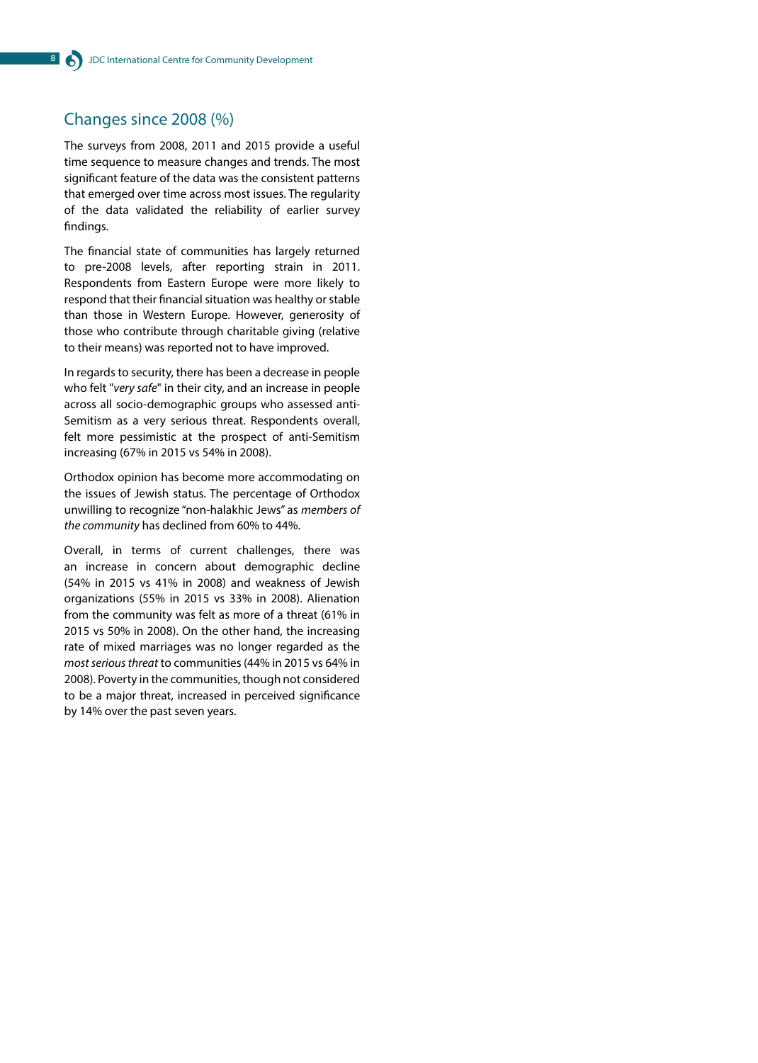## Changes since 2008 (%)

The surveys from 2008, 2011 and 2015 provide a useful time sequence to measure changes and trends. The most significant feature of the data was the consistent patterns that emerged over time across most issues. The regularity of the data validated the reliability of earlier survey findings.

The financial state of communities has largely returned to pre-2008 levels, after reporting strain in 2011. Respondents from Eastern Europe were more likely to respond that their financial situation was healthy or stable than those in Western Europe. However, generosity of those who contribute through charitable giving (relative to their means) was reported not to have improved.

In regards to security, there has been a decrease in people who felt "*very safe*" in their city, and an increase in people across all socio-demographic groups who assessed anti-Semitism as a very serious threat. Respondents overall, felt more pessimistic at the prospect of anti-Semitism increasing (67% in 2015 vs 54% in 2008).

Orthodox opinion has become more accommodating on the issues of Jewish status. The percentage of Orthodox unwilling to recognize "non-halakhic Jews" as *members of the community* has declined from 60% to 44%.

Overall, in terms of current challenges, there was an increase in concern about demographic decline (54% in 2015 vs 41% in 2008) and weakness of Jewish organizations (55% in 2015 vs 33% in 2008). Alienation from the community was felt as more of a threat (61% in 2015 vs 50% in 2008). On the other hand, the increasing rate of mixed marriages was no longer regarded as the *most serious threat* to communities (44% in 2015 vs 64% in 2008). Poverty in the communities, though not considered to be a major threat, increased in perceived significance by 14% over the past seven years.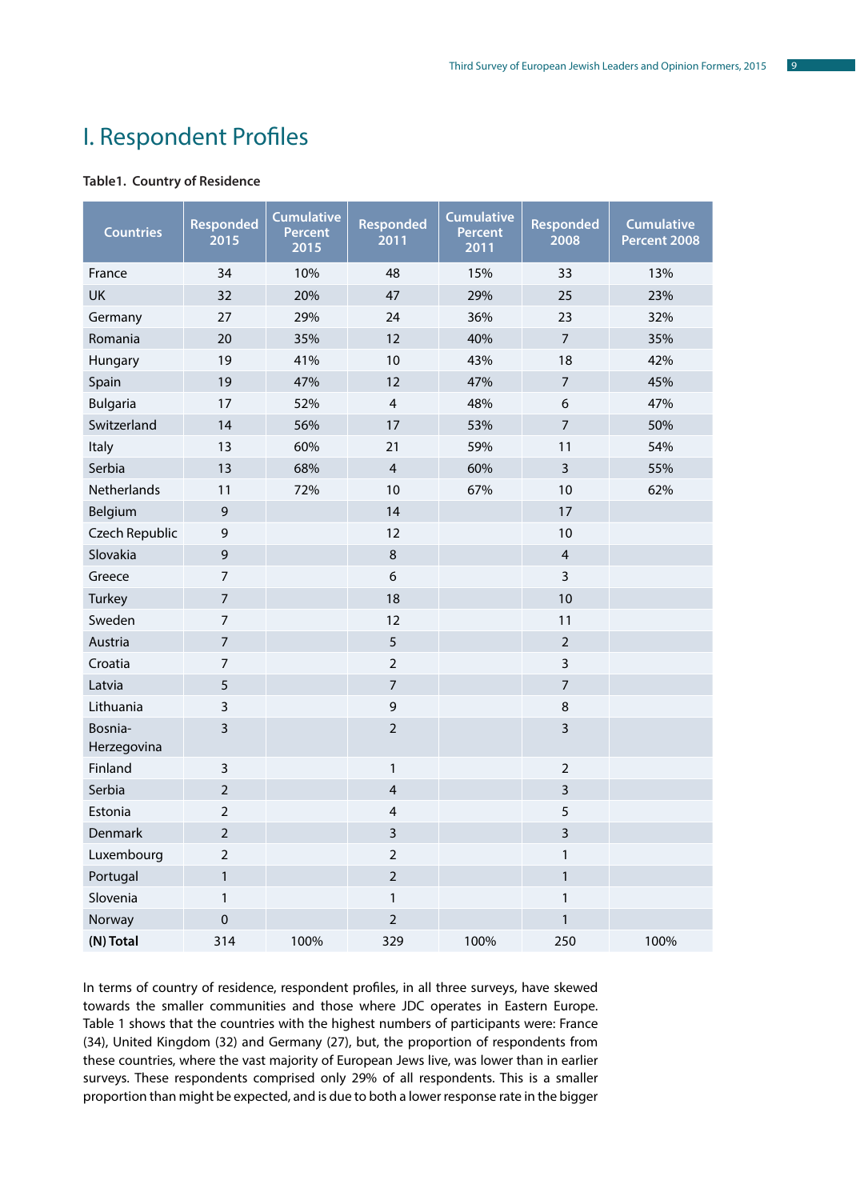# I. Respondent Profiles

**Table1. Country of Residence**

| Countries | Responded 2015 | Cumulative Percent 2015 | Responded 2011 | Cumulative Percent 2011 | Responded 2008 | Cumulative Percent 2008 |
|---|---|---|---|---|---|---|
| France | 34 | 10% | 48 | 15% | 33 | 13% |
| UK | 32 | 20% | 47 | 29% | 25 | 23% |
| Germany | 27 | 29% | 24 | 36% | 23 | 32% |
| Romania | 20 | 35% | 12 | 40% | 7 | 35% |
| Hungary | 19 | 41% | 10 | 43% | 18 | 42% |
| Spain | 19 | 47% | 12 | 47% | 7 | 45% |
| Bulgaria | 17 | 52% | 4 | 48% | 6 | 47% |
| Switzerland | 14 | 56% | 17 | 53% | 7 | 50% |
| Italy | 13 | 60% | 21 | 59% | 11 | 54% |
| Serbia | 13 | 68% | 4 | 60% | 3 | 55% |
| Netherlands | 11 | 72% | 10 | 67% | 10 | 62% |
| Belgium | 9 | | 14 | | 17 | |
| Czech Republic | 9 | | 12 | | 10 | |
| Slovakia | 9 | | 8 | | 4 | |
| Greece | 7 | | 6 | | 3 | |
| Turkey | 7 | | 18 | | 10 | |
| Sweden | 7 | | 12 | | 11 | |
| Austria | 7 | | 5 | | 2 | |
| Croatia | 7 | | 2 | | 3 | |
| Latvia | 5 | | 7 | | 7 | |
| Lithuania | 3 | | 9 | | 8 | |
| Bosnia-Herzegovina | 3 | | 2 | | 3 | |
| Finland | 3 | | 1 | | 2 | |
| Serbia | 2 | | 4 | | 3 | |
| Estonia | 2 | | 4 | | 5 | |
| Denmark | 2 | | 3 | | 3 | |
| Luxembourg | 2 | | 2 | | 1 | |
| Portugal | 1 | | 2 | | 1 | |
| Slovenia | 1 | | 1 | | 1 | |
| Norway | 0 | | 2 | | 1 | |
| **(N) Total** | 314 | 100% | 329 | 100% | 250 | 100% |

In terms of country of residence, respondent profiles, in all three surveys, have skewed towards the smaller communities and those where JDC operates in Eastern Europe. Table 1 shows that the countries with the highest numbers of participants were: France (34), United Kingdom (32) and Germany (27), but, the proportion of respondents from these countries, where the vast majority of European Jews live, was lower than in earlier surveys. These respondents comprised only 29% of all respondents. This is a smaller proportion than might be expected, and is due to both a lower response rate in the bigger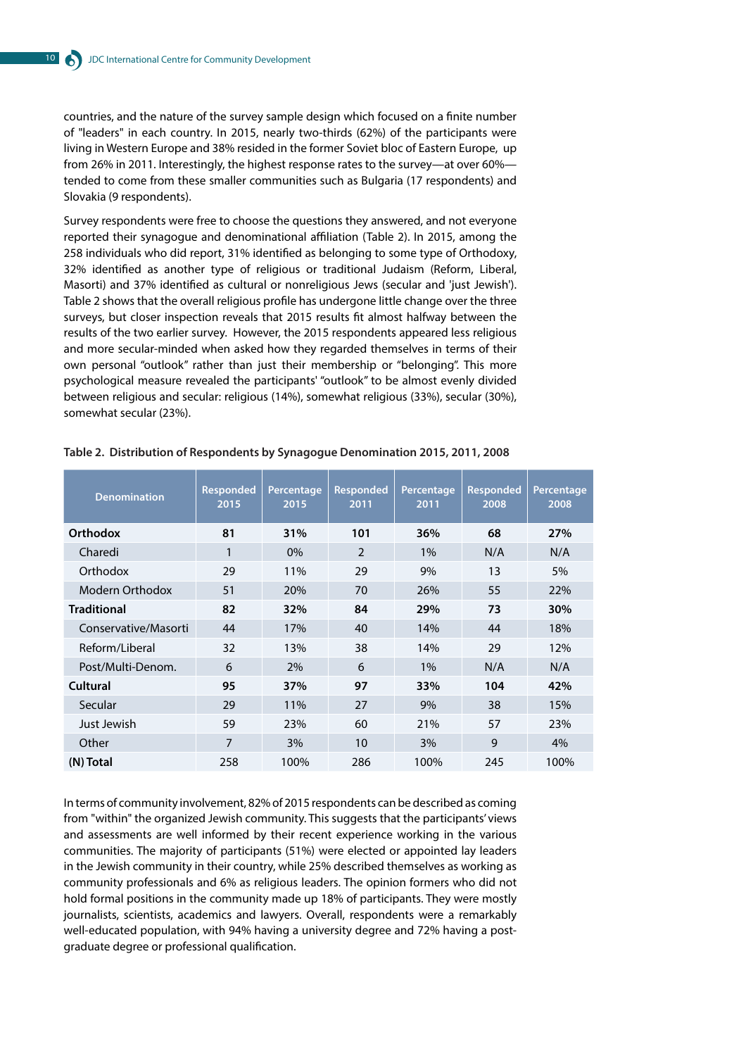countries, and the nature of the survey sample design which focused on a finite number of "leaders" in each country. In 2015, nearly two-thirds (62%) of the participants were living in Western Europe and 38% resided in the former Soviet bloc of Eastern Europe, up from 26% in 2011. Interestingly, the highest response rates to the survey—at over 60%—tended to come from these smaller communities such as Bulgaria (17 respondents) and Slovakia (9 respondents).

Survey respondents were free to choose the questions they answered, and not everyone reported their synagogue and denominational affiliation (Table 2). In 2015, among the 258 individuals who did report, 31% identified as belonging to some type of Orthodoxy, 32% identified as another type of religious or traditional Judaism (Reform, Liberal, Masorti) and 37% identified as cultural or nonreligious Jews (secular and 'just Jewish'). Table 2 shows that the overall religious profile has undergone little change over the three surveys, but closer inspection reveals that 2015 results fit almost halfway between the results of the two earlier survey. However, the 2015 respondents appeared less religious and more secular-minded when asked how they regarded themselves in terms of their own personal "outlook" rather than just their membership or "belonging". This more psychological measure revealed the participants' "outlook" to be almost evenly divided between religious and secular: religious (14%), somewhat religious (33%), secular (30%), somewhat secular (23%).

**Table 2. Distribution of Respondents by Synagogue Denomination 2015, 2011, 2008**

| Denomination | Responded 2015 | Percentage 2015 | Responded 2011 | Percentage 2011 | Responded 2008 | Percentage 2008 |
|---|---|---|---|---|---|---|
| **Orthodox** | **81** | **31%** | **101** | **36%** | **68** | **27%** |
| Charedi | 1 | 0% | 2 | 1% | N/A | N/A |
| Orthodox | 29 | 11% | 29 | 9% | 13 | 5% |
| Modern Orthodox | 51 | 20% | 70 | 26% | 55 | 22% |
| **Traditional** | **82** | **32%** | **84** | **29%** | **73** | **30%** |
| Conservative/Masorti | 44 | 17% | 40 | 14% | 44 | 18% |
| Reform/Liberal | 32 | 13% | 38 | 14% | 29 | 12% |
| Post/Multi-Denom. | 6 | 2% | 6 | 1% | N/A | N/A |
| **Cultural** | **95** | **37%** | **97** | **33%** | **104** | **42%** |
| Secular | 29 | 11% | 27 | 9% | 38 | 15% |
| Just Jewish | 59 | 23% | 60 | 21% | 57 | 23% |
| Other | 7 | 3% | 10 | 3% | 9 | 4% |
| **(N) Total** | 258 | 100% | 286 | 100% | 245 | 100% |

In terms of community involvement, 82% of 2015 respondents can be described as coming from "within" the organized Jewish community. This suggests that the participants' views and assessments are well informed by their recent experience working in the various communities. The majority of participants (51%) were elected or appointed lay leaders in the Jewish community in their country, while 25% described themselves as working as community professionals and 6% as religious leaders. The opinion formers who did not hold formal positions in the community made up 18% of participants. They were mostly journalists, scientists, academics and lawyers. Overall, respondents were a remarkably well-educated population, with 94% having a university degree and 72% having a post-graduate degree or professional qualification.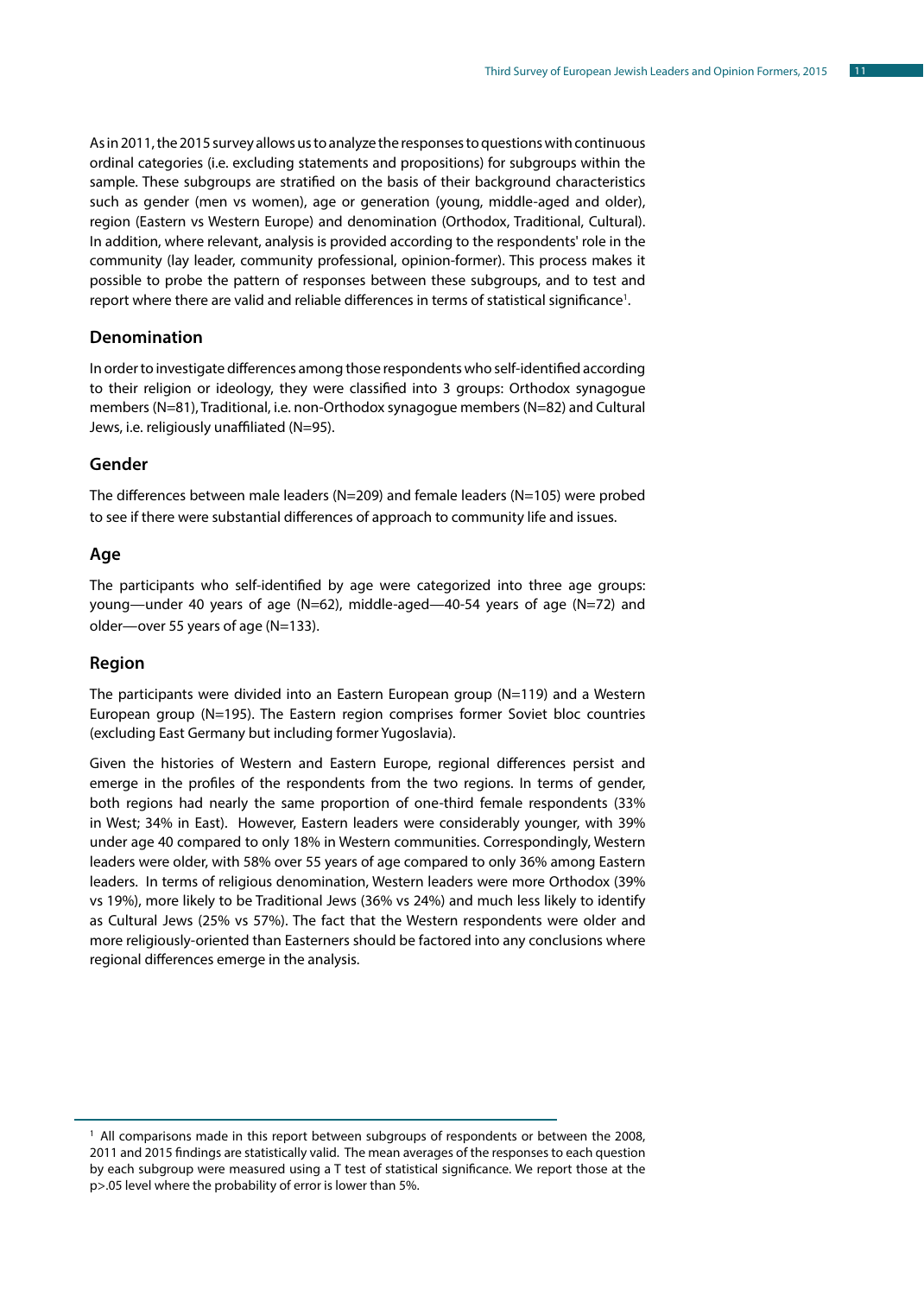As in 2011, the 2015 survey allows us to analyze the responses to questions with continuous ordinal categories (i.e. excluding statements and propositions) for subgroups within the sample. These subgroups are stratified on the basis of their background characteristics such as gender (men vs women), age or generation (young, middle-aged and older), region (Eastern vs Western Europe) and denomination (Orthodox, Traditional, Cultural). In addition, where relevant, analysis is provided according to the respondents' role in the community (lay leader, community professional, opinion-former). This process makes it possible to probe the pattern of responses between these subgroups, and to test and report where there are valid and reliable differences in terms of statistical significance[1].

### Denomination

In order to investigate differences among those respondents who self-identified according to their religion or ideology, they were classified into 3 groups: Orthodox synagogue members (N=81), Traditional, i.e. non-Orthodox synagogue members (N=82) and Cultural Jews, i.e. religiously unaffiliated (N=95).

### Gender

The differences between male leaders (N=209) and female leaders (N=105) were probed to see if there were substantial differences of approach to community life and issues.

### Age

The participants who self-identified by age were categorized into three age groups: young—under 40 years of age (N=62), middle-aged—40-54 years of age (N=72) and older—over 55 years of age (N=133).

### Region

The participants were divided into an Eastern European group (N=119) and a Western European group (N=195). The Eastern region comprises former Soviet bloc countries (excluding East Germany but including former Yugoslavia).

Given the histories of Western and Eastern Europe, regional differences persist and emerge in the profiles of the respondents from the two regions. In terms of gender, both regions had nearly the same proportion of one-third female respondents (33% in West; 34% in East). However, Eastern leaders were considerably younger, with 39% under age 40 compared to only 18% in Western communities. Correspondingly, Western leaders were older, with 58% over 55 years of age compared to only 36% among Eastern leaders. In terms of religious denomination, Western leaders were more Orthodox (39% vs 19%), more likely to be Traditional Jews (36% vs 24%) and much less likely to identify as Cultural Jews (25% vs 57%). The fact that the Western respondents were older and more religiously-oriented than Easterners should be factored into any conclusions where regional differences emerge in the analysis.

---

[1] All comparisons made in this report between subgroups of respondents or between the 2008, 2011 and 2015 findings are statistically valid. The mean averages of the responses to each question by each subgroup were measured using a T test of statistical significance. We report those at the $p>.05$ level where the probability of error is lower than 5%.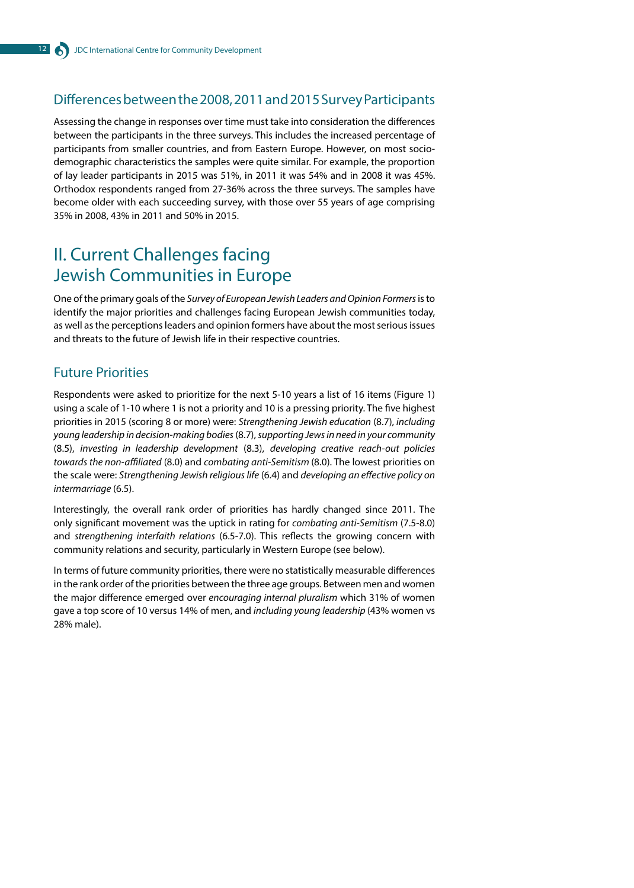### Differences between the 2008, 2011 and 2015 Survey Participants

Assessing the change in responses over time must take into consideration the differences between the participants in the three surveys. This includes the increased percentage of participants from smaller countries, and from Eastern Europe. However, on most socio-demographic characteristics the samples were quite similar. For example, the proportion of lay leader participants in 2015 was 51%, in 2011 it was 54% and in 2008 it was 45%. Orthodox respondents ranged from 27-36% across the three surveys. The samples have become older with each succeeding survey, with those over 55 years of age comprising 35% in 2008, 43% in 2011 and 50% in 2015.

## II. Current Challenges facing Jewish Communities in Europe

One of the primary goals of the *Survey of European Jewish Leaders and Opinion Formers* is to identify the major priorities and challenges facing European Jewish communities today, as well as the perceptions leaders and opinion formers have about the most serious issues and threats to the future of Jewish life in their respective countries.

### Future Priorities

Respondents were asked to prioritize for the next 5-10 years a list of 16 items (Figure 1) using a scale of 1-10 where 1 is not a priority and 10 is a pressing priority. The five highest priorities in 2015 (scoring 8 or more) were: *Strengthening Jewish education* (8.7), *including young leadership in decision-making bodies* (8.7), *supporting Jews in need in your community* (8.5), *investing in leadership development* (8.3), *developing creative reach-out policies towards the non-affiliated* (8.0) and *combating anti-Semitism* (8.0). The lowest priorities on the scale were: *Strengthening Jewish religious life* (6.4) and *developing an effective policy on intermarriage* (6.5).

Interestingly, the overall rank order of priorities has hardly changed since 2011. The only significant movement was the uptick in rating for *combating anti-Semitism* (7.5-8.0) and *strengthening interfaith relations* (6.5-7.0). This reflects the growing concern with community relations and security, particularly in Western Europe (see below).

In terms of future community priorities, there were no statistically measurable differences in the rank order of the priorities between the three age groups. Between men and women the major difference emerged over *encouraging internal pluralism* which 31% of women gave a top score of 10 versus 14% of men, and *including young leadership* (43% women vs 28% male).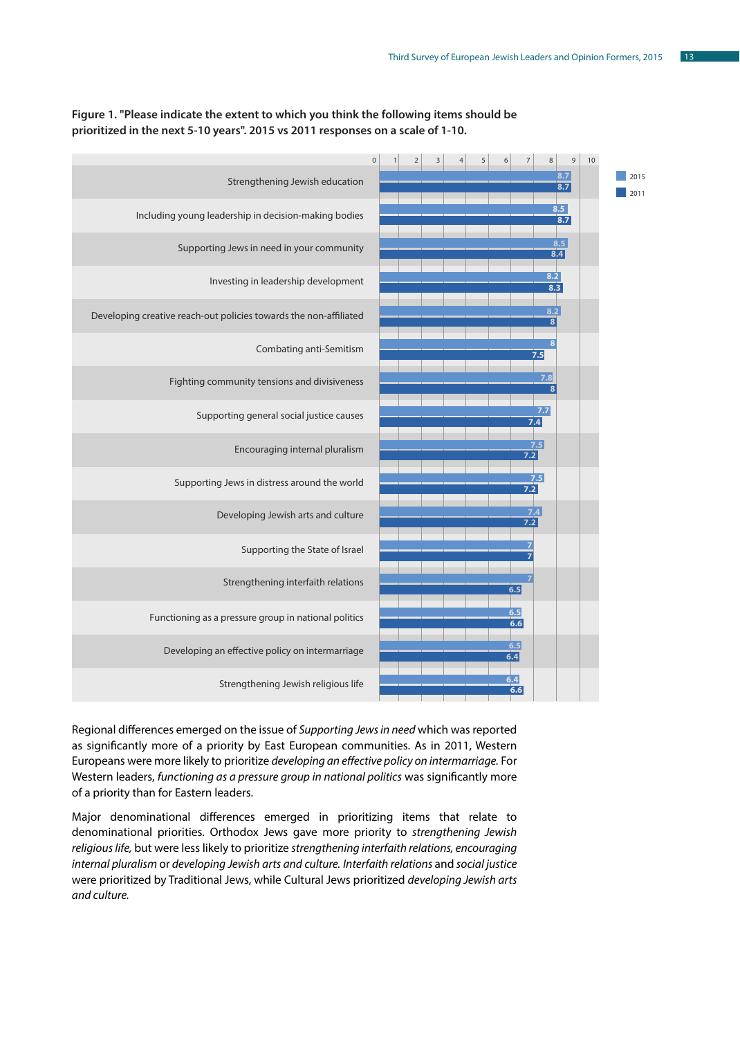**Figure 1. "Please indicate the extent to which you think the following items should be prioritized in the next 5-10 years". 2015 vs 2011 responses on a scale of 1-10.**

| Item | 2015 | 2011 |
|---|---|---|
| Strengthening Jewish education | 8.7 | 8.7 |
| Including young leadership in decision-making bodies | 8.5 | 8.7 |
| Supporting Jews in need in your community | 8.5 | 8.4 |
| Investing in leadership development | 8.2 | 8.3 |
| Developing creative reach-out policies towards the non-affiliated | 8.2 | 8 |
| Combating anti-Semitism | 8 | 7.5 |
| Fighting community tensions and divisiveness | 7.8 | 8 |
| Supporting general social justice causes | 7.7 | 7.4 |
| Encouraging internal pluralism | 7.5 | 7.2 |
| Supporting Jews in distress around the world | 7.5 | 7.2 |
| Developing Jewish arts and culture | 7.4 | 7.2 |
| Supporting the State of Israel | 7 | 7 |
| Strengthening interfaith relations | 7 | 6.5 |
| Functioning as a pressure group in national politics | 6.5 | 6.6 |
| Developing an effective policy on intermarriage | 6.5 | 6.4 |
| Strengthening Jewish religious life | 6.4 | 6.6 |

Regional differences emerged on the issue of *Supporting Jews in need* which was reported as significantly more of a priority by East European communities. As in 2011, Western Europeans were more likely to prioritize *developing an effective policy on intermarriage.* For Western leaders, *functioning as a pressure group in national politics* was significantly more of a priority than for Eastern leaders.

Major denominational differences emerged in prioritizing items that relate to denominational priorities. Orthodox Jews gave more priority to *strengthening Jewish religious life,* but were less likely to prioritize *strengthening interfaith relations, encouraging internal pluralism* or *developing Jewish arts and culture. Interfaith relations* and *social justice* were prioritized by Traditional Jews, while Cultural Jews prioritized *developing Jewish arts and culture.*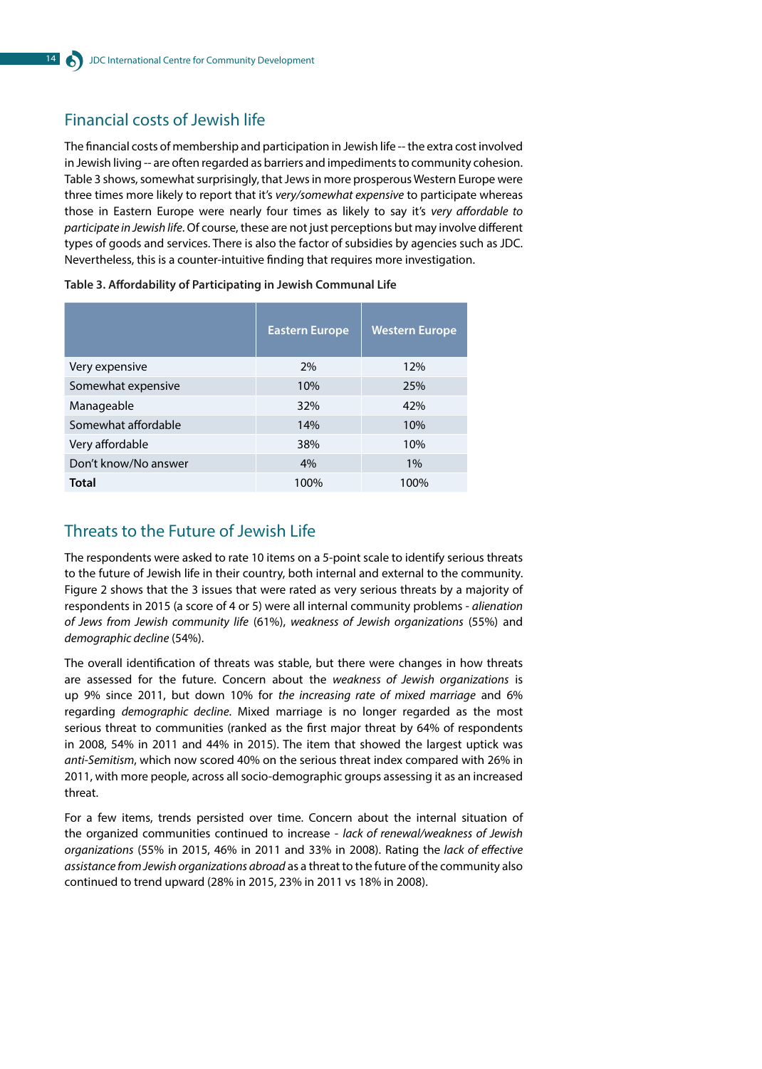## Financial costs of Jewish life

The financial costs of membership and participation in Jewish life -- the extra cost involved in Jewish living -- are often regarded as barriers and impediments to community cohesion. Table 3 shows, somewhat surprisingly, that Jews in more prosperous Western Europe were three times more likely to report that it's *very/somewhat expensive* to participate whereas those in Eastern Europe were nearly four times as likely to say it's *very affordable to participate in Jewish life*. Of course, these are not just perceptions but may involve different types of goods and services. There is also the factor of subsidies by agencies such as JDC. Nevertheless, this is a counter-intuitive finding that requires more investigation.

**Table 3. Affordability of Participating in Jewish Communal Life**

| | Eastern Europe | Western Europe |
|---|---|---|
| Very expensive | 2% | 12% |
| Somewhat expensive | 10% | 25% |
| Manageable | 32% | 42% |
| Somewhat affordable | 14% | 10% |
| Very affordable | 38% | 10% |
| Don't know/No answer | 4% | 1% |
| **Total** | 100% | 100% |

## Threats to the Future of Jewish Life

The respondents were asked to rate 10 items on a 5-point scale to identify serious threats to the future of Jewish life in their country, both internal and external to the community. Figure 2 shows that the 3 issues that were rated as very serious threats by a majority of respondents in 2015 (a score of 4 or 5) were all internal community problems - *alienation of Jews from Jewish community life* (61%), *weakness of Jewish organizations* (55%) and *demographic decline* (54%).

The overall identification of threats was stable, but there were changes in how threats are assessed for the future. Concern about the *weakness of Jewish organizations* is up 9% since 2011, but down 10% for *the increasing rate of mixed marriage* and 6% regarding *demographic decline*. Mixed marriage is no longer regarded as the most serious threat to communities (ranked as the first major threat by 64% of respondents in 2008, 54% in 2011 and 44% in 2015). The item that showed the largest uptick was *anti-Semitism*, which now scored 40% on the serious threat index compared with 26% in 2011, with more people, across all socio-demographic groups assessing it as an increased threat.

For a few items, trends persisted over time. Concern about the internal situation of the organized communities continued to increase - *lack of renewal/weakness of Jewish organizations* (55% in 2015, 46% in 2011 and 33% in 2008). Rating the *lack of effective assistance from Jewish organizations abroad* as a threat to the future of the community also continued to trend upward (28% in 2015, 23% in 2011 vs 18% in 2008).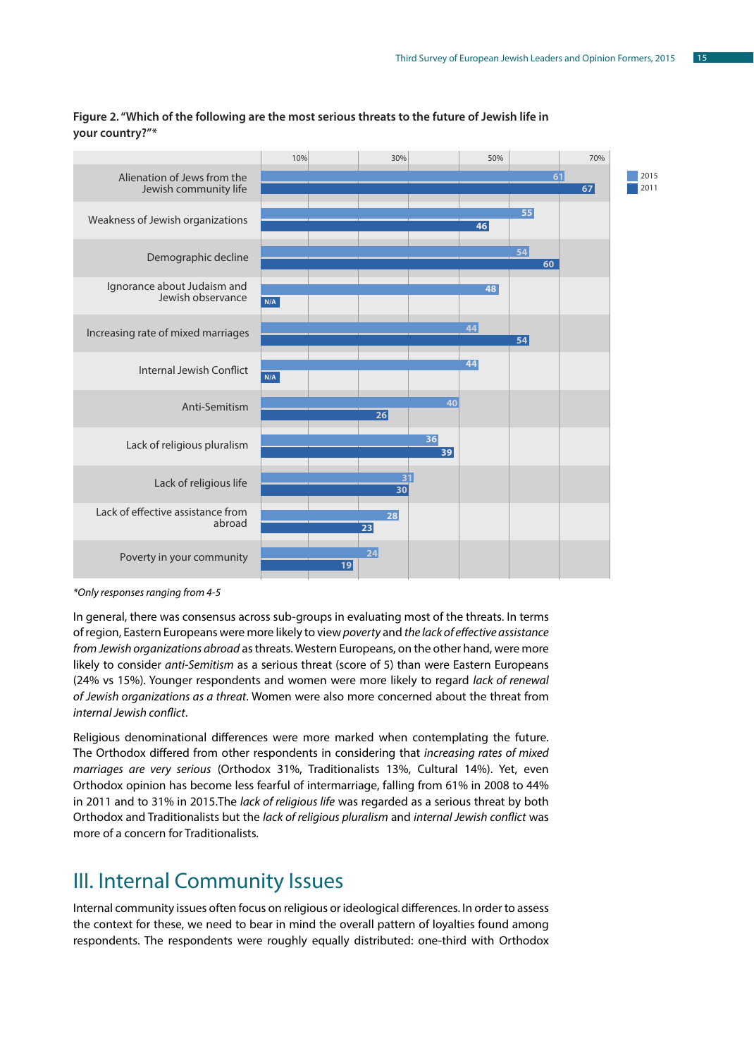**Figure 2. "Which of the following are the most serious threats to the future of Jewish life in your country?"\***

| Threat | 2015 | 2011 |
|---|---|---|
| Alienation of Jews from the Jewish community life | 61 | 67 |
| Weakness of Jewish organizations | 55 | 46 |
| Demographic decline | 54 | 60 |
| Ignorance about Judaism and Jewish observance | 48 | N/A |
| Increasing rate of mixed marriages | 44 | 54 |
| Internal Jewish Conflict | 44 | N/A |
| Anti-Semitism | 40 | 26 |
| Lack of religious pluralism | 36 | 39 |
| Lack of religious life | 31 | 30 |
| Lack of effective assistance from abroad | 28 | 23 |
| Poverty in your community | 24 | 19 |

*\*Only responses ranging from 4-5*

In general, there was consensus across sub-groups in evaluating most of the threats. In terms of region, Eastern Europeans were more likely to view *poverty* and *the lack of effective assistance from Jewish organizations abroad* as threats. Western Europeans, on the other hand, were more likely to consider *anti-Semitism* as a serious threat (score of 5) than were Eastern Europeans (24% vs 15%). Younger respondents and women were more likely to regard *lack of renewal of Jewish organizations as a threat*. Women were also more concerned about the threat from *internal Jewish conflict*.

Religious denominational differences were more marked when contemplating the future. The Orthodox differed from other respondents in considering that *increasing rates of mixed marriages are very serious* (Orthodox 31%, Traditionalists 13%, Cultural 14%). Yet, even Orthodox opinion has become less fearful of intermarriage, falling from 61% in 2008 to 44% in 2011 and to 31% in 2015.The *lack of religious life* was regarded as a serious threat by both Orthodox and Traditionalists but the *lack of religious pluralism* and *internal Jewish conflict* was more of a concern for Traditionalists.

# III. Internal Community Issues

Internal community issues often focus on religious or ideological differences. In order to assess the context for these, we need to bear in mind the overall pattern of loyalties found among respondents. The respondents were roughly equally distributed: one-third with Orthodox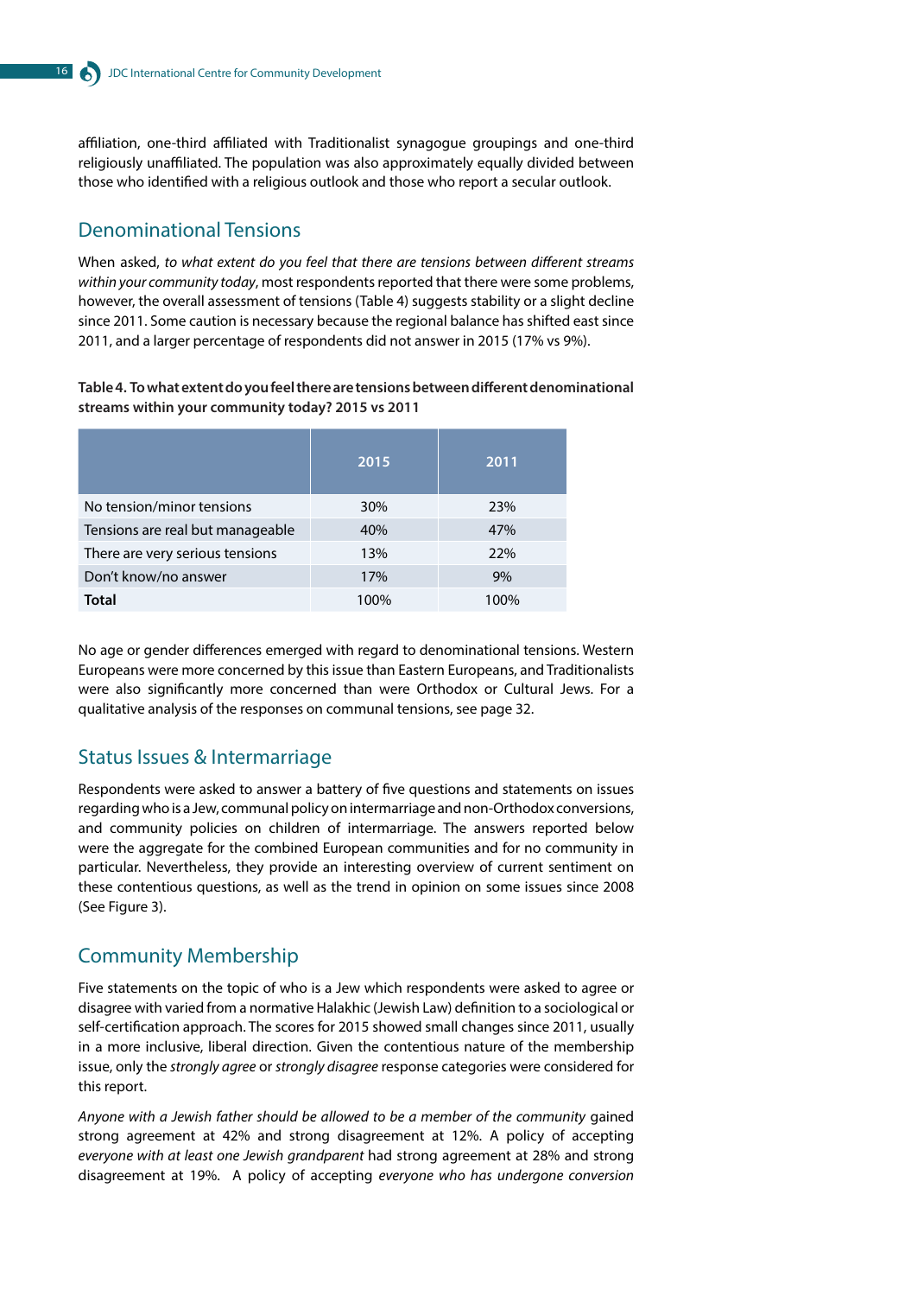affiliation, one-third affiliated with Traditionalist synagogue groupings and one-third religiously unaffiliated. The population was also approximately equally divided between those who identified with a religious outlook and those who report a secular outlook.

## Denominational Tensions

When asked, *to what extent do you feel that there are tensions between different streams within your community today*, most respondents reported that there were some problems, however, the overall assessment of tensions (Table 4) suggests stability or a slight decline since 2011. Some caution is necessary because the regional balance has shifted east since 2011, and a larger percentage of respondents did not answer in 2015 (17% vs 9%).

**Table 4. To what extent do you feel there are tensions between different denominational streams within your community today? 2015 vs 2011**

| | 2015 | 2011 |
|---|---|---|
| No tension/minor tensions | 30% | 23% |
| Tensions are real but manageable | 40% | 47% |
| There are very serious tensions | 13% | 22% |
| Don't know/no answer | 17% | 9% |
| **Total** | 100% | 100% |

No age or gender differences emerged with regard to denominational tensions. Western Europeans were more concerned by this issue than Eastern Europeans, and Traditionalists were also significantly more concerned than were Orthodox or Cultural Jews. For a qualitative analysis of the responses on communal tensions, see page 32.

## Status Issues & Intermarriage

Respondents were asked to answer a battery of five questions and statements on issues regarding who is a Jew, communal policy on intermarriage and non-Orthodox conversions, and community policies on children of intermarriage. The answers reported below were the aggregate for the combined European communities and for no community in particular. Nevertheless, they provide an interesting overview of current sentiment on these contentious questions, as well as the trend in opinion on some issues since 2008 (See Figure 3).

## Community Membership

Five statements on the topic of who is a Jew which respondents were asked to agree or disagree with varied from a normative Halakhic (Jewish Law) definition to a sociological or self-certification approach. The scores for 2015 showed small changes since 2011, usually in a more inclusive, liberal direction. Given the contentious nature of the membership issue, only the *strongly agree* or *strongly disagree* response categories were considered for this report.

*Anyone with a Jewish father should be allowed to be a member of the community* gained strong agreement at 42% and strong disagreement at 12%. A policy of accepting *everyone with at least one Jewish grandparent* had strong agreement at 28% and strong disagreement at 19%. A policy of accepting *everyone who has undergone conversion*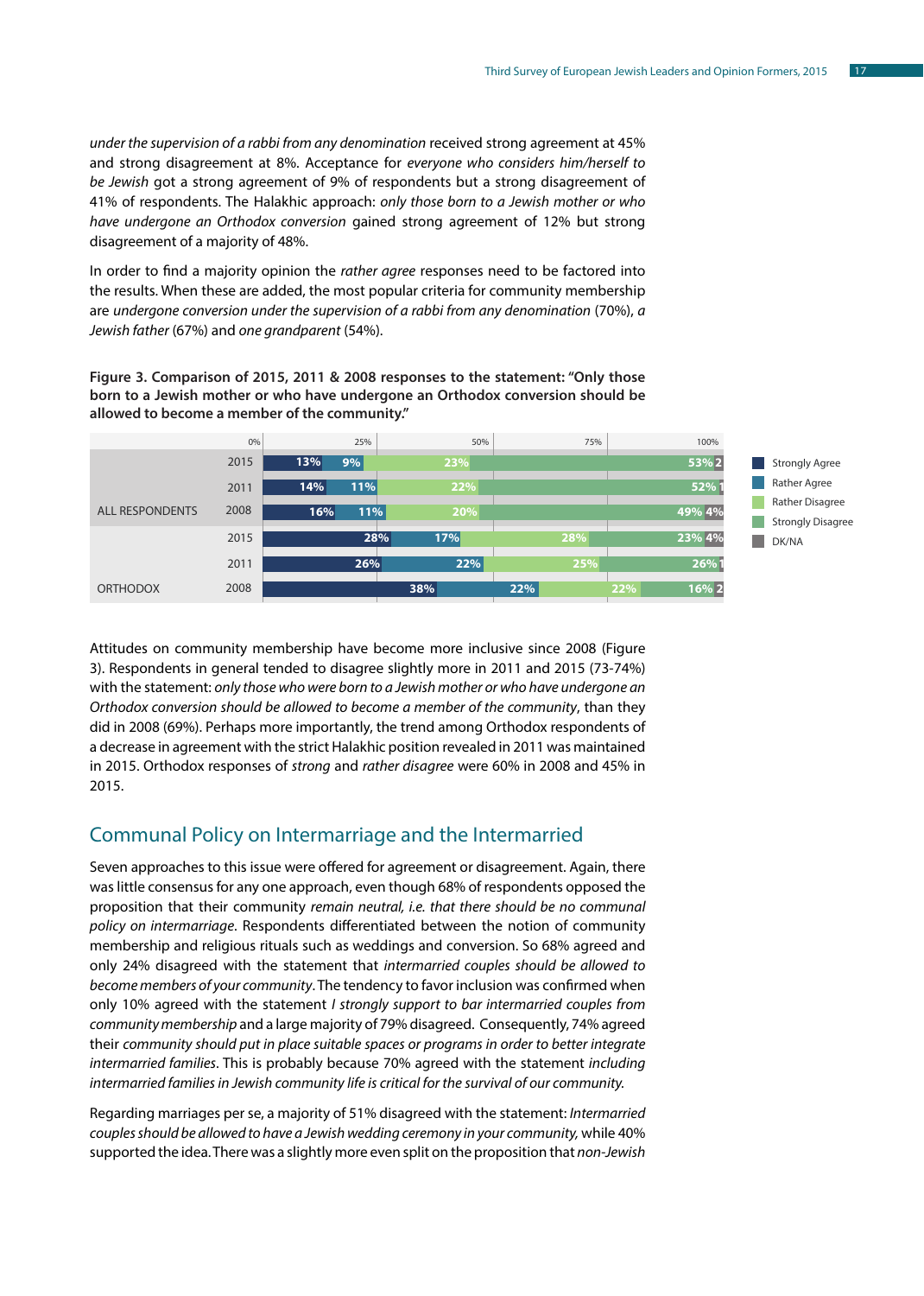*under the supervision of a rabbi from any denomination* received strong agreement at 45% and strong disagreement at 8%. Acceptance for *everyone who considers him/herself to be Jewish* got a strong agreement of 9% of respondents but a strong disagreement of 41% of respondents. The Halakhic approach: *only those born to a Jewish mother or who have undergone an Orthodox conversion* gained strong agreement of 12% but strong disagreement of a majority of 48%.

In order to find a majority opinion the *rather agree* responses need to be factored into the results. When these are added, the most popular criteria for community membership are *undergone conversion under the supervision of a rabbi from any denomination* (70%), *a Jewish father* (67%) and *one grandparent* (54%).

**Figure 3. Comparison of 2015, 2011 & 2008 responses to the statement: "Only those born to a Jewish mother or who have undergone an Orthodox conversion should be allowed to become a member of the community."**

| | Year | Strongly Agree | Rather Agree | Rather Disagree | Strongly Disagree | DK/NA |
|---|---|---|---|---|---|---|
| ALL RESPONDENTS | 2015 | 13% | 9% | 23% | 53% | 2 |
| | 2011 | 14% | 11% | 22% | 52% | 1 |
| | 2008 | 16% | 11% | 20% | 49% | 4% |
| ORTHODOX | 2015 | 28% | 17% | 28% | 23% | 4% |
| | 2011 | 26% | 22% | 25% | 26% | 1 |
| | 2008 | 38% | 22% | 22% | 16% | 2 |

Attitudes on community membership have become more inclusive since 2008 (Figure 3). Respondents in general tended to disagree slightly more in 2011 and 2015 (73-74%) with the statement: *only those who were born to a Jewish mother or who have undergone an Orthodox conversion should be allowed to become a member of the community*, than they did in 2008 (69%). Perhaps more importantly, the trend among Orthodox respondents of a decrease in agreement with the strict Halakhic position revealed in 2011 was maintained in 2015. Orthodox responses of *strong* and *rather disagree* were 60% in 2008 and 45% in 2015.

## Communal Policy on Intermarriage and the Intermarried

Seven approaches to this issue were offered for agreement or disagreement. Again, there was little consensus for any one approach, even though 68% of respondents opposed the proposition that their community *remain neutral, i.e. that there should be no communal policy on intermarriage*. Respondents differentiated between the notion of community membership and religious rituals such as weddings and conversion. So 68% agreed and only 24% disagreed with the statement that *intermarried couples should be allowed to become members of your community*. The tendency to favor inclusion was confirmed when only 10% agreed with the statement *I strongly support to bar intermarried couples from community membership* and a large majority of 79% disagreed. Consequently, 74% agreed their *community should put in place suitable spaces or programs in order to better integrate intermarried families*. This is probably because 70% agreed with the statement *including intermarried families in Jewish community life is critical for the survival of our community.*

Regarding marriages per se, a majority of 51% disagreed with the statement: *Intermarried couples should be allowed to have a Jewish wedding ceremony in your community,* while 40% supported the idea. There was a slightly more even split on the proposition that *non-Jewish*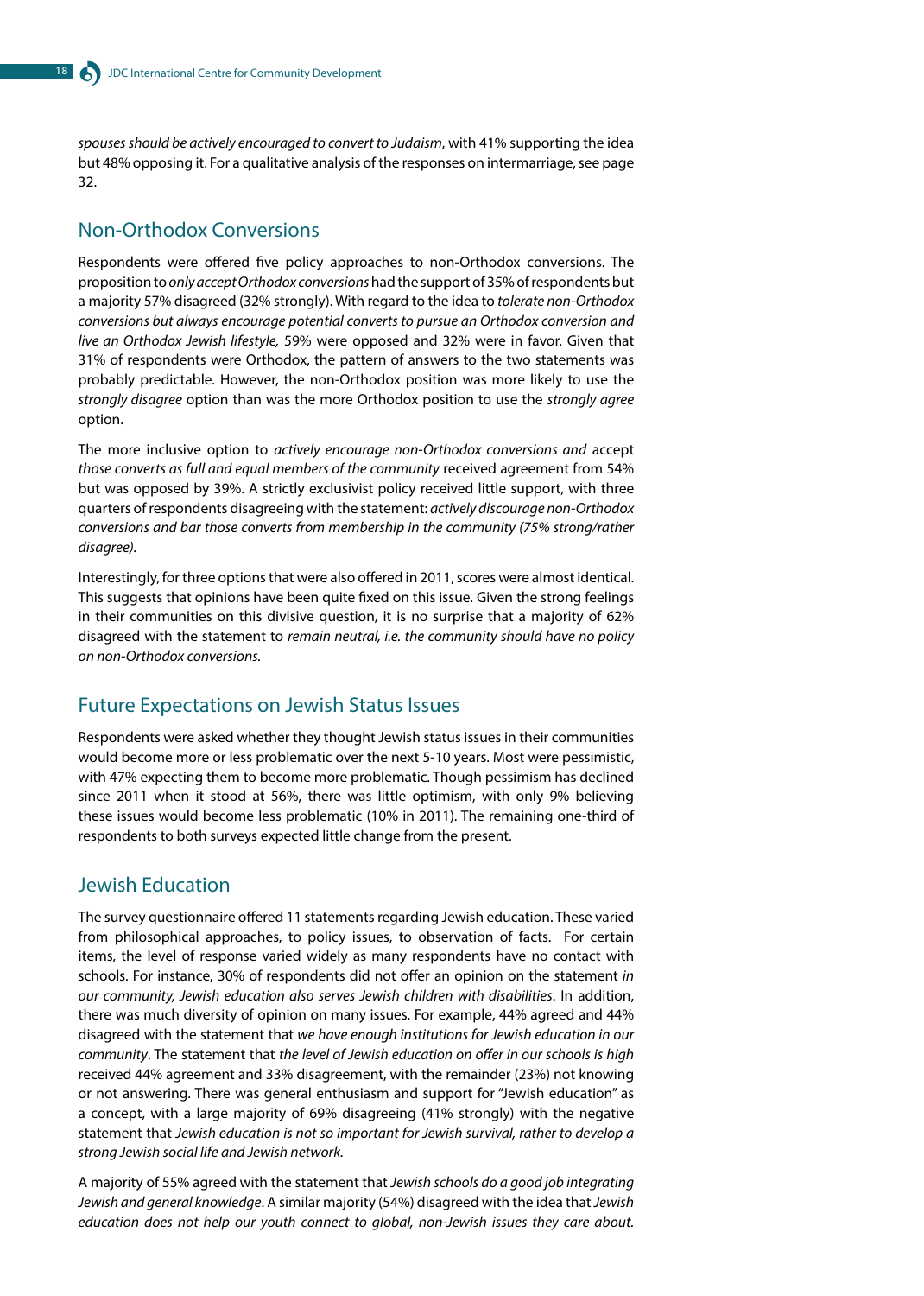*spouses should be actively encouraged to convert to Judaism*, with 41% supporting the idea but 48% opposing it. For a qualitative analysis of the responses on intermarriage, see page 32.

## Non-Orthodox Conversions

Respondents were offered five policy approaches to non-Orthodox conversions. The proposition to *only accept Orthodox conversions* had the support of 35% of respondents but a majority 57% disagreed (32% strongly). With regard to the idea to *tolerate non-Orthodox conversions but always encourage potential converts to pursue an Orthodox conversion and live an Orthodox Jewish lifestyle,* 59% were opposed and 32% were in favor. Given that 31% of respondents were Orthodox, the pattern of answers to the two statements was probably predictable. However, the non-Orthodox position was more likely to use the *strongly disagree* option than was the more Orthodox position to use the *strongly agree* option.

The more inclusive option to *actively encourage non-Orthodox conversions and* accept *those converts as full and equal members of the community* received agreement from 54% but was opposed by 39%. A strictly exclusivist policy received little support, with three quarters of respondents disagreeing with the statement: *actively discourage non-Orthodox conversions and bar those converts from membership in the community (75% strong/rather disagree).*

Interestingly, for three options that were also offered in 2011, scores were almost identical. This suggests that opinions have been quite fixed on this issue. Given the strong feelings in their communities on this divisive question, it is no surprise that a majority of 62% disagreed with the statement to *remain neutral, i.e. the community should have no policy on non-Orthodox conversions.*

## Future Expectations on Jewish Status Issues

Respondents were asked whether they thought Jewish status issues in their communities would become more or less problematic over the next 5-10 years. Most were pessimistic, with 47% expecting them to become more problematic. Though pessimism has declined since 2011 when it stood at 56%, there was little optimism, with only 9% believing these issues would become less problematic (10% in 2011). The remaining one-third of respondents to both surveys expected little change from the present.

## Jewish Education

The survey questionnaire offered 11 statements regarding Jewish education. These varied from philosophical approaches, to policy issues, to observation of facts. For certain items, the level of response varied widely as many respondents have no contact with schools. For instance, 30% of respondents did not offer an opinion on the statement *in our community, Jewish education also serves Jewish children with disabilities*. In addition, there was much diversity of opinion on many issues. For example, 44% agreed and 44% disagreed with the statement that *we have enough institutions for Jewish education in our community*. The statement that *the level of Jewish education on offer in our schools is high* received 44% agreement and 33% disagreement, with the remainder (23%) not knowing or not answering. There was general enthusiasm and support for "Jewish education" as a concept, with a large majority of 69% disagreeing (41% strongly) with the negative statement that *Jewish education is not so important for Jewish survival, rather to develop a strong Jewish social life and Jewish network.*

A majority of 55% agreed with the statement that *Jewish schools do a good job integrating Jewish and general knowledge*. A similar majority (54%) disagreed with the idea that *Jewish education does not help our youth connect to global, non-Jewish issues they care about.*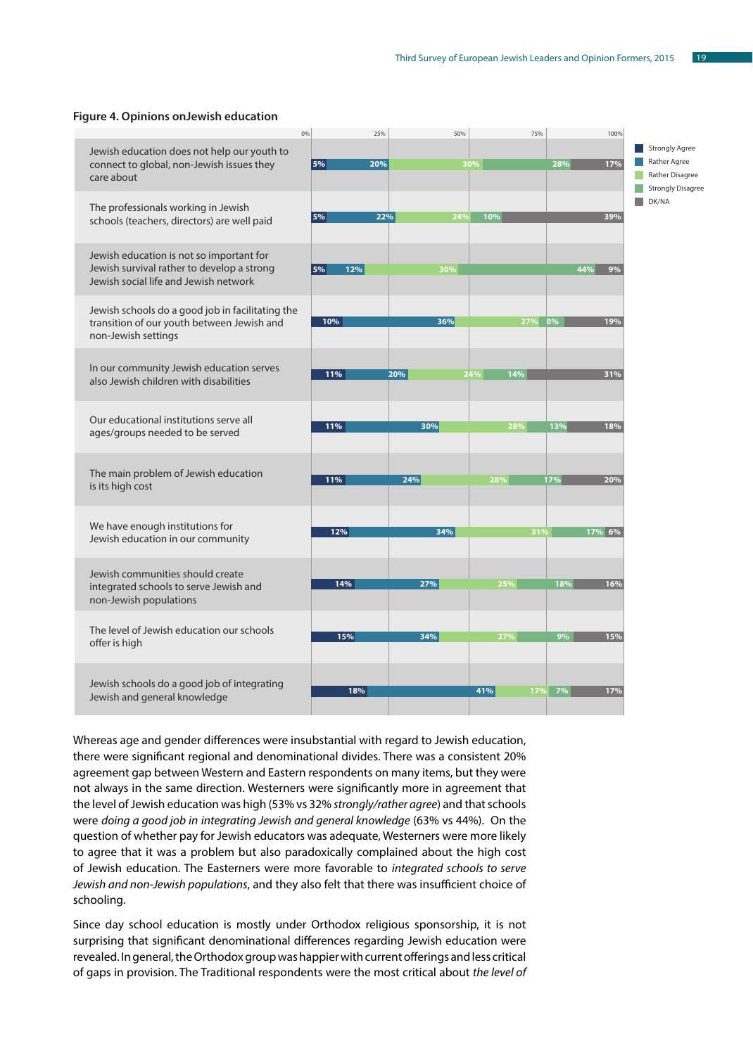**Figure 4. Opinions onJewish education**

| Statement | Strongly Agree | Rather Agree | Rather Disagree | Strongly Disagree | DK/NA |
|---|---|---|---|---|---|
| Jewish education does not help our youth to connect to global, non-Jewish issues they care about | 5% | 20% | 30% | 28% | 17% |
| The professionals working in Jewish schools (teachers, directors) are well paid | 5% | 22% | 24% | 10% | 39% |
| Jewish education is not so important for Jewish survival rather to develop a strong Jewish social life and Jewish network | 5% | 12% | 30% | 44% | 9% |
| Jewish schools do a good job in facilitating the transition of our youth between Jewish and non-Jewish settings | 10% | 36% | 27% | 8% | 19% |
| In our community Jewish education serves also Jewish children with disabilities | 11% | 20% | 24% | 14% | 31% |
| Our educational institutions serve all ages/groups needed to be served | 11% | 30% | 28% | 13% | 18% |
| The main problem of Jewish education is its high cost | 11% | 24% | 28% | 17% | 20% |
| We have enough institutions for Jewish education in our community | 12% | 34% | 31% | 17% | 6% |
| Jewish communities should create integrated schools to serve Jewish and non-Jewish populations | 14% | 27% | 25% | 18% | 16% |
| The level of Jewish education our schools offer is high | 15% | 34% | 27% | 9% | 15% |
| Jewish schools do a good job of integrating Jewish and general knowledge | 18% | 41% | 17% | 7% | 17% |

Whereas age and gender differences were insubstantial with regard to Jewish education, there were significant regional and denominational divides. There was a consistent 20% agreement gap between Western and Eastern respondents on many items, but they were not always in the same direction. Westerners were significantly more in agreement that the level of Jewish education was high (53% vs 32% *strongly/rather agree*) and that schools were *doing a good job in integrating Jewish and general knowledge* (63% vs 44%). On the question of whether pay for Jewish educators was adequate, Westerners were more likely to agree that it was a problem but also paradoxically complained about the high cost of Jewish education. The Easterners were more favorable to *integrated schools to serve Jewish and non-Jewish populations*, and they also felt that there was insufficient choice of schooling.

Since day school education is mostly under Orthodox religious sponsorship, it is not surprising that significant denominational differences regarding Jewish education were revealed. In general, the Orthodox group was happier with current offerings and less critical of gaps in provision. The Traditional respondents were the most critical about *the level of*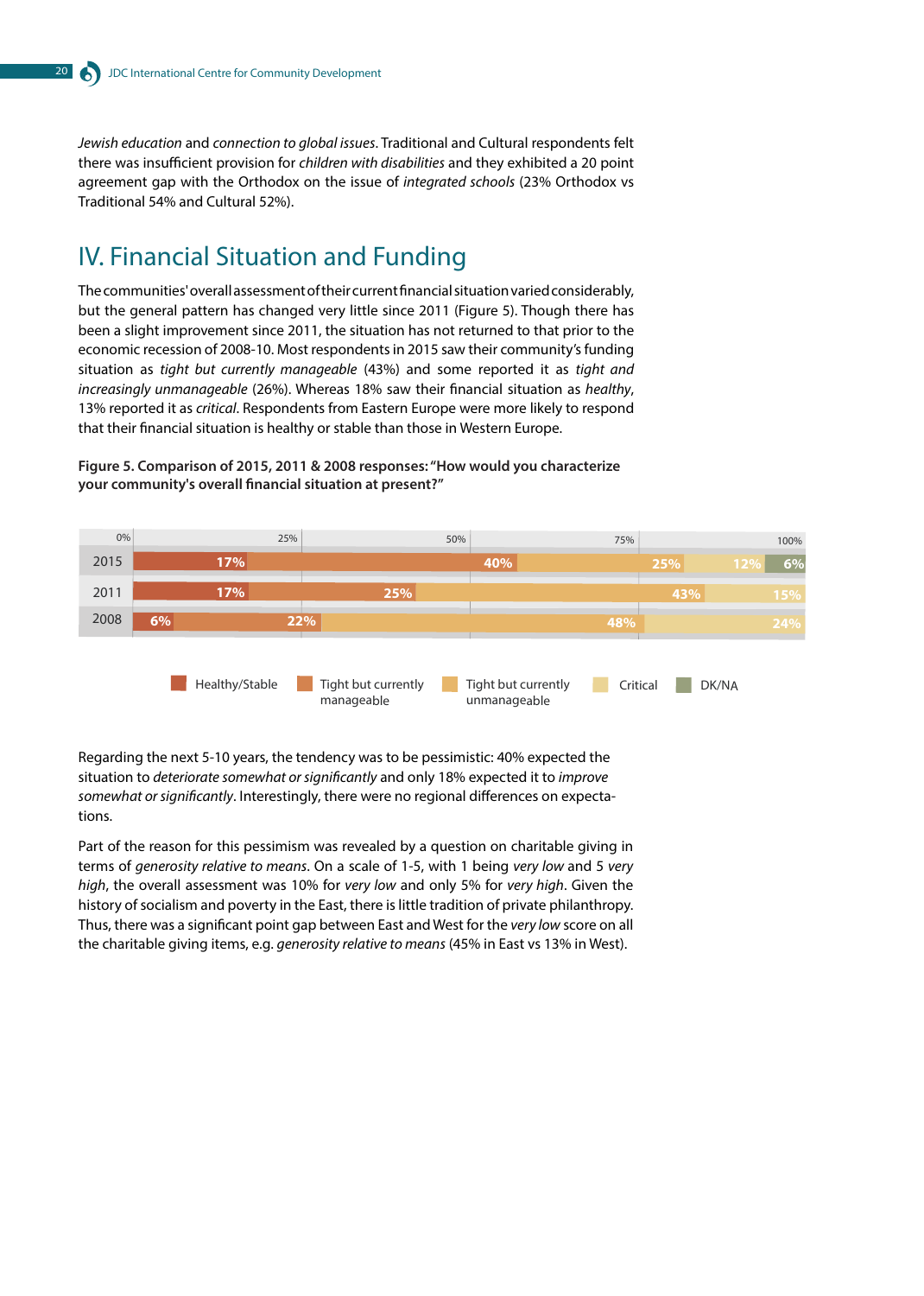*Jewish education* and *connection to global issues*. Traditional and Cultural respondents felt there was insufficient provision for *children with disabilities* and they exhibited a 20 point agreement gap with the Orthodox on the issue of *integrated schools* (23% Orthodox vs Traditional 54% and Cultural 52%).

## IV. Financial Situation and Funding

The communities' overall assessment of their current financial situation varied considerably, but the general pattern has changed very little since 2011 (Figure 5). Though there has been a slight improvement since 2011, the situation has not returned to that prior to the economic recession of 2008-10. Most respondents in 2015 saw their community's funding situation as *tight but currently manageable* (43%) and some reported it as *tight and increasingly unmanageable* (26%). Whereas 18% saw their financial situation as *healthy*, 13% reported it as *critical*. Respondents from Eastern Europe were more likely to respond that their financial situation is healthy or stable than those in Western Europe.

**Figure 5. Comparison of 2015, 2011 & 2008 responses: "How would you characterize your community's overall financial situation at present?"**

| Year | Healthy/Stable | Tight but currently manageable | Tight but currently unmanageable | Critical | DK/NA |
|---|---|---|---|---|---|
| 2015 | 17% | 40% | 25% | 12% | 6% |
| 2011 | 17% | 25% | 43% | 15% | |
| 2008 | 6% | 22% | 48% | 24% | |

Regarding the next 5-10 years, the tendency was to be pessimistic: 40% expected the situation to *deteriorate somewhat or significantly* and only 18% expected it to *improve somewhat or significantly*. Interestingly, there were no regional differences on expectations.

Part of the reason for this pessimism was revealed by a question on charitable giving in terms of *generosity relative to means*. On a scale of 1-5, with 1 being *very low* and 5 *very high*, the overall assessment was 10% for *very low* and only 5% for *very high*. Given the history of socialism and poverty in the East, there is little tradition of private philanthropy. Thus, there was a significant point gap between East and West for the *very low* score on all the charitable giving items, e.g. *generosity relative to means* (45% in East vs 13% in West).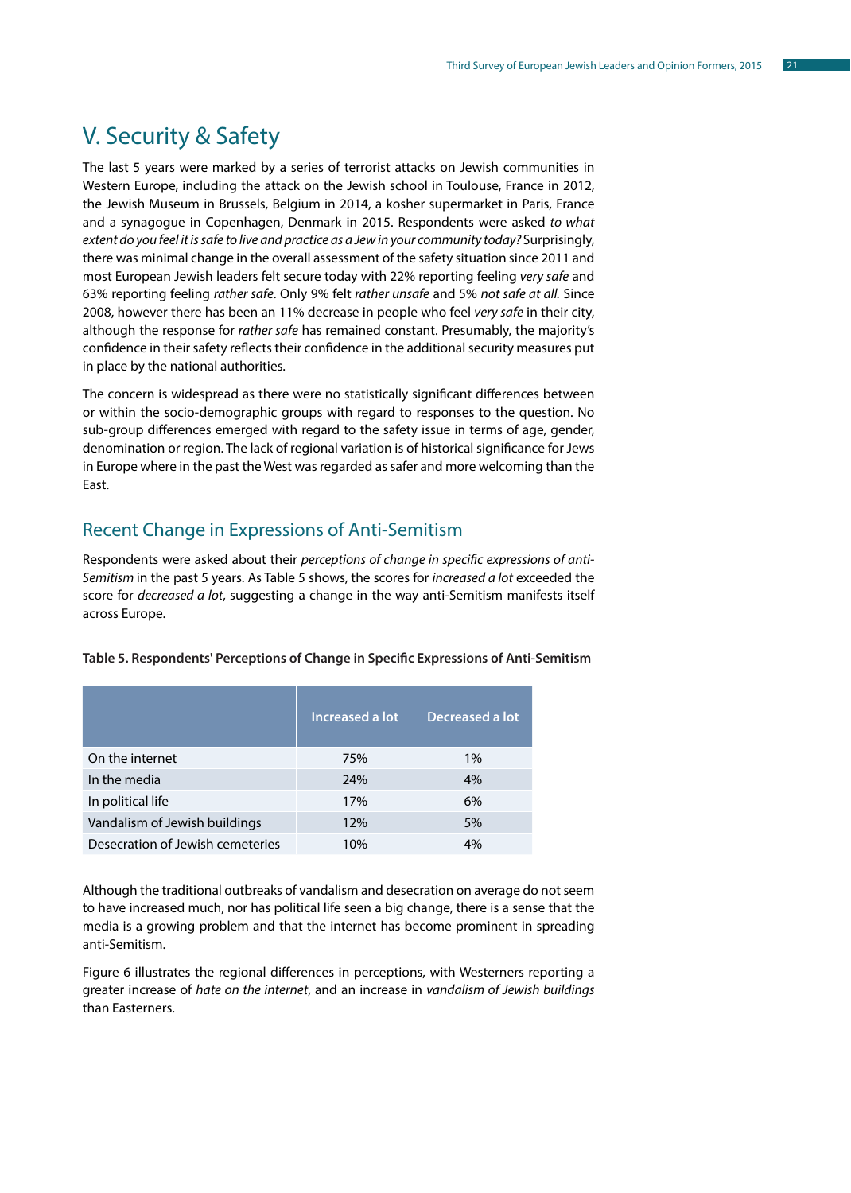# V. Security & Safety

The last 5 years were marked by a series of terrorist attacks on Jewish communities in Western Europe, including the attack on the Jewish school in Toulouse, France in 2012, the Jewish Museum in Brussels, Belgium in 2014, a kosher supermarket in Paris, France and a synagogue in Copenhagen, Denmark in 2015. Respondents were asked *to what extent do you feel it is safe to live and practice as a Jew in your community today?* Surprisingly, there was minimal change in the overall assessment of the safety situation since 2011 and most European Jewish leaders felt secure today with 22% reporting feeling *very safe* and 63% reporting feeling *rather safe*. Only 9% felt *rather unsafe* and 5% *not safe at all.* Since 2008, however there has been an 11% decrease in people who feel *very safe* in their city, although the response for *rather safe* has remained constant. Presumably, the majority's confidence in their safety reflects their confidence in the additional security measures put in place by the national authorities.

The concern is widespread as there were no statistically significant differences between or within the socio-demographic groups with regard to responses to the question. No sub-group differences emerged with regard to the safety issue in terms of age, gender, denomination or region. The lack of regional variation is of historical significance for Jews in Europe where in the past the West was regarded as safer and more welcoming than the East.

## Recent Change in Expressions of Anti-Semitism

Respondents were asked about their *perceptions of change in specific expressions of anti-Semitism* in the past 5 years. As Table 5 shows, the scores for *increased a lot* exceeded the score for *decreased a lot*, suggesting a change in the way anti-Semitism manifests itself across Europe.

**Table 5. Respondents' Perceptions of Change in Specific Expressions of Anti-Semitism**

| | Increased a lot | Decreased a lot |
|---|---|---|
| On the internet | 75% | 1% |
| In the media | 24% | 4% |
| In political life | 17% | 6% |
| Vandalism of Jewish buildings | 12% | 5% |
| Desecration of Jewish cemeteries | 10% | 4% |

Although the traditional outbreaks of vandalism and desecration on average do not seem to have increased much, nor has political life seen a big change, there is a sense that the media is a growing problem and that the internet has become prominent in spreading anti-Semitism.

Figure 6 illustrates the regional differences in perceptions, with Westerners reporting a greater increase of *hate on the internet*, and an increase in *vandalism of Jewish buildings* than Easterners.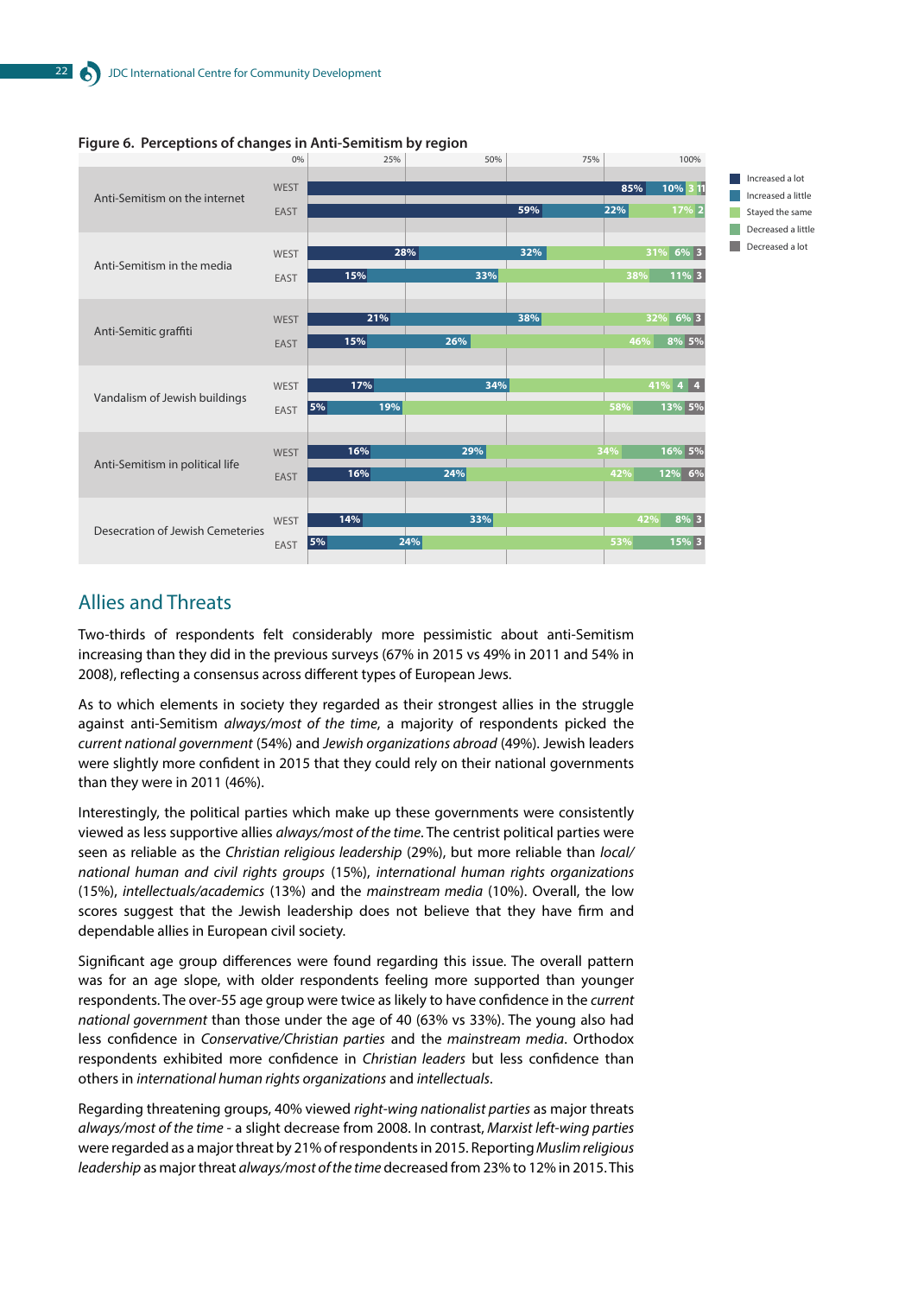**Figure 6. Perceptions of changes in Anti-Semitism by region**

| Item | Region | Increased a lot | Increased a little | Stayed the same | Decreased a little | Decreased a lot |
|---|---|---|---|---|---|---|
| Anti-Semitism on the internet | WEST | 85% | 10% | 3 | 1 | 1 |
| | EAST | 59% | 22% | 17% | 2 | |
| Anti-Semitism in the media | WEST | 28% | 32% | 31% | 6% | 3 |
| | EAST | 15% | 33% | 38% | 11% | 3 |
| Anti-Semitic graffiti | WEST | 21% | 38% | 32% | 6% | 3 |
| | EAST | 15% | 26% | 46% | 8% | 5% |
| Vandalism of Jewish buildings | WEST | 17% | 34% | 41% | 4 | 4 |
| | EAST | 5% | 19% | 58% | 13% | 5% |
| Anti-Semitism in political life | WEST | 16% | 29% | 34% | 16% | 5% |
| | EAST | 16% | 24% | 42% | 12% | 6% |
| Desecration of Jewish Cemeteries | WEST | 14% | 33% | 42% | 8% | 3 |
| | EAST | 5% | 24% | 53% | 15% | 3 |

## Allies and Threats

Two-thirds of respondents felt considerably more pessimistic about anti-Semitism increasing than they did in the previous surveys (67% in 2015 vs 49% in 2011 and 54% in 2008), reflecting a consensus across different types of European Jews.

As to which elements in society they regarded as their strongest allies in the struggle against anti-Semitism *always/most of the time*, a majority of respondents picked the *current national government* (54%) and *Jewish organizations abroad* (49%). Jewish leaders were slightly more confident in 2015 that they could rely on their national governments than they were in 2011 (46%).

Interestingly, the political parties which make up these governments were consistently viewed as less supportive allies *always/most of the time*. The centrist political parties were seen as reliable as the *Christian religious leadership* (29%), but more reliable than *local/national human and civil rights groups* (15%), *international human rights organizations* (15%), *intellectuals/academics* (13%) and the *mainstream media* (10%). Overall, the low scores suggest that the Jewish leadership does not believe that they have firm and dependable allies in European civil society.

Significant age group differences were found regarding this issue. The overall pattern was for an age slope, with older respondents feeling more supported than younger respondents. The over-55 age group were twice as likely to have confidence in the *current national government* than those under the age of 40 (63% vs 33%). The young also had less confidence in *Conservative/Christian parties* and the *mainstream media*. Orthodox respondents exhibited more confidence in *Christian leaders* but less confidence than others in *international human rights organizations* and *intellectuals*.

Regarding threatening groups, 40% viewed *right-wing nationalist parties* as major threats *always/most of the time* - a slight decrease from 2008. In contrast, *Marxist left-wing parties* were regarded as a major threat by 21% of respondents in 2015. Reporting *Muslim religious leadership* as major threat *always/most of the time* decreased from 23% to 12% in 2015. This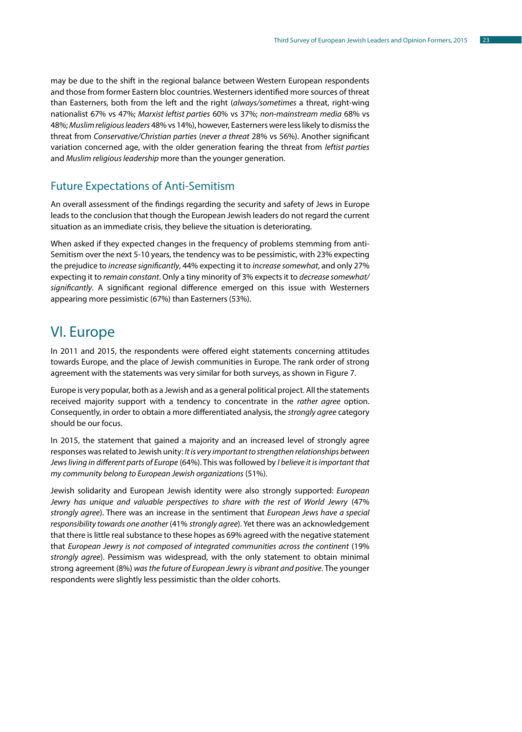may be due to the shift in the regional balance between Western European respondents and those from former Eastern bloc countries. Westerners identified more sources of threat than Easterners, both from the left and the right (*always/sometimes* a threat, right-wing nationalist 67% vs 47%; *Marxist leftist parties* 60% vs 37%; *non-mainstream media* 68% vs 48%; *Muslim religious leaders* 48% vs 14%), however, Easterners were less likely to dismiss the threat from *Conservative/Christian parties* (*never a threat* 28% vs 56%). Another significant variation concerned age, with the older generation fearing the threat from *leftist parties* and *Muslim religious leadership* more than the younger generation.

## Future Expectations of Anti-Semitism

An overall assessment of the findings regarding the security and safety of Jews in Europe leads to the conclusion that though the European Jewish leaders do not regard the current situation as an immediate crisis, they believe the situation is deteriorating.

When asked if they expected changes in the frequency of problems stemming from anti-Semitism over the next 5-10 years, the tendency was to be pessimistic, with 23% expecting the prejudice to *increase significantly*, 44% expecting it to *increase somewhat*, and only 27% expecting it to *remain constant*. Only a tiny minority of 3% expects it to *decrease somewhat/significantly*. A significant regional difference emerged on this issue with Westerners appearing more pessimistic (67%) than Easterners (53%).

# VI. Europe

In 2011 and 2015, the respondents were offered eight statements concerning attitudes towards Europe, and the place of Jewish communities in Europe. The rank order of strong agreement with the statements was very similar for both surveys, as shown in Figure 7.

Europe is very popular, both as a Jewish and as a general political project. All the statements received majority support with a tendency to concentrate in the *rather agree* option. Consequently, in order to obtain a more differentiated analysis, the *strongly agree* category should be our focus.

In 2015, the statement that gained a majority and an increased level of strongly agree responses was related to Jewish unity: *It is very important to strengthen relationships between Jews living in different parts of Europe* (64%). This was followed by *I believe it is important that my community belong to European Jewish organizations* (51%).

Jewish solidarity and European Jewish identity were also strongly supported: *European Jewry has unique and valuable perspectives to share with the rest of World Jewry* (47% *strongly agree*). There was an increase in the sentiment that *European Jews have a special responsibility towards one another* (41% *strongly agree*). Yet there was an acknowledgement that there is little real substance to these hopes as 69% agreed with the negative statement that *European Jewry is not composed of integrated communities across the continent* (19% *strongly agree*). Pessimism was widespread, with the only statement to obtain minimal strong agreement (8%) *was the future of European Jewry is vibrant and positive*. The younger respondents were slightly less pessimistic than the older cohorts.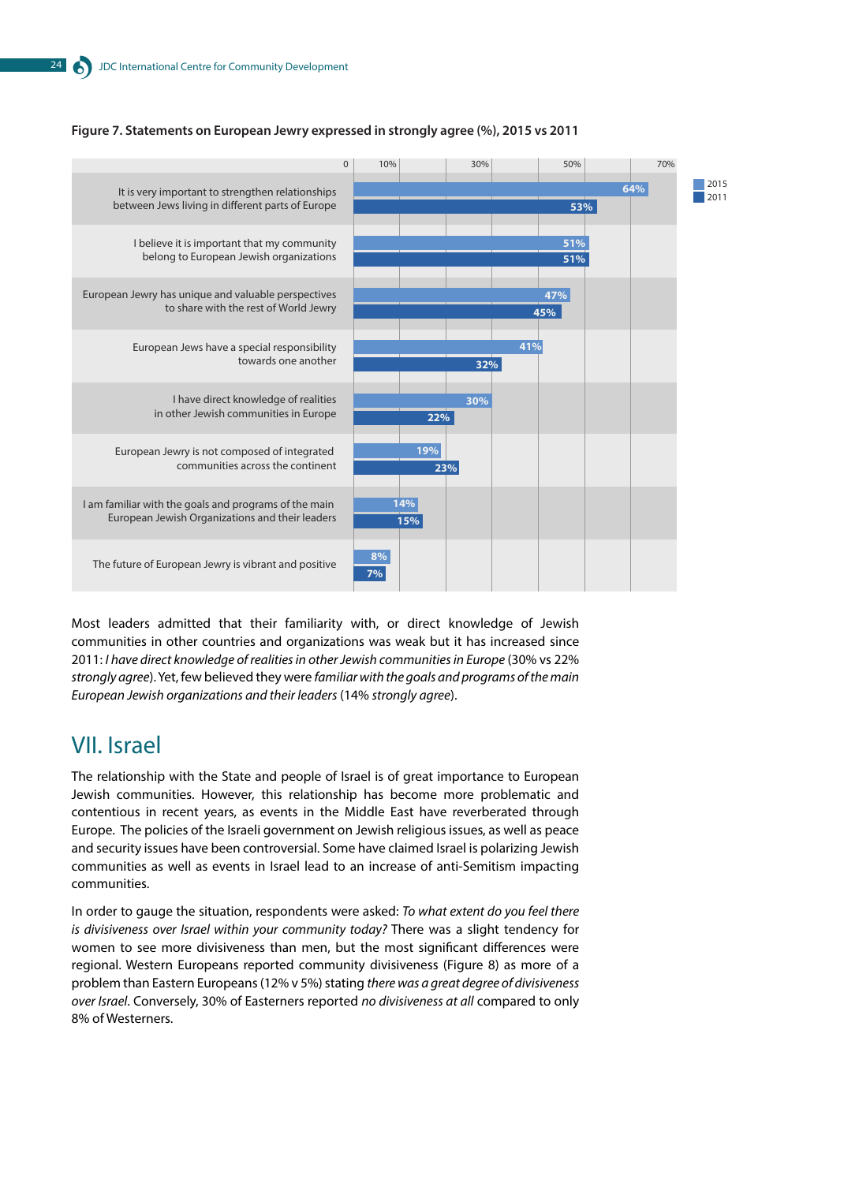**Figure 7. Statements on European Jewry expressed in strongly agree (%), 2015 vs 2011**

| Statement | 2015 | 2011 |
|---|---|---|
| It is very important to strengthen relationships between Jews living in different parts of Europe | 64% | 53% |
| I believe it is important that my community belong to European Jewish organizations | 51% | 51% |
| European Jewry has unique and valuable perspectives to share with the rest of World Jewry | 47% | 45% |
| European Jews have a special responsibility towards one another | 41% | 32% |
| I have direct knowledge of realities in other Jewish communities in Europe | 30% | 22% |
| European Jewry is not composed of integrated communities across the continent | 19% | 23% |
| I am familiar with the goals and programs of the main European Jewish Organizations and their leaders | 14% | 15% |
| The future of European Jewry is vibrant and positive | 8% | 7% |

Most leaders admitted that their familiarity with, or direct knowledge of Jewish communities in other countries and organizations was weak but it has increased since 2011: *I have direct knowledge of realities in other Jewish communities in Europe* (30% vs 22% *strongly agree*). Yet, few believed they were *familiar with the goals and programs of the main European Jewish organizations and their leaders* (14% *strongly agree*).

## VII. Israel

The relationship with the State and people of Israel is of great importance to European Jewish communities. However, this relationship has become more problematic and contentious in recent years, as events in the Middle East have reverberated through Europe. The policies of the Israeli government on Jewish religious issues, as well as peace and security issues have been controversial. Some have claimed Israel is polarizing Jewish communities as well as events in Israel lead to an increase of anti-Semitism impacting communities.

In order to gauge the situation, respondents were asked: *To what extent do you feel there is divisiveness over Israel within your community today?* There was a slight tendency for women to see more divisiveness than men, but the most significant differences were regional. Western Europeans reported community divisiveness (Figure 8) as more of a problem than Eastern Europeans (12% v 5%) stating *there was a great degree of divisiveness over Israel*. Conversely, 30% of Easterners reported *no divisiveness at all* compared to only 8% of Westerners.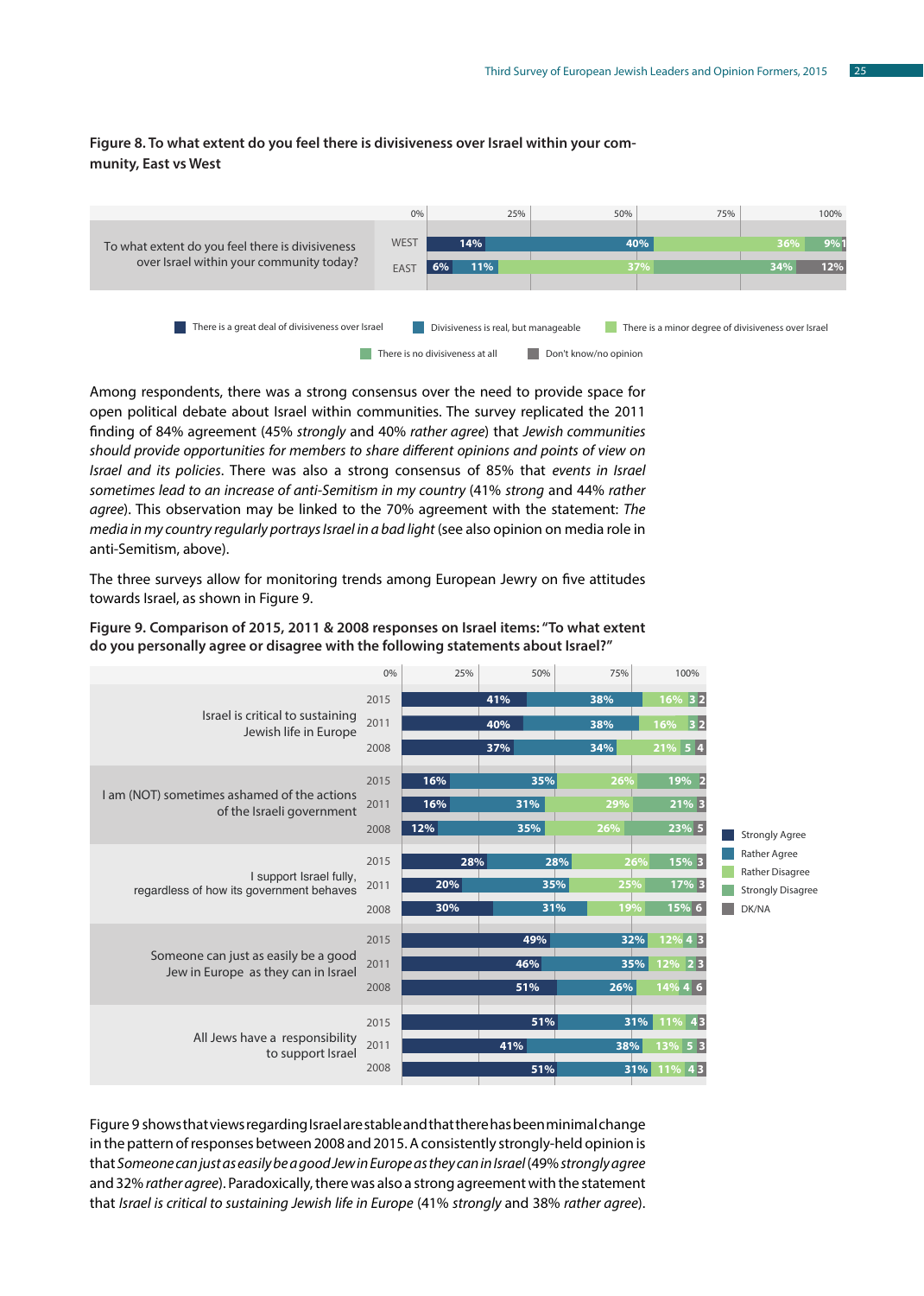**Figure 8. To what extent do you feel there is divisiveness over Israel within your community, East vs West**

| To what extent do you feel there is divisiveness over Israel within your community today? | There is a great deal of divisiveness over Israel | Divisiveness is real, but manageable | There is a minor degree of divisiveness over Israel | There is no divisiveness at all | Don't know/no opinion |
|---|---|---|---|---|---|
| WEST | 14% | 40% | 36% | 9% | 1 |
| EAST | 6% | 11% | 37% | 34% | 12% |

Among respondents, there was a strong consensus over the need to provide space for open political debate about Israel within communities. The survey replicated the 2011 finding of 84% agreement (45% *strongly* and 40% *rather agree*) that *Jewish communities should provide opportunities for members to share different opinions and points of view on Israel and its policies*. There was also a strong consensus of 85% that *events in Israel sometimes lead to an increase of anti-Semitism in my country* (41% *strong* and 44% *rather agree*). This observation may be linked to the 70% agreement with the statement: *The media in my country regularly portrays Israel in a bad light* (see also opinion on media role in anti-Semitism, above).

The three surveys allow for monitoring trends among European Jewry on five attitudes towards Israel, as shown in Figure 9.

**Figure 9. Comparison of 2015, 2011 & 2008 responses on Israel items: "To what extent do you personally agree or disagree with the following statements about Israel?"**

| Statement | Year | Strongly Agree | Rather Agree | Rather Disagree | Strongly Disagree | DK/NA |
|---|---|---|---|---|---|---|
| Israel is critical to sustaining Jewish life in Europe | 2015 | 41% | 38% | 16% | 3 | 2 |
| | 2011 | 40% | 38% | 16% | 3 | 2 |
| | 2008 | 37% | 34% | 21% | 5 | 4 |
| I am (NOT) sometimes ashamed of the actions of the Israeli government | 2015 | 16% | 35% | 26% | 19% | 2 |
| | 2011 | 16% | 31% | 29% | 21% | 3 |
| | 2008 | 12% | 35% | 26% | 23% | 5 |
| I support Israel fully, regardless of how its government behaves | 2015 | 28% | 28% | 26% | 15% | 3 |
| | 2011 | 20% | 35% | 25% | 17% | 3 |
| | 2008 | 30% | 31% | 19% | 15% | 6 |
| Someone can just as easily be a good Jew in Europe as they can in Israel | 2015 | 49% | 32% | 12% | 4 | 3 |
| | 2011 | 46% | 35% | 12% | 2 | 3 |
| | 2008 | 51% | 26% | 14% | 4 | 6 |
| All Jews have a responsibility to support Israel | 2015 | 51% | 31% | 11% | 4 | 3 |
| | 2011 | 41% | 38% | 13% | 5 | 3 |
| | 2008 | 51% | 31% | 11% | 4 | 3 |

Figure 9 shows that views regarding Israel are stable and that there has been minimal change in the pattern of responses between 2008 and 2015. A consistently strongly-held opinion is that *Someone can just as easily be a good Jew in Europe as they can in Israel* (49% *strongly agree* and 32% *rather agree*). Paradoxically, there was also a strong agreement with the statement that *Israel is critical to sustaining Jewish life in Europe* (41% *strongly* and 38% *rather agree*).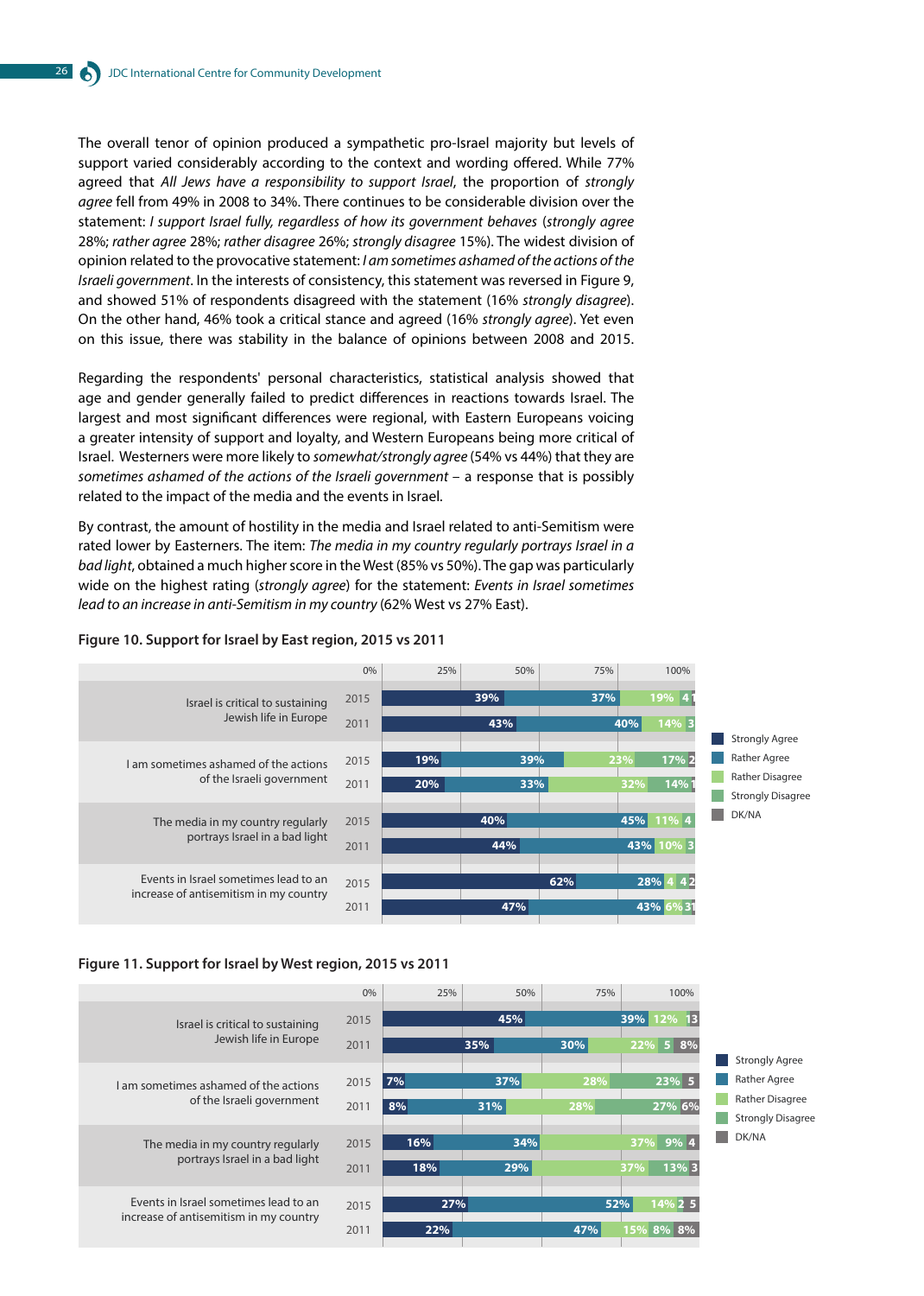The overall tenor of opinion produced a sympathetic pro-Israel majority but levels of support varied considerably according to the context and wording offered. While 77% agreed that *All Jews have a responsibility to support Israel*, the proportion of *strongly agree* fell from 49% in 2008 to 34%. There continues to be considerable division over the statement: *I support Israel fully, regardless of how its government behaves* (*strongly agree* 28%; *rather agree* 28%; *rather disagree* 26%; *strongly disagree* 15%). The widest division of opinion related to the provocative statement: *I am sometimes ashamed of the actions of the Israeli government*. In the interests of consistency, this statement was reversed in Figure 9, and showed 51% of respondents disagreed with the statement (16% *strongly disagree*). On the other hand, 46% took a critical stance and agreed (16% *strongly agree*). Yet even on this issue, there was stability in the balance of opinions between 2008 and 2015.

Regarding the respondents' personal characteristics, statistical analysis showed that age and gender generally failed to predict differences in reactions towards Israel. The largest and most significant differences were regional, with Eastern Europeans voicing a greater intensity of support and loyalty, and Western Europeans being more critical of Israel. Westerners were more likely to *somewhat/strongly agree* (54% vs 44%) that they are *sometimes ashamed of the actions of the Israeli government* – a response that is possibly related to the impact of the media and the events in Israel.

By contrast, the amount of hostility in the media and Israel related to anti-Semitism were rated lower by Easterners. The item: *The media in my country regularly portrays Israel in a bad light*, obtained a much higher score in the West (85% vs 50%). The gap was particularly wide on the highest rating (*strongly agree*) for the statement: *Events in Israel sometimes lead to an increase in anti-Semitism in my country* (62% West vs 27% East).

**Figure 10. Support for Israel by East region, 2015 vs 2011**

| Statement | Year | Strongly Agree | Rather Agree | Rather Disagree | Strongly Disagree | DK/NA |
|---|---|---|---|---|---|---|
| Israel is critical to sustaining Jewish life in Europe | 2015 | 39% | 37% | 19% | 4 | 1 |
| | 2011 | 43% | 40% | 14% | 3 | |
| I am sometimes ashamed of the actions of the Israeli government | 2015 | 19% | 39% | 23% | 17% | 2 |
| | 2011 | 20% | 33% | 32% | 14% | 1 |
| The media in my country regularly portrays Israel in a bad light | 2015 | 40% | 45% | 11% | 4 | |
| | 2011 | 44% | 43% | 10% | 3 | |
| Events in Israel sometimes lead to an increase of antisemitism in my country | 2015 | 62% | 28% | 4 | 4 | 2 |
| | 2011 | 47% | 43% | 6% | 3 | 1 |

**Figure 11. Support for Israel by West region, 2015 vs 2011**

| Statement | Year | Strongly Agree | Rather Agree | Rather Disagree | Strongly Disagree | DK/NA |
|---|---|---|---|---|---|---|
| Israel is critical to sustaining Jewish life in Europe | 2015 | 45% | 39% | 12% | 1 | 3 |
| | 2011 | 35% | 30% | 22% | 5 | 8% |
| I am sometimes ashamed of the actions of the Israeli government | 2015 | 7% | 37% | 28% | 23% | 5 |
| | 2011 | 8% | 31% | 28% | 27% | 6% |
| The media in my country regularly portrays Israel in a bad light | 2015 | 16% | 34% | 37% | 9% | 4 |
| | 2011 | 18% | 29% | 37% | 13% | 3 |
| Events in Israel sometimes lead to an increase of antisemitism in my country | 2015 | 27% | 52% | 14% | 2 | 5 |
| | 2011 | 22% | 47% | 15% | 8% | 8% |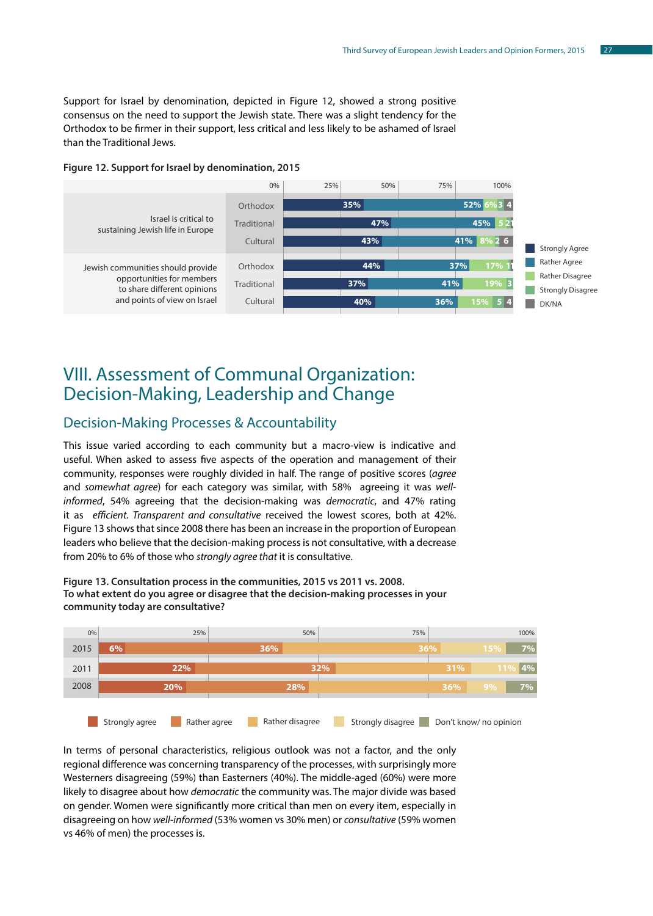Support for Israel by denomination, depicted in Figure 12, showed a strong positive consensus on the need to support the Jewish state. There was a slight tendency for the Orthodox to be firmer in their support, less critical and less likely to be ashamed of Israel than the Traditional Jews.

**Figure 12. Support for Israel by denomination, 2015**

| Statement | Denomination | Strongly Agree | Rather Agree | Rather Disagree | Strongly Disagree | DK/NA |
|---|---|---|---|---|---|---|
| Israel is critical to sustaining Jewish life in Europe | Orthodox | 35% | 52% | 6% | 3 | 4 |
| | Traditional | 47% | 45% | 5 | 2 | 1 |
| | Cultural | 43% | 41% | 8% | 2 | 6 |
| Jewish communities should provide opportunities for members to share different opinions and points of view on Israel | Orthodox | 44% | 37% | 17% | 1 | 1 |
| | Traditional | 37% | 41% | 19% | 3 | |
| | Cultural | 40% | 36% | 15% | 5 | 4 |

# VIII. Assessment of Communal Organization: Decision-Making, Leadership and Change

## Decision-Making Processes & Accountability

This issue varied according to each community but a macro-view is indicative and useful. When asked to assess five aspects of the operation and management of their community, responses were roughly divided in half. The range of positive scores (*agree* and *somewhat agree*) for each category was similar, with 58% agreeing it was *well-informed*, 54% agreeing that the decision-making was *democratic*, and 47% rating it as *efficient. Transparent and consultative* received the lowest scores, both at 42%. Figure 13 shows that since 2008 there has been an increase in the proportion of European leaders who believe that the decision-making process is not consultative, with a decrease from 20% to 6% of those who *strongly agree that* it is consultative.

**Figure 13. Consultation process in the communities, 2015 vs 2011 vs. 2008. To what extent do you agree or disagree that the decision-making processes in your community today are consultative?**

| Year | Strongly agree | Rather agree | Rather disagree | Strongly disagree | Don't know/ no opinion |
|---|---|---|---|---|---|
| 2015 | 6% | 36% | 36% | 15% | 7% |
| 2011 | 22% | 32% | 31% | 11% | 4% |
| 2008 | 20% | 28% | 36% | 9% | 7% |

In terms of personal characteristics, religious outlook was not a factor, and the only regional difference was concerning transparency of the processes, with surprisingly more Westerners disagreeing (59%) than Easterners (40%). The middle-aged (60%) were more likely to disagree about how *democratic* the community was. The major divide was based on gender. Women were significantly more critical than men on every item, especially in disagreeing on how *well-informed* (53% women vs 30% men) or *consultative* (59% women vs 46% of men) the processes is.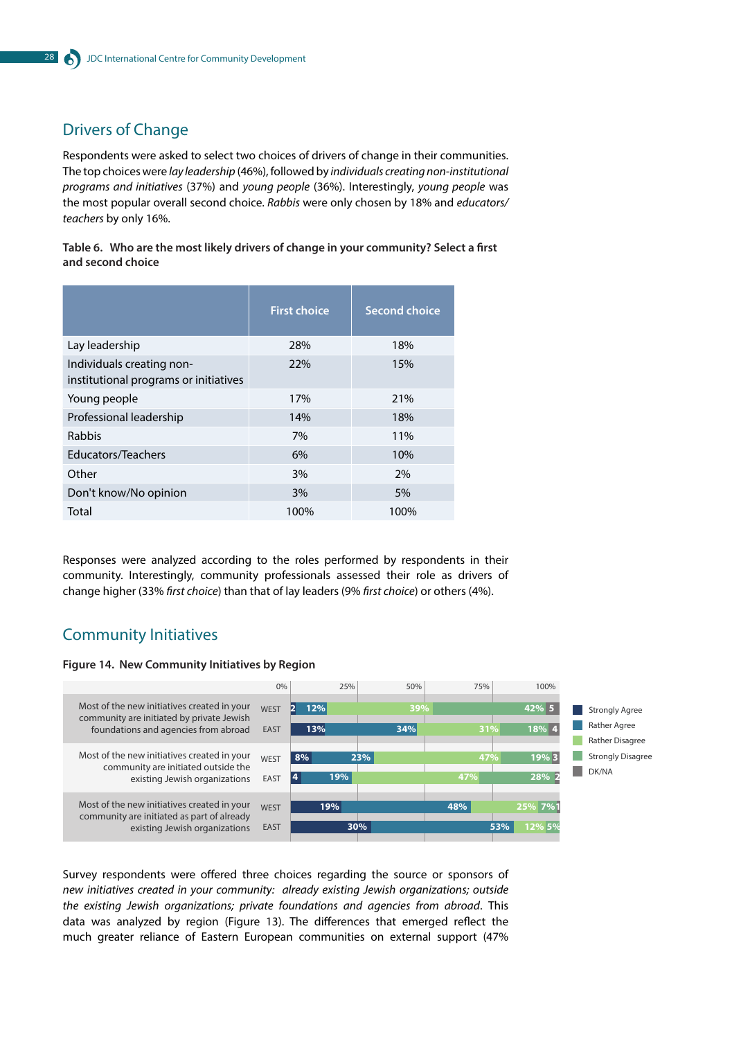## Drivers of Change

Respondents were asked to select two choices of drivers of change in their communities. The top choices were *lay leadership* (46%), followed by *individuals creating non-institutional programs and initiatives* (37%) and *young people* (36%). Interestingly, *young people* was the most popular overall second choice. *Rabbis* were only chosen by 18% and *educators/ teachers* by only 16%.

**Table 6. Who are the most likely drivers of change in your community? Select a first and second choice**

| | First choice | Second choice |
|---|---|---|
| Lay leadership | 28% | 18% |
| Individuals creating non-institutional programs or initiatives | 22% | 15% |
| Young people | 17% | 21% |
| Professional leadership | 14% | 18% |
| Rabbis | 7% | 11% |
| Educators/Teachers | 6% | 10% |
| Other | 3% | 2% |
| Don't know/No opinion | 3% | 5% |
| Total | 100% | 100% |

Responses were analyzed according to the roles performed by respondents in their community. Interestingly, community professionals assessed their role as drivers of change higher (33% *first choice*) than that of lay leaders (9% *first choice*) or others (4%).

## Community Initiatives

**Figure 14. New Community Initiatives by Region**

| Statement | Region | Strongly Agree | Rather Agree | Rather Disagree | Strongly Disagree | DK/NA |
|---|---|---|---|---|---|---|
| Most of the new initiatives created in your community are initiated by private Jewish foundations and agencies from abroad | WEST | 2 | 12% | 39% | 42% | 5 |
| | EAST | 13% | 34% | 31% | 18% | 4 |
| Most of the new initiatives created in your community are initiated outside the existing Jewish organizations | WEST | 8% | 23% | 47% | 19% | 3 |
| | EAST | 4 | 19% | 47% | 28% | 2 |
| Most of the new initiatives created in your community are initiated as part of already existing Jewish organizations | WEST | 19% | 48% | 25% | 7% | 1 |
| | EAST | 30% | 53% | 12% | 5% | |

Survey respondents were offered three choices regarding the source or sponsors of *new initiatives created in your community: already existing Jewish organizations; outside the existing Jewish organizations; private foundations and agencies from abroad*. This data was analyzed by region (Figure 13). The differences that emerged reflect the much greater reliance of Eastern European communities on external support (47%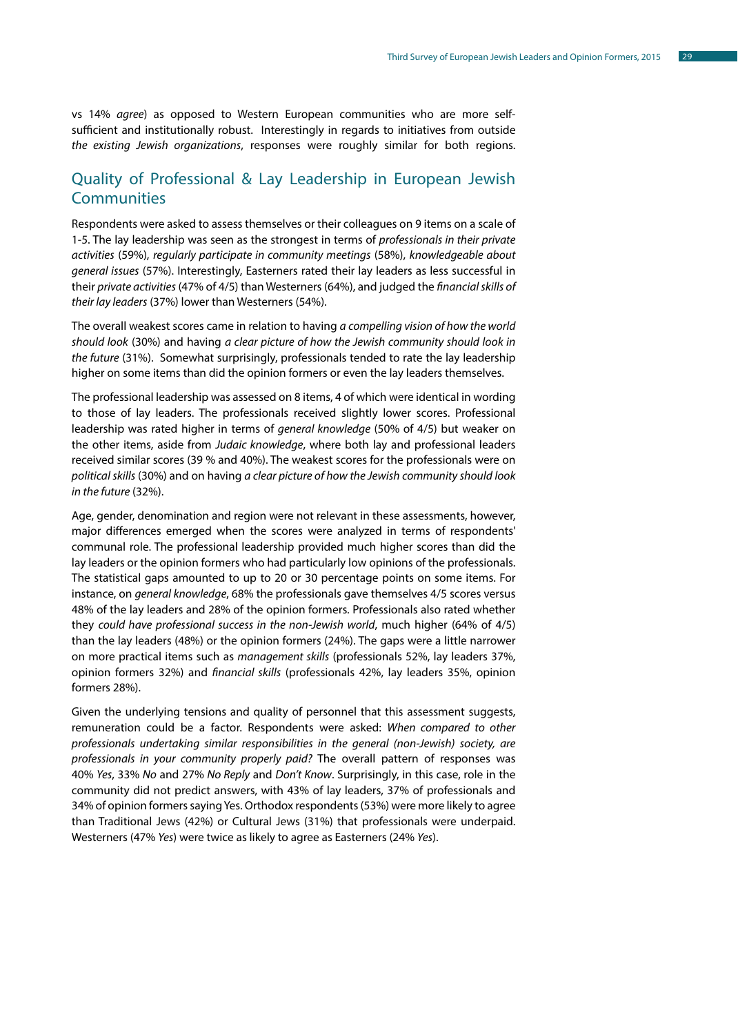vs 14% *agree*) as opposed to Western European communities who are more self-sufficient and institutionally robust. Interestingly in regards to initiatives from outside *the existing Jewish organizations*, responses were roughly similar for both regions.

## Quality of Professional & Lay Leadership in European Jewish Communities

Respondents were asked to assess themselves or their colleagues on 9 items on a scale of 1-5. The lay leadership was seen as the strongest in terms of *professionals in their private activities* (59%), *regularly participate in community meetings* (58%), *knowledgeable about general issues* (57%). Interestingly, Easterners rated their lay leaders as less successful in their *private activities* (47% of 4/5) than Westerners (64%), and judged the *financial skills of their lay leaders* (37%) lower than Westerners (54%).

The overall weakest scores came in relation to having *a compelling vision of how the world should look* (30%) and having *a clear picture of how the Jewish community should look in the future* (31%). Somewhat surprisingly, professionals tended to rate the lay leadership higher on some items than did the opinion formers or even the lay leaders themselves.

The professional leadership was assessed on 8 items, 4 of which were identical in wording to those of lay leaders. The professionals received slightly lower scores. Professional leadership was rated higher in terms of *general knowledge* (50% of 4/5) but weaker on the other items, aside from *Judaic knowledge*, where both lay and professional leaders received similar scores (39 % and 40%). The weakest scores for the professionals were on *political skills* (30%) and on having *a clear picture of how the Jewish community should look in the future* (32%).

Age, gender, denomination and region were not relevant in these assessments, however, major differences emerged when the scores were analyzed in terms of respondents' communal role. The professional leadership provided much higher scores than did the lay leaders or the opinion formers who had particularly low opinions of the professionals. The statistical gaps amounted to up to 20 or 30 percentage points on some items. For instance, on *general knowledge*, 68% the professionals gave themselves 4/5 scores versus 48% of the lay leaders and 28% of the opinion formers. Professionals also rated whether they *could have professional success in the non-Jewish world*, much higher (64% of 4/5) than the lay leaders (48%) or the opinion formers (24%). The gaps were a little narrower on more practical items such as *management skills* (professionals 52%, lay leaders 37%, opinion formers 32%) and *financial skills* (professionals 42%, lay leaders 35%, opinion formers 28%).

Given the underlying tensions and quality of personnel that this assessment suggests, remuneration could be a factor. Respondents were asked: *When compared to other professionals undertaking similar responsibilities in the general (non-Jewish) society, are professionals in your community properly paid?* The overall pattern of responses was 40% *Yes*, 33% *No* and 27% *No Reply* and *Don't Know*. Surprisingly, in this case, role in the community did not predict answers, with 43% of lay leaders, 37% of professionals and 34% of opinion formers saying Yes. Orthodox respondents (53%) were more likely to agree than Traditional Jews (42%) or Cultural Jews (31%) that professionals were underpaid. Westerners (47% *Yes*) were twice as likely to agree as Easterners (24% *Yes*).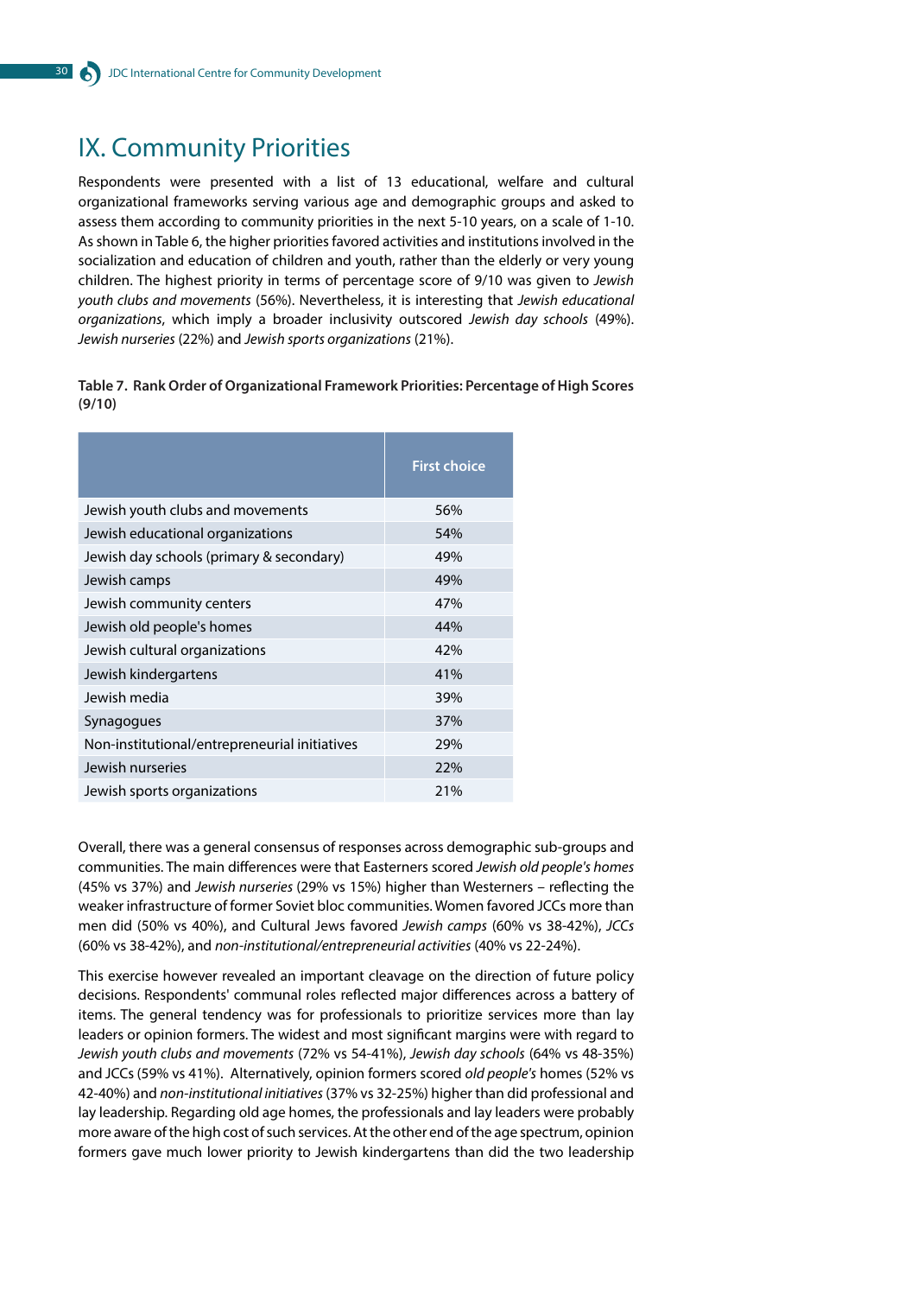# IX. Community Priorities

Respondents were presented with a list of 13 educational, welfare and cultural organizational frameworks serving various age and demographic groups and asked to assess them according to community priorities in the next 5-10 years, on a scale of 1-10. As shown in Table 6, the higher priorities favored activities and institutions involved in the socialization and education of children and youth, rather than the elderly or very young children. The highest priority in terms of percentage score of 9/10 was given to *Jewish youth clubs and movements* (56%). Nevertheless, it is interesting that *Jewish educational organizations*, which imply a broader inclusivity outscored *Jewish day schools* (49%). *Jewish nurseries* (22%) and *Jewish sports organizations* (21%).

**Table 7. Rank Order of Organizational Framework Priorities: Percentage of High Scores (9/10)**

| | First choice |
|---|---|
| Jewish youth clubs and movements | 56% |
| Jewish educational organizations | 54% |
| Jewish day schools (primary & secondary) | 49% |
| Jewish camps | 49% |
| Jewish community centers | 47% |
| Jewish old people's homes | 44% |
| Jewish cultural organizations | 42% |
| Jewish kindergartens | 41% |
| Jewish media | 39% |
| Synagogues | 37% |
| Non-institutional/entrepreneurial initiatives | 29% |
| Jewish nurseries | 22% |
| Jewish sports organizations | 21% |

Overall, there was a general consensus of responses across demographic sub-groups and communities. The main differences were that Easterners scored *Jewish old people's homes* (45% vs 37%) and *Jewish nurseries* (29% vs 15%) higher than Westerners – reflecting the weaker infrastructure of former Soviet bloc communities. Women favored JCCs more than men did (50% vs 40%), and Cultural Jews favored *Jewish camps* (60% vs 38-42%), *JCCs* (60% vs 38-42%), and *non-institutional/entrepreneurial activities* (40% vs 22-24%).

This exercise however revealed an important cleavage on the direction of future policy decisions. Respondents' communal roles reflected major differences across a battery of items. The general tendency was for professionals to prioritize services more than lay leaders or opinion formers. The widest and most significant margins were with regard to *Jewish youth clubs and movements* (72% vs 54-41%), *Jewish day schools* (64% vs 48-35%) and JCCs (59% vs 41%). Alternatively, opinion formers scored *old people's* homes (52% vs 42-40%) and *non-institutional initiatives* (37% vs 32-25%) higher than did professional and lay leadership. Regarding old age homes, the professionals and lay leaders were probably more aware of the high cost of such services. At the other end of the age spectrum, opinion formers gave much lower priority to Jewish kindergartens than did the two leadership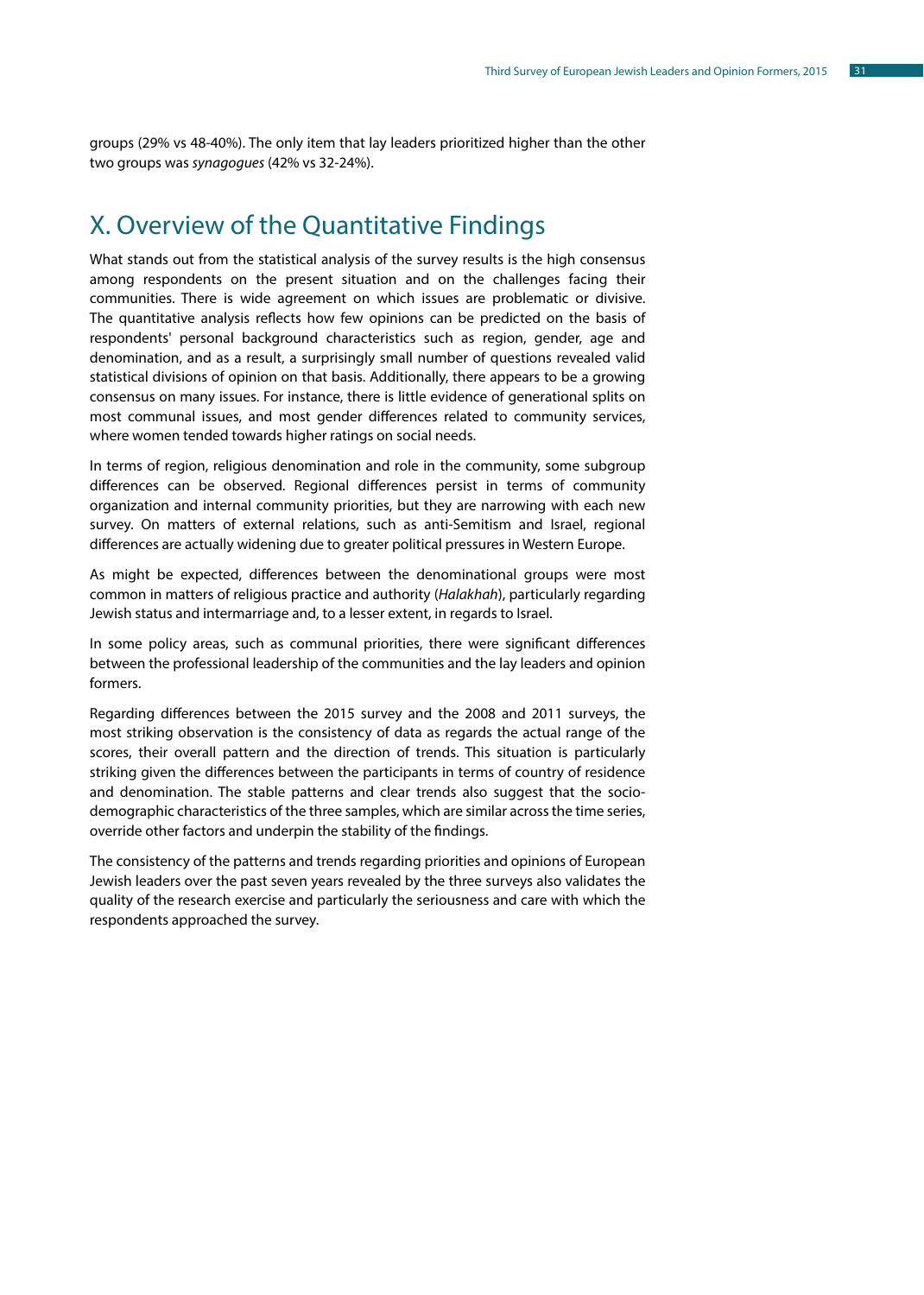groups (29% vs 48-40%). The only item that lay leaders prioritized higher than the other two groups was *synagogues* (42% vs 32-24%).

## X. Overview of the Quantitative Findings

What stands out from the statistical analysis of the survey results is the high consensus among respondents on the present situation and on the challenges facing their communities. There is wide agreement on which issues are problematic or divisive. The quantitative analysis reflects how few opinions can be predicted on the basis of respondents' personal background characteristics such as region, gender, age and denomination, and as a result, a surprisingly small number of questions revealed valid statistical divisions of opinion on that basis. Additionally, there appears to be a growing consensus on many issues. For instance, there is little evidence of generational splits on most communal issues, and most gender differences related to community services, where women tended towards higher ratings on social needs.

In terms of region, religious denomination and role in the community, some subgroup differences can be observed. Regional differences persist in terms of community organization and internal community priorities, but they are narrowing with each new survey. On matters of external relations, such as anti-Semitism and Israel, regional differences are actually widening due to greater political pressures in Western Europe.

As might be expected, differences between the denominational groups were most common in matters of religious practice and authority (*Halakhah*), particularly regarding Jewish status and intermarriage and, to a lesser extent, in regards to Israel.

In some policy areas, such as communal priorities, there were significant differences between the professional leadership of the communities and the lay leaders and opinion formers.

Regarding differences between the 2015 survey and the 2008 and 2011 surveys, the most striking observation is the consistency of data as regards the actual range of the scores, their overall pattern and the direction of trends. This situation is particularly striking given the differences between the participants in terms of country of residence and denomination. The stable patterns and clear trends also suggest that the socio-demographic characteristics of the three samples, which are similar across the time series, override other factors and underpin the stability of the findings.

The consistency of the patterns and trends regarding priorities and opinions of European Jewish leaders over the past seven years revealed by the three surveys also validates the quality of the research exercise and particularly the seriousness and care with which the respondents approached the survey.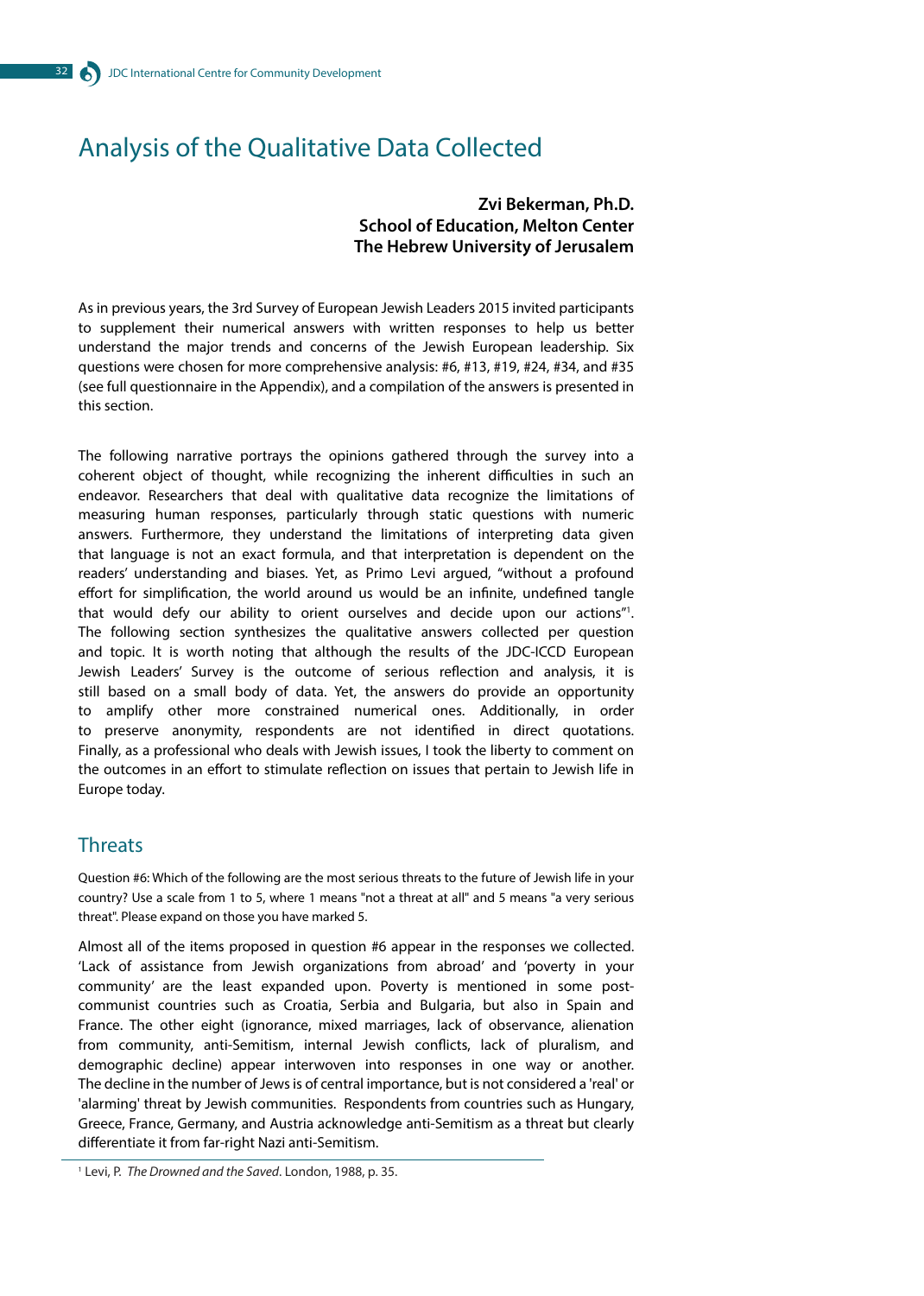# Analysis of the Qualitative Data Collected

**Zvi Bekerman, Ph.D.**
**School of Education, Melton Center**
**The Hebrew University of Jerusalem**

As in previous years, the 3rd Survey of European Jewish Leaders 2015 invited participants to supplement their numerical answers with written responses to help us better understand the major trends and concerns of the Jewish European leadership. Six questions were chosen for more comprehensive analysis: #6, #13, #19, #24, #34, and #35 (see full questionnaire in the Appendix), and a compilation of the answers is presented in this section.

The following narrative portrays the opinions gathered through the survey into a coherent object of thought, while recognizing the inherent difficulties in such an endeavor. Researchers that deal with qualitative data recognize the limitations of measuring human responses, particularly through static questions with numeric answers. Furthermore, they understand the limitations of interpreting data given that language is not an exact formula, and that interpretation is dependent on the readers' understanding and biases. Yet, as Primo Levi argued, "without a profound effort for simplification, the world around us would be an infinite, undefined tangle that would defy our ability to orient ourselves and decide upon our actions"[1]. The following section synthesizes the qualitative answers collected per question and topic. It is worth noting that although the results of the JDC-ICCD European Jewish Leaders' Survey is the outcome of serious reflection and analysis, it is still based on a small body of data. Yet, the answers do provide an opportunity to amplify other more constrained numerical ones. Additionally, in order to preserve anonymity, respondents are not identified in direct quotations. Finally, as a professional who deals with Jewish issues, I took the liberty to comment on the outcomes in an effort to stimulate reflection on issues that pertain to Jewish life in Europe today.

## Threats

Question #6: Which of the following are the most serious threats to the future of Jewish life in your country? Use a scale from 1 to 5, where 1 means "not a threat at all" and 5 means "a very serious threat". Please expand on those you have marked 5.

Almost all of the items proposed in question #6 appear in the responses we collected. 'Lack of assistance from Jewish organizations from abroad' and 'poverty in your community' are the least expanded upon. Poverty is mentioned in some post-communist countries such as Croatia, Serbia and Bulgaria, but also in Spain and France. The other eight (ignorance, mixed marriages, lack of observance, alienation from community, anti-Semitism, internal Jewish conflicts, lack of pluralism, and demographic decline) appear interwoven into responses in one way or another. The decline in the number of Jews is of central importance, but is not considered a 'real' or 'alarming' threat by Jewish communities. Respondents from countries such as Hungary, Greece, France, Germany, and Austria acknowledge anti-Semitism as a threat but clearly differentiate it from far-right Nazi anti-Semitism.

[1] Levi, P. *The Drowned and the Saved*. London, 1988, p. 35.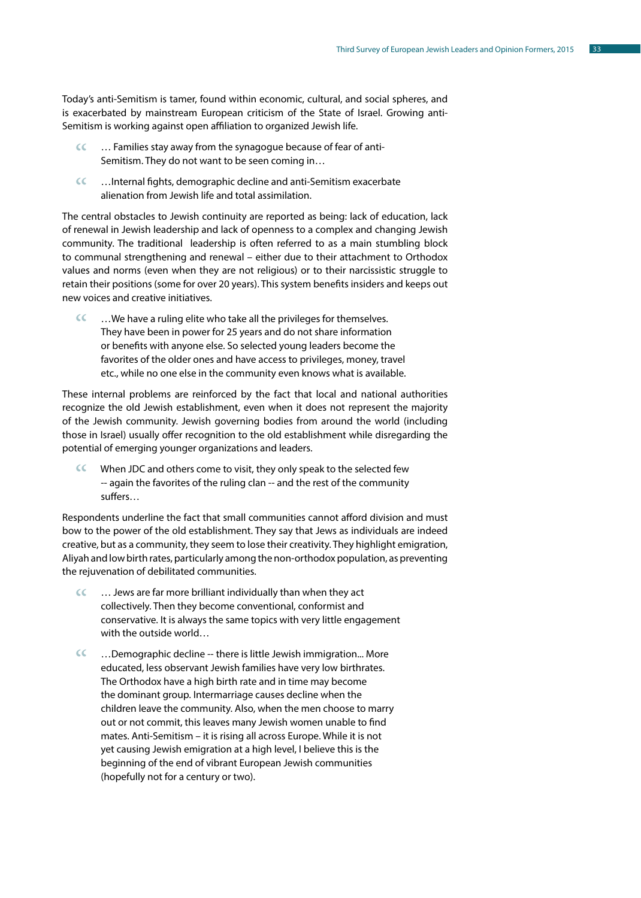Today's anti-Semitism is tamer, found within economic, cultural, and social spheres, and is exacerbated by mainstream European criticism of the State of Israel. Growing anti-Semitism is working against open affiliation to organized Jewish life.

> … Families stay away from the synagogue because of fear of anti-Semitism. They do not want to be seen coming in…

> …Internal fights, demographic decline and anti-Semitism exacerbate alienation from Jewish life and total assimilation.

The central obstacles to Jewish continuity are reported as being: lack of education, lack of renewal in Jewish leadership and lack of openness to a complex and changing Jewish community. The traditional leadership is often referred to as a main stumbling block to communal strengthening and renewal – either due to their attachment to Orthodox values and norms (even when they are not religious) or to their narcissistic struggle to retain their positions (some for over 20 years). This system benefits insiders and keeps out new voices and creative initiatives.

> …We have a ruling elite who take all the privileges for themselves. They have been in power for 25 years and do not share information or benefits with anyone else. So selected young leaders become the favorites of the older ones and have access to privileges, money, travel etc., while no one else in the community even knows what is available.

These internal problems are reinforced by the fact that local and national authorities recognize the old Jewish establishment, even when it does not represent the majority of the Jewish community. Jewish governing bodies from around the world (including those in Israel) usually offer recognition to the old establishment while disregarding the potential of emerging younger organizations and leaders.

> When JDC and others come to visit, they only speak to the selected few -- again the favorites of the ruling clan -- and the rest of the community suffers…

Respondents underline the fact that small communities cannot afford division and must bow to the power of the old establishment. They say that Jews as individuals are indeed creative, but as a community, they seem to lose their creativity. They highlight emigration, Aliyah and low birth rates, particularly among the non-orthodox population, as preventing the rejuvenation of debilitated communities.

> … Jews are far more brilliant individually than when they act collectively. Then they become conventional, conformist and conservative. It is always the same topics with very little engagement with the outside world…

> …Demographic decline -- there is little Jewish immigration... More educated, less observant Jewish families have very low birthrates. The Orthodox have a high birth rate and in time may become the dominant group. Intermarriage causes decline when the children leave the community. Also, when the men choose to marry out or not commit, this leaves many Jewish women unable to find mates. Anti-Semitism – it is rising all across Europe. While it is not yet causing Jewish emigration at a high level, I believe this is the beginning of the end of vibrant European Jewish communities (hopefully not for a century or two).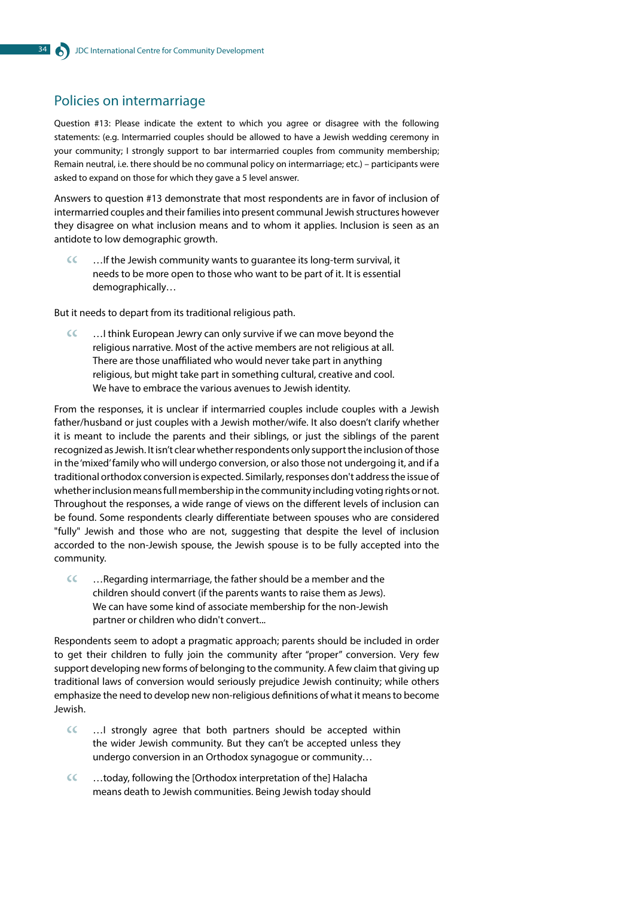## Policies on intermarriage

Question #13: Please indicate the extent to which you agree or disagree with the following statements: (e.g. Intermarried couples should be allowed to have a Jewish wedding ceremony in your community; I strongly support to bar intermarried couples from community membership; Remain neutral, i.e. there should be no communal policy on intermarriage; etc.) – participants were asked to expand on those for which they gave a 5 level answer.

Answers to question #13 demonstrate that most respondents are in favor of inclusion of intermarried couples and their families into present communal Jewish structures however they disagree on what inclusion means and to whom it applies. Inclusion is seen as an antidote to low demographic growth.

> …If the Jewish community wants to guarantee its long-term survival, it needs to be more open to those who want to be part of it. It is essential demographically…

But it needs to depart from its traditional religious path.

> …I think European Jewry can only survive if we can move beyond the religious narrative. Most of the active members are not religious at all. There are those unaffiliated who would never take part in anything religious, but might take part in something cultural, creative and cool. We have to embrace the various avenues to Jewish identity.

From the responses, it is unclear if intermarried couples include couples with a Jewish father/husband or just couples with a Jewish mother/wife. It also doesn't clarify whether it is meant to include the parents and their siblings, or just the siblings of the parent recognized as Jewish. It isn't clear whether respondents only support the inclusion of those in the 'mixed' family who will undergo conversion, or also those not undergoing it, and if a traditional orthodox conversion is expected. Similarly, responses don't address the issue of whether inclusion means full membership in the community including voting rights or not. Throughout the responses, a wide range of views on the different levels of inclusion can be found. Some respondents clearly differentiate between spouses who are considered "fully" Jewish and those who are not, suggesting that despite the level of inclusion accorded to the non-Jewish spouse, the Jewish spouse is to be fully accepted into the community.

> …Regarding intermarriage, the father should be a member and the children should convert (if the parents wants to raise them as Jews). We can have some kind of associate membership for the non-Jewish partner or children who didn't convert...

Respondents seem to adopt a pragmatic approach; parents should be included in order to get their children to fully join the community after "proper" conversion. Very few support developing new forms of belonging to the community. A few claim that giving up traditional laws of conversion would seriously prejudice Jewish continuity; while others emphasize the need to develop new non-religious definitions of what it means to become Jewish.

> …I strongly agree that both partners should be accepted within the wider Jewish community. But they can't be accepted unless they undergo conversion in an Orthodox synagogue or community…

> …today, following the [Orthodox interpretation of the] Halacha means death to Jewish communities. Being Jewish today should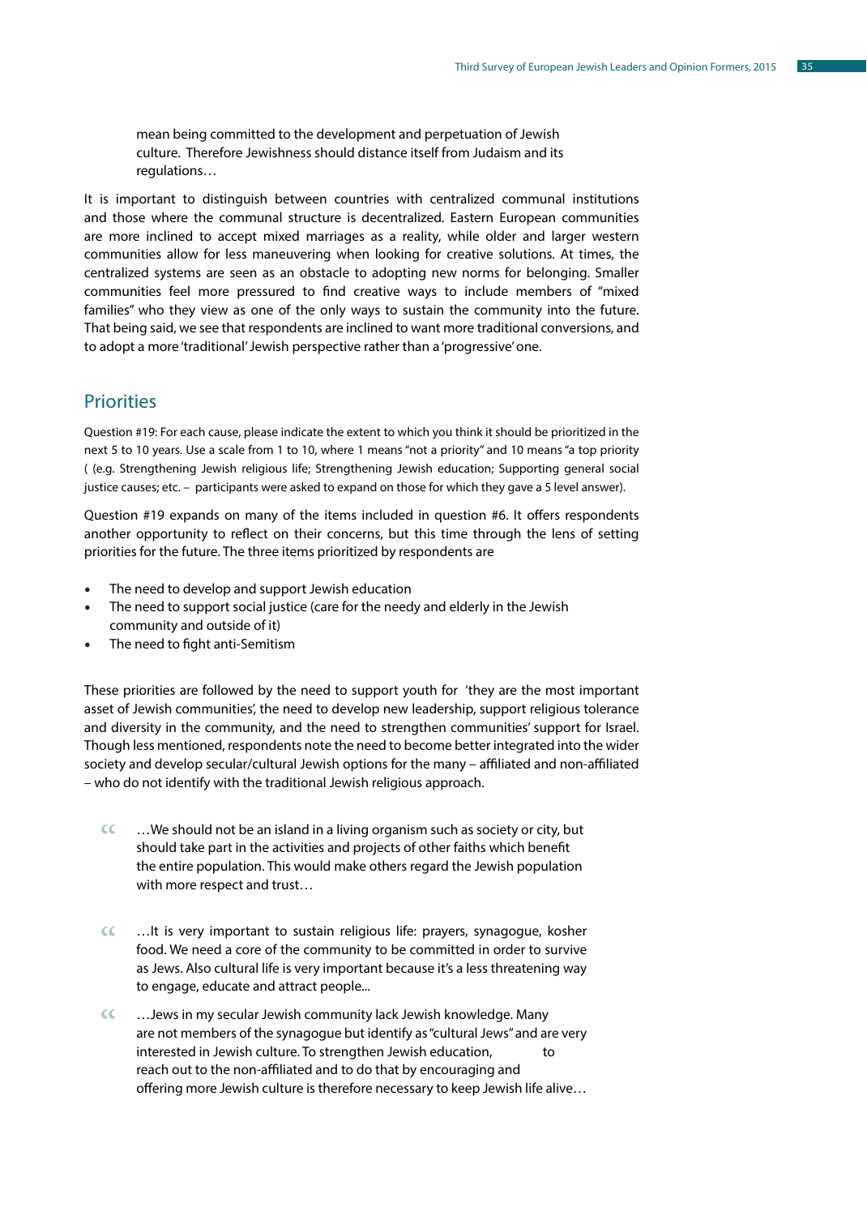mean being committed to the development and perpetuation of Jewish culture. Therefore Jewishness should distance itself from Judaism and its regulations…

It is important to distinguish between countries with centralized communal institutions and those where the communal structure is decentralized. Eastern European communities are more inclined to accept mixed marriages as a reality, while older and larger western communities allow for less maneuvering when looking for creative solutions. At times, the centralized systems are seen as an obstacle to adopting new norms for belonging. Smaller communities feel more pressured to find creative ways to include members of "mixed families" who they view as one of the only ways to sustain the community into the future. That being said, we see that respondents are inclined to want more traditional conversions, and to adopt a more 'traditional' Jewish perspective rather than a 'progressive' one.

## Priorities

Question #19: For each cause, please indicate the extent to which you think it should be prioritized in the next 5 to 10 years. Use a scale from 1 to 10, where 1 means "not a priority" and 10 means "a top priority ( (e.g. Strengthening Jewish religious life; Strengthening Jewish education; Supporting general social justice causes; etc. – participants were asked to expand on those for which they gave a 5 level answer).

Question #19 expands on many of the items included in question #6. It offers respondents another opportunity to reflect on their concerns, but this time through the lens of setting priorities for the future. The three items prioritized by respondents are

- The need to develop and support Jewish education
- The need to support social justice (care for the needy and elderly in the Jewish community and outside of it)
- The need to fight anti-Semitism

These priorities are followed by the need to support youth for 'they are the most important asset of Jewish communities', the need to develop new leadership, support religious tolerance and diversity in the community, and the need to strengthen communities' support for Israel. Though less mentioned, respondents note the need to become better integrated into the wider society and develop secular/cultural Jewish options for the many – affiliated and non-affiliated – who do not identify with the traditional Jewish religious approach.

> …We should not be an island in a living organism such as society or city, but should take part in the activities and projects of other faiths which benefit the entire population. This would make others regard the Jewish population with more respect and trust…

> …It is very important to sustain religious life: prayers, synagogue, kosher food. We need a core of the community to be committed in order to survive as Jews. Also cultural life is very important because it's a less threatening way to engage, educate and attract people...

> …Jews in my secular Jewish community lack Jewish knowledge. Many are not members of the synagogue but identify as "cultural Jews" and are very interested in Jewish culture. To strengthen Jewish education, to reach out to the non-affiliated and to do that by encouraging and offering more Jewish culture is therefore necessary to keep Jewish life alive…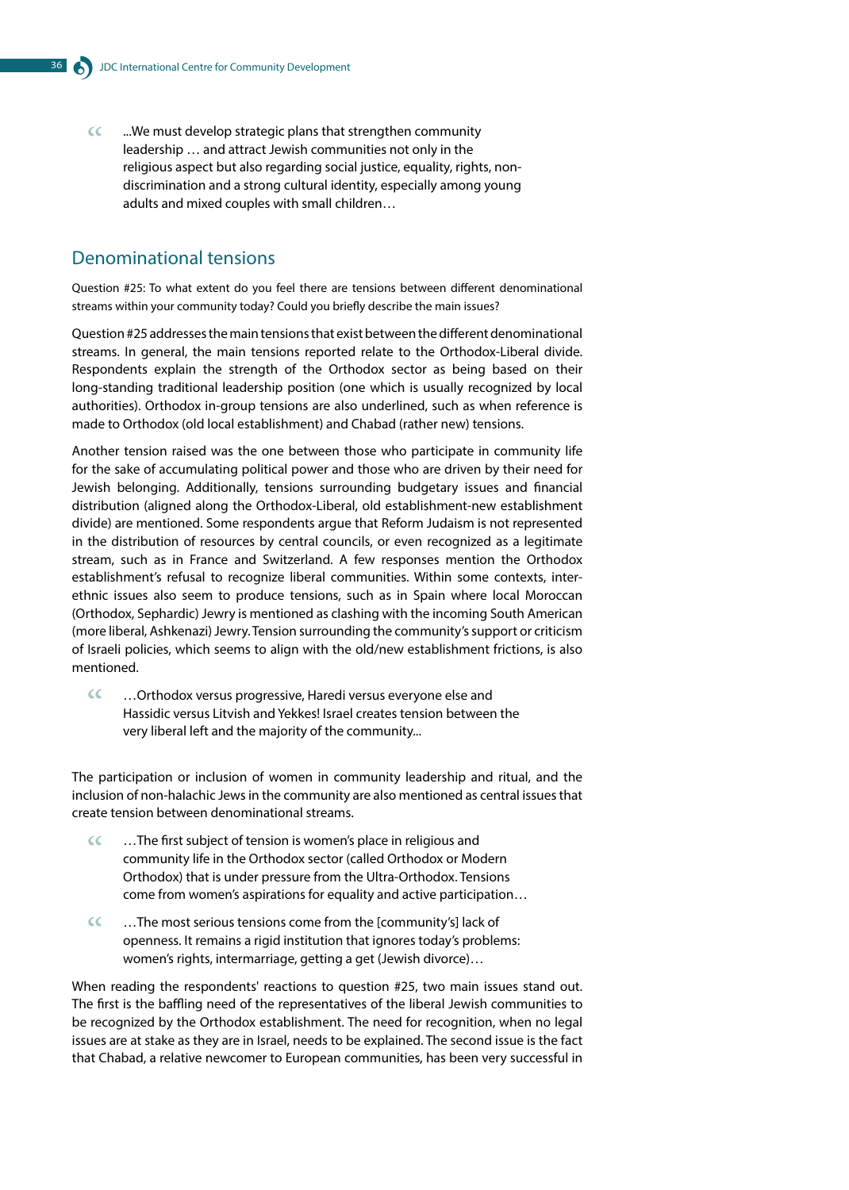> ...We must develop strategic plans that strengthen community leadership … and attract Jewish communities not only in the religious aspect but also regarding social justice, equality, rights, non-discrimination and a strong cultural identity, especially among young adults and mixed couples with small children…

## Denominational tensions

Question #25: To what extent do you feel there are tensions between different denominational streams within your community today? Could you briefly describe the main issues?

Question #25 addresses the main tensions that exist between the different denominational streams. In general, the main tensions reported relate to the Orthodox-Liberal divide. Respondents explain the strength of the Orthodox sector as being based on their long-standing traditional leadership position (one which is usually recognized by local authorities). Orthodox in-group tensions are also underlined, such as when reference is made to Orthodox (old local establishment) and Chabad (rather new) tensions.

Another tension raised was the one between those who participate in community life for the sake of accumulating political power and those who are driven by their need for Jewish belonging. Additionally, tensions surrounding budgetary issues and financial distribution (aligned along the Orthodox-Liberal, old establishment-new establishment divide) are mentioned. Some respondents argue that Reform Judaism is not represented in the distribution of resources by central councils, or even recognized as a legitimate stream, such as in France and Switzerland. A few responses mention the Orthodox establishment's refusal to recognize liberal communities. Within some contexts, inter-ethnic issues also seem to produce tensions, such as in Spain where local Moroccan (Orthodox, Sephardic) Jewry is mentioned as clashing with the incoming South American (more liberal, Ashkenazi) Jewry. Tension surrounding the community's support or criticism of Israeli policies, which seems to align with the old/new establishment frictions, is also mentioned.

> …Orthodox versus progressive, Haredi versus everyone else and Hassidic versus Litvish and Yekkes! Israel creates tension between the very liberal left and the majority of the community...

The participation or inclusion of women in community leadership and ritual, and the inclusion of non-halachic Jews in the community are also mentioned as central issues that create tension between denominational streams.

> …The first subject of tension is women's place in religious and community life in the Orthodox sector (called Orthodox or Modern Orthodox) that is under pressure from the Ultra-Orthodox. Tensions come from women's aspirations for equality and active participation…

> …The most serious tensions come from the [community's] lack of openness. It remains a rigid institution that ignores today's problems: women's rights, intermarriage, getting a get (Jewish divorce)…

When reading the respondents' reactions to question #25, two main issues stand out. The first is the baffling need of the representatives of the liberal Jewish communities to be recognized by the Orthodox establishment. The need for recognition, when no legal issues are at stake as they are in Israel, needs to be explained. The second issue is the fact that Chabad, a relative newcomer to European communities, has been very successful in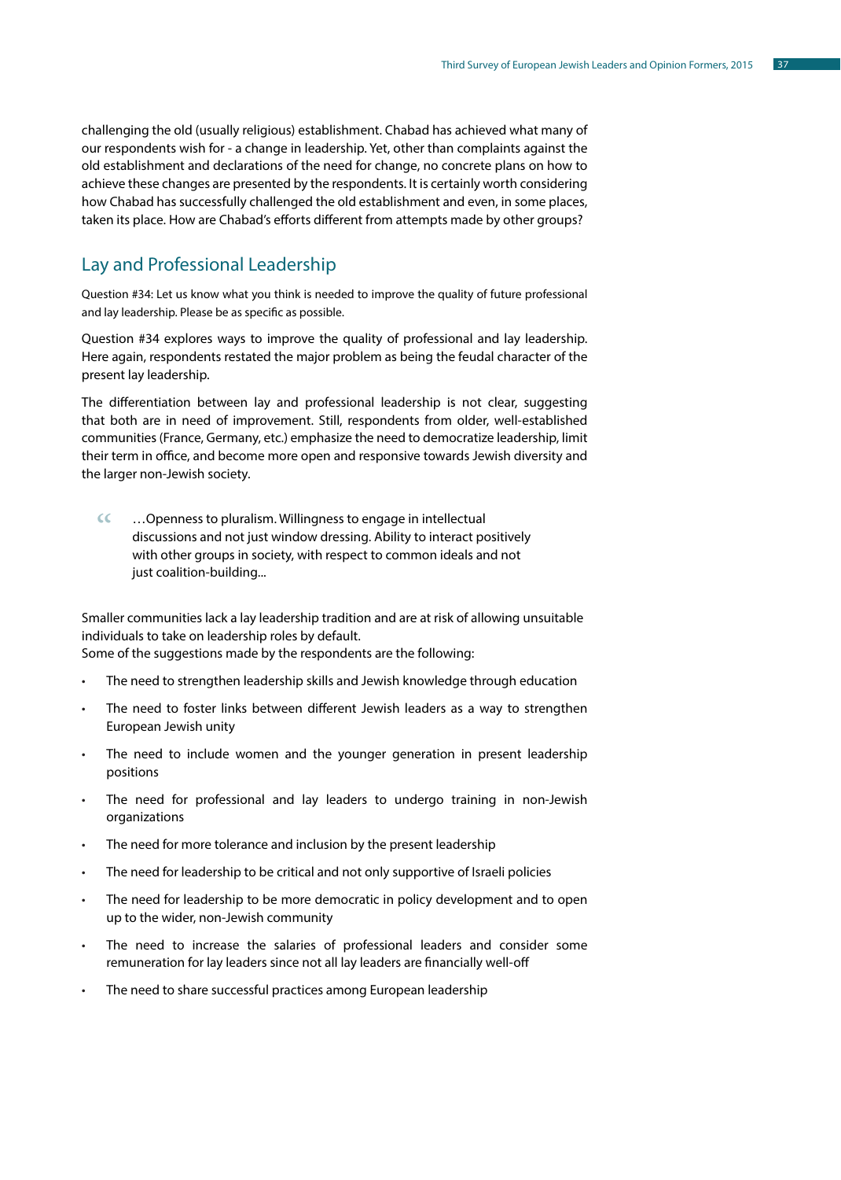challenging the old (usually religious) establishment. Chabad has achieved what many of our respondents wish for - a change in leadership. Yet, other than complaints against the old establishment and declarations of the need for change, no concrete plans on how to achieve these changes are presented by the respondents. It is certainly worth considering how Chabad has successfully challenged the old establishment and even, in some places, taken its place. How are Chabad's efforts different from attempts made by other groups?

## Lay and Professional Leadership

Question #34: Let us know what you think is needed to improve the quality of future professional and lay leadership. Please be as specific as possible.

Question #34 explores ways to improve the quality of professional and lay leadership. Here again, respondents restated the major problem as being the feudal character of the present lay leadership.

The differentiation between lay and professional leadership is not clear, suggesting that both are in need of improvement. Still, respondents from older, well-established communities (France, Germany, etc.) emphasize the need to democratize leadership, limit their term in office, and become more open and responsive towards Jewish diversity and the larger non-Jewish society.

> …Openness to pluralism. Willingness to engage in intellectual discussions and not just window dressing. Ability to interact positively with other groups in society, with respect to common ideals and not just coalition-building...

Smaller communities lack a lay leadership tradition and are at risk of allowing unsuitable individuals to take on leadership roles by default.
Some of the suggestions made by the respondents are the following:

- The need to strengthen leadership skills and Jewish knowledge through education
- The need to foster links between different Jewish leaders as a way to strengthen European Jewish unity
- The need to include women and the younger generation in present leadership positions
- The need for professional and lay leaders to undergo training in non-Jewish organizations
- The need for more tolerance and inclusion by the present leadership
- The need for leadership to be critical and not only supportive of Israeli policies
- The need for leadership to be more democratic in policy development and to open up to the wider, non-Jewish community
- The need to increase the salaries of professional leaders and consider some remuneration for lay leaders since not all lay leaders are financially well-off
- The need to share successful practices among European leadership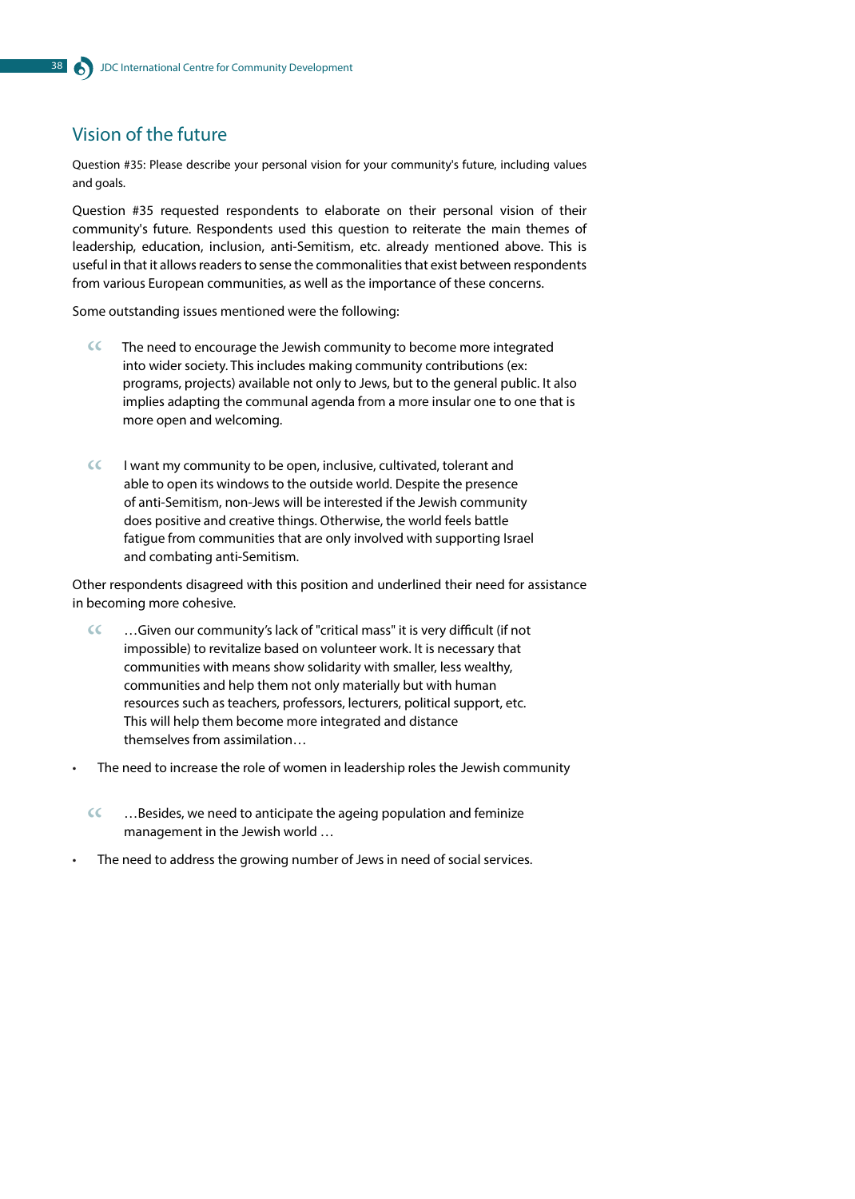## Vision of the future

Question #35: Please describe your personal vision for your community's future, including values and goals.

Question #35 requested respondents to elaborate on their personal vision of their community's future. Respondents used this question to reiterate the main themes of leadership, education, inclusion, anti-Semitism, etc. already mentioned above. This is useful in that it allows readers to sense the commonalities that exist between respondents from various European communities, as well as the importance of these concerns.

Some outstanding issues mentioned were the following:

> The need to encourage the Jewish community to become more integrated into wider society. This includes making community contributions (ex: programs, projects) available not only to Jews, but to the general public. It also implies adapting the communal agenda from a more insular one to one that is more open and welcoming.

> I want my community to be open, inclusive, cultivated, tolerant and able to open its windows to the outside world. Despite the presence of anti-Semitism, non-Jews will be interested if the Jewish community does positive and creative things. Otherwise, the world feels battle fatigue from communities that are only involved with supporting Israel and combating anti-Semitism.

Other respondents disagreed with this position and underlined their need for assistance in becoming more cohesive.

> …Given our community's lack of "critical mass" it is very difficult (if not impossible) to revitalize based on volunteer work. It is necessary that communities with means show solidarity with smaller, less wealthy, communities and help them not only materially but with human resources such as teachers, professors, lecturers, political support, etc. This will help them become more integrated and distance themselves from assimilation…

- The need to increase the role of women in leadership roles the Jewish community

> …Besides, we need to anticipate the ageing population and feminize management in the Jewish world …

- The need to address the growing number of Jews in need of social services.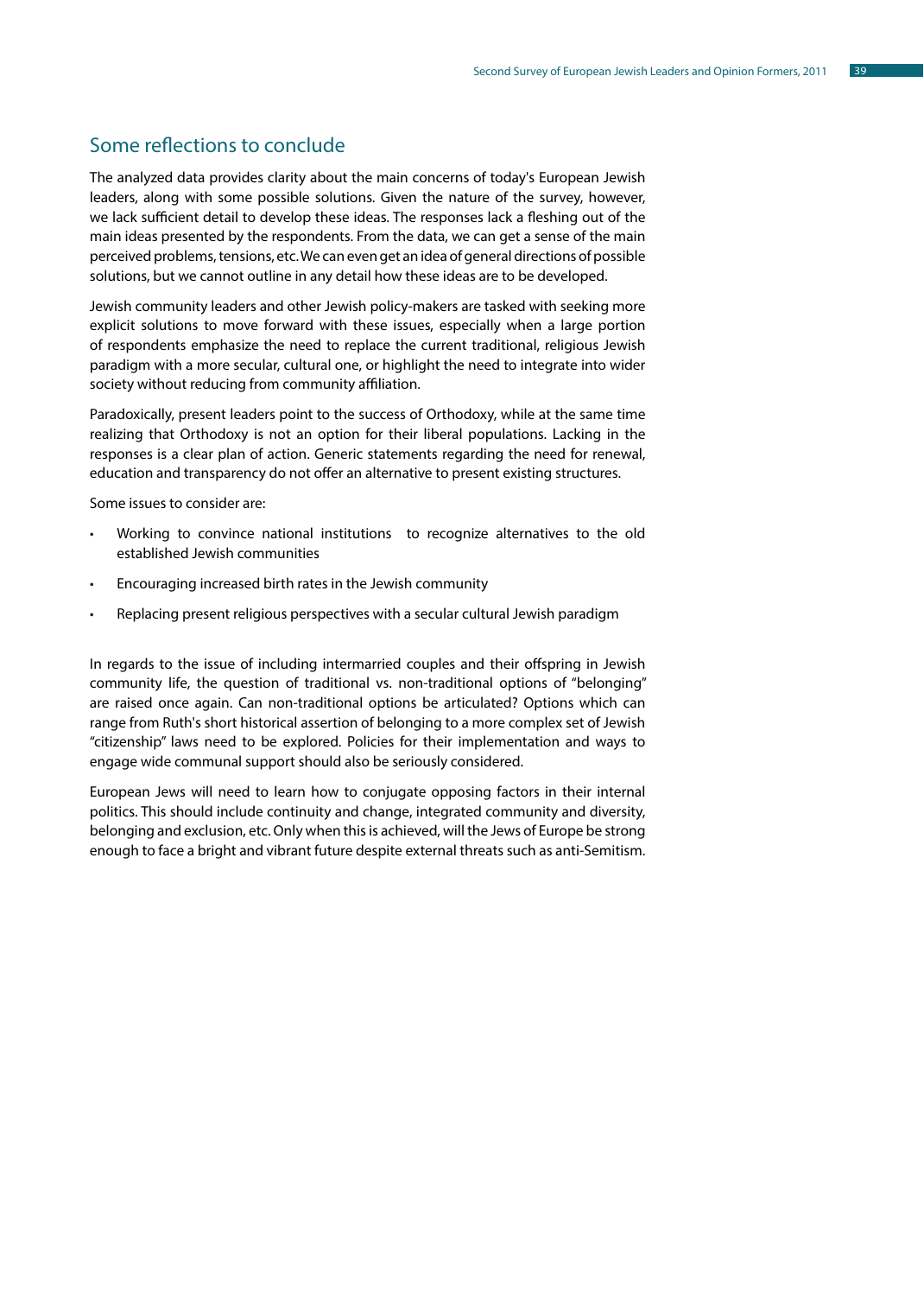## Some reflections to conclude

The analyzed data provides clarity about the main concerns of today's European Jewish leaders, along with some possible solutions. Given the nature of the survey, however, we lack sufficient detail to develop these ideas. The responses lack a fleshing out of the main ideas presented by the respondents. From the data, we can get a sense of the main perceived problems, tensions, etc. We can even get an idea of general directions of possible solutions, but we cannot outline in any detail how these ideas are to be developed.

Jewish community leaders and other Jewish policy-makers are tasked with seeking more explicit solutions to move forward with these issues, especially when a large portion of respondents emphasize the need to replace the current traditional, religious Jewish paradigm with a more secular, cultural one, or highlight the need to integrate into wider society without reducing from community affiliation.

Paradoxically, present leaders point to the success of Orthodoxy, while at the same time realizing that Orthodoxy is not an option for their liberal populations. Lacking in the responses is a clear plan of action. Generic statements regarding the need for renewal, education and transparency do not offer an alternative to present existing structures.

Some issues to consider are:

- Working to convince national institutions to recognize alternatives to the old established Jewish communities
- Encouraging increased birth rates in the Jewish community
- Replacing present religious perspectives with a secular cultural Jewish paradigm

In regards to the issue of including intermarried couples and their offspring in Jewish community life, the question of traditional vs. non-traditional options of "belonging" are raised once again. Can non-traditional options be articulated? Options which can range from Ruth's short historical assertion of belonging to a more complex set of Jewish "citizenship" laws need to be explored. Policies for their implementation and ways to engage wide communal support should also be seriously considered.

European Jews will need to learn how to conjugate opposing factors in their internal politics. This should include continuity and change, integrated community and diversity, belonging and exclusion, etc. Only when this is achieved, will the Jews of Europe be strong enough to face a bright and vibrant future despite external threats such as anti-Semitism.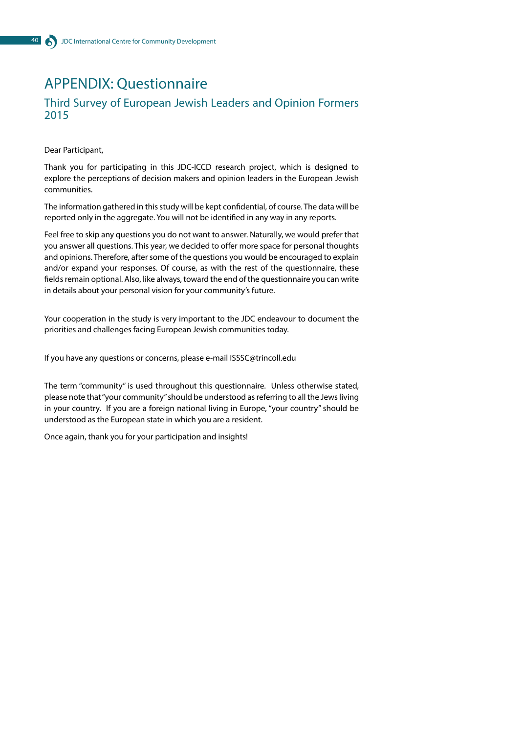# APPENDIX: Questionnaire

## Third Survey of European Jewish Leaders and Opinion Formers 2015

Dear Participant,

Thank you for participating in this JDC-ICCD research project, which is designed to explore the perceptions of decision makers and opinion leaders in the European Jewish communities.

The information gathered in this study will be kept confidential, of course. The data will be reported only in the aggregate. You will not be identified in any way in any reports.

Feel free to skip any questions you do not want to answer. Naturally, we would prefer that you answer all questions. This year, we decided to offer more space for personal thoughts and opinions. Therefore, after some of the questions you would be encouraged to explain and/or expand your responses. Of course, as with the rest of the questionnaire, these fields remain optional. Also, like always, toward the end of the questionnaire you can write in details about your personal vision for your community's future.

Your cooperation in the study is very important to the JDC endeavour to document the priorities and challenges facing European Jewish communities today.

If you have any questions or concerns, please e-mail ISSSC@trincoll.edu

The term "community" is used throughout this questionnaire. Unless otherwise stated, please note that "your community" should be understood as referring to all the Jews living in your country. If you are a foreign national living in Europe, "your country" should be understood as the European state in which you are a resident.

Once again, thank you for your participation and insights!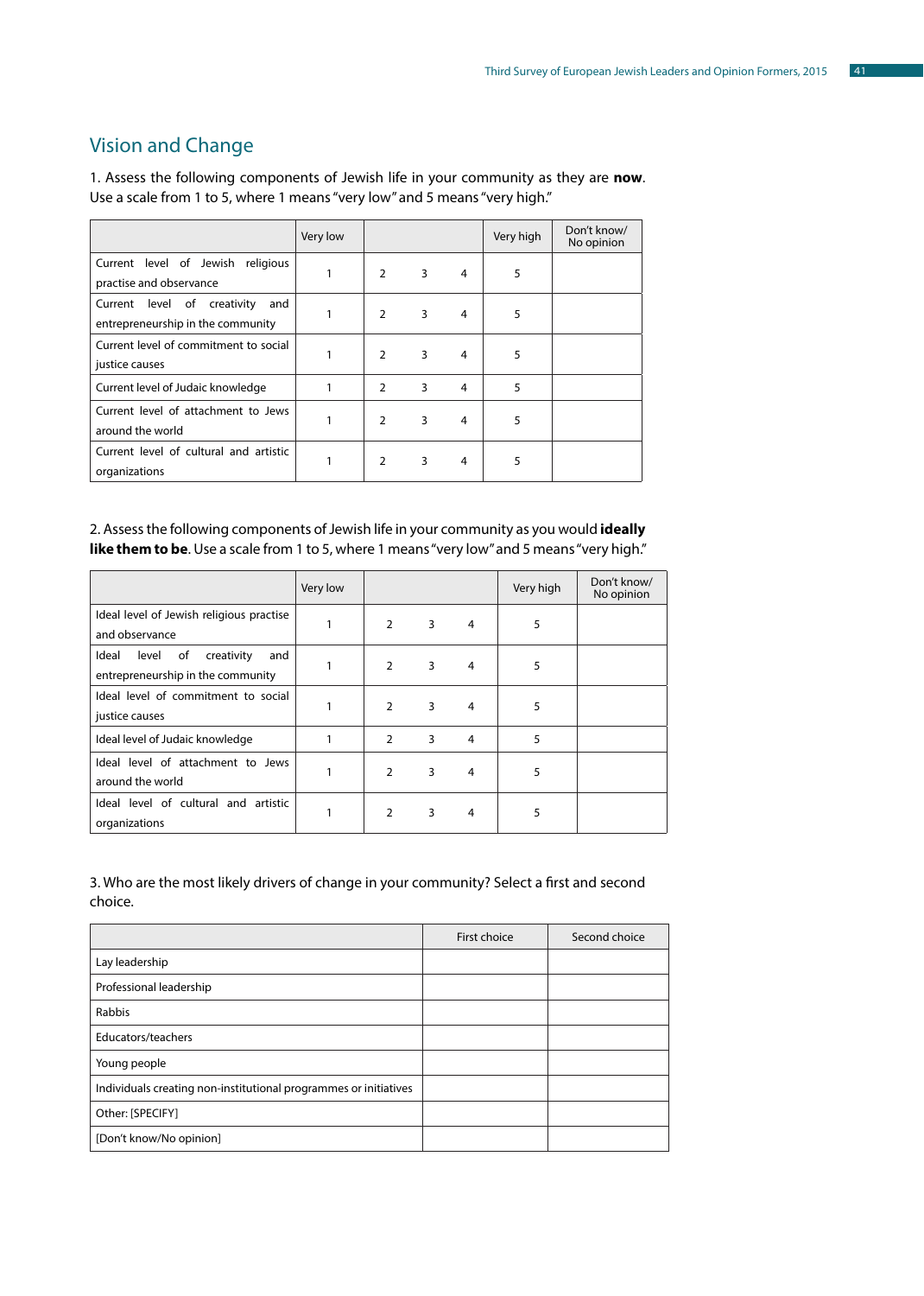## Vision and Change

1. Assess the following components of Jewish life in your community as they are **now**. Use a scale from 1 to 5, where 1 means "very low" and 5 means "very high."

| | Very low | | | | Very high | Don't know/ No opinion |
|---|---|---|---|---|---|---|
| Current level of Jewish religious practise and observance | 1 | 2 | 3 | 4 | 5 | |
| Current level of creativity and entrepreneurship in the community | 1 | 2 | 3 | 4 | 5 | |
| Current level of commitment to social justice causes | 1 | 2 | 3 | 4 | 5 | |
| Current level of Judaic knowledge | 1 | 2 | 3 | 4 | 5 | |
| Current level of attachment to Jews around the world | 1 | 2 | 3 | 4 | 5 | |
| Current level of cultural and artistic organizations | 1 | 2 | 3 | 4 | 5 | |

2. Assess the following components of Jewish life in your community as you would **ideally like them to be**. Use a scale from 1 to 5, where 1 means "very low" and 5 means "very high."

| | Very low | | | | Very high | Don't know/ No opinion |
|---|---|---|---|---|---|---|
| Ideal level of Jewish religious practise and observance | 1 | 2 | 3 | 4 | 5 | |
| Ideal level of creativity and entrepreneurship in the community | 1 | 2 | 3 | 4 | 5 | |
| Ideal level of commitment to social justice causes | 1 | 2 | 3 | 4 | 5 | |
| Ideal level of Judaic knowledge | 1 | 2 | 3 | 4 | 5 | |
| Ideal level of attachment to Jews around the world | 1 | 2 | 3 | 4 | 5 | |
| Ideal level of cultural and artistic organizations | 1 | 2 | 3 | 4 | 5 | |

3. Who are the most likely drivers of change in your community? Select a first and second choice.

| | First choice | Second choice |
|---|---|---|
| Lay leadership | | |
| Professional leadership | | |
| Rabbis | | |
| Educators/teachers | | |
| Young people | | |
| Individuals creating non-institutional programmes or initiatives | | |
| Other: [SPECIFY] | | |
| [Don't know/No opinion] | | |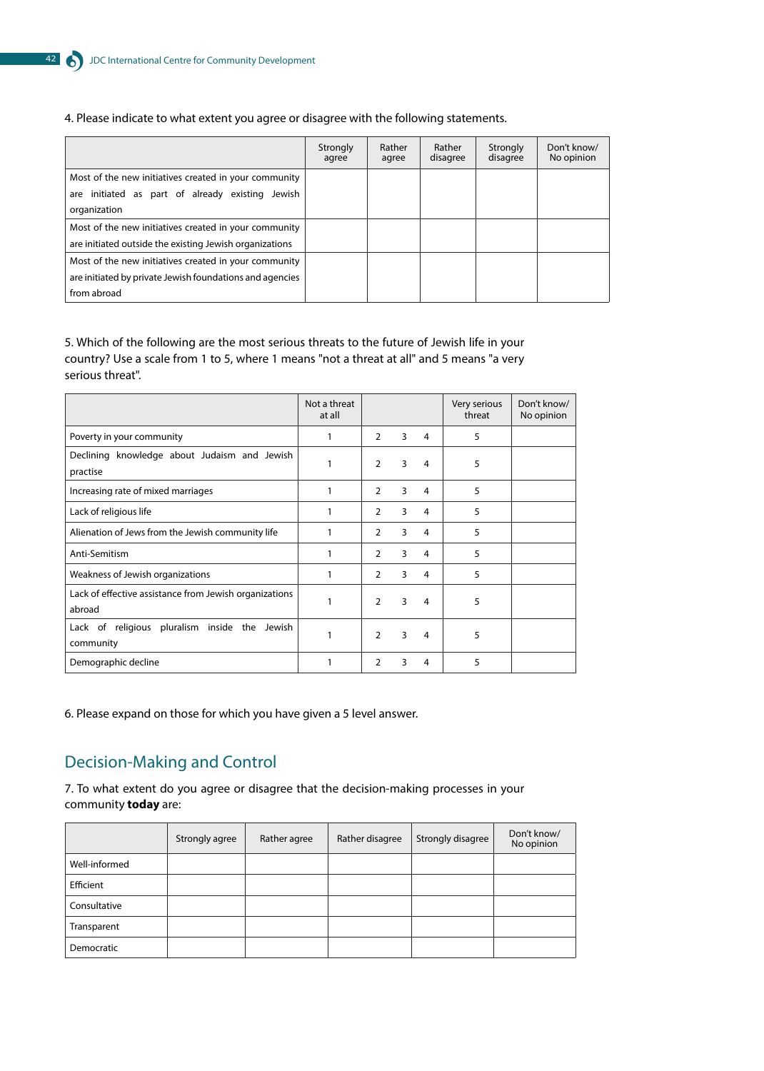4. Please indicate to what extent you agree or disagree with the following statements.

| | Strongly agree | Rather agree | Rather disagree | Strongly disagree | Don't know/ No opinion |
|---|---|---|---|---|---|
| Most of the new initiatives created in your community are initiated as part of already existing Jewish organization | | | | | |
| Most of the new initiatives created in your community are initiated outside the existing Jewish organizations | | | | | |
| Most of the new initiatives created in your community are initiated by private Jewish foundations and agencies from abroad | | | | | |

5. Which of the following are the most serious threats to the future of Jewish life in your country? Use a scale from 1 to 5, where 1 means "not a threat at all" and 5 means "a very serious threat".

| | Not a threat at all | | | | Very serious threat | Don't know/ No opinion |
|---|---|---|---|---|---|---|
| Poverty in your community | 1 | 2 | 3 | 4 | 5 | |
| Declining knowledge about Judaism and Jewish practise | 1 | 2 | 3 | 4 | 5 | |
| Increasing rate of mixed marriages | 1 | 2 | 3 | 4 | 5 | |
| Lack of religious life | 1 | 2 | 3 | 4 | 5 | |
| Alienation of Jews from the Jewish community life | 1 | 2 | 3 | 4 | 5 | |
| Anti-Semitism | 1 | 2 | 3 | 4 | 5 | |
| Weakness of Jewish organizations | 1 | 2 | 3 | 4 | 5 | |
| Lack of effective assistance from Jewish organizations abroad | 1 | 2 | 3 | 4 | 5 | |
| Lack of religious pluralism inside the Jewish community | 1 | 2 | 3 | 4 | 5 | |
| Demographic decline | 1 | 2 | 3 | 4 | 5 | |

6. Please expand on those for which you have given a 5 level answer.

## Decision-Making and Control

7. To what extent do you agree or disagree that the decision-making processes in your community **today** are:

| | Strongly agree | Rather agree | Rather disagree | Strongly disagree | Don't know/ No opinion |
|---|---|---|---|---|---|
| Well-informed | | | | | |
| Efficient | | | | | |
| Consultative | | | | | |
| Transparent | | | | | |
| Democratic | | | | | |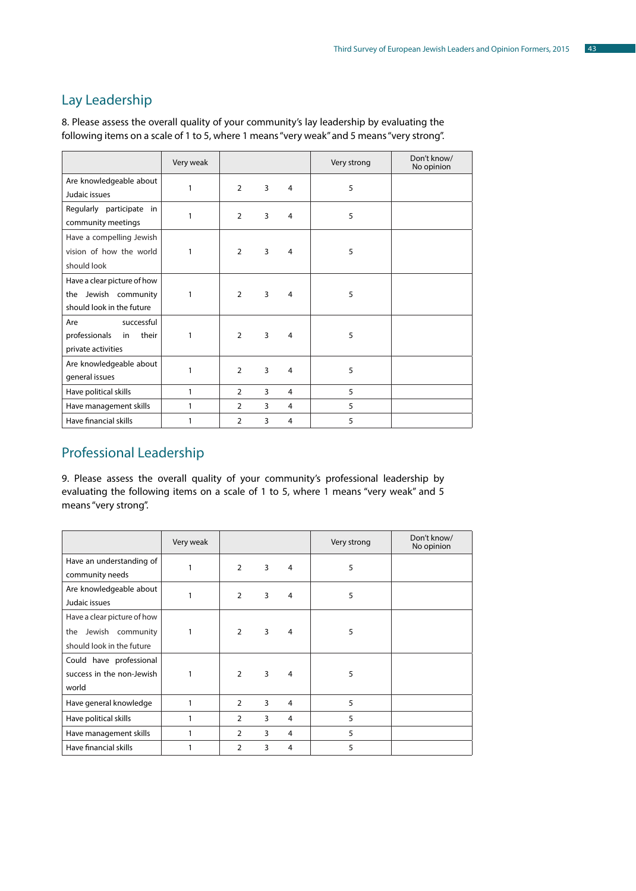## Lay Leadership

8. Please assess the overall quality of your community's lay leadership by evaluating the following items on a scale of 1 to 5, where 1 means "very weak" and 5 means "very strong".

| | Very weak | | | | Very strong | Don't know/ No opinion |
|---|---|---|---|---|---|---|
| Are knowledgeable about Judaic issues | 1 | 2 | 3 | 4 | 5 | |
| Regularly participate in community meetings | 1 | 2 | 3 | 4 | 5 | |
| Have a compelling Jewish vision of how the world should look | 1 | 2 | 3 | 4 | 5 | |
| Have a clear picture of how the Jewish community should look in the future | 1 | 2 | 3 | 4 | 5 | |
| Are successful professionals in their private activities | 1 | 2 | 3 | 4 | 5 | |
| Are knowledgeable about general issues | 1 | 2 | 3 | 4 | 5 | |
| Have political skills | 1 | 2 | 3 | 4 | 5 | |
| Have management skills | 1 | 2 | 3 | 4 | 5 | |
| Have financial skills | 1 | 2 | 3 | 4 | 5 | |

## Professional Leadership

9. Please assess the overall quality of your community's professional leadership by evaluating the following items on a scale of 1 to 5, where 1 means "very weak" and 5 means "very strong".

| | Very weak | | | | Very strong | Don't know/ No opinion |
|---|---|---|---|---|---|---|
| Have an understanding of community needs | 1 | 2 | 3 | 4 | 5 | |
| Are knowledgeable about Judaic issues | 1 | 2 | 3 | 4 | 5 | |
| Have a clear picture of how the Jewish community should look in the future | 1 | 2 | 3 | 4 | 5 | |
| Could have professional success in the non-Jewish world | 1 | 2 | 3 | 4 | 5 | |
| Have general knowledge | 1 | 2 | 3 | 4 | 5 | |
| Have political skills | 1 | 2 | 3 | 4 | 5 | |
| Have management skills | 1 | 2 | 3 | 4 | 5 | |
| Have financial skills | 1 | 2 | 3 | 4 | 5 | |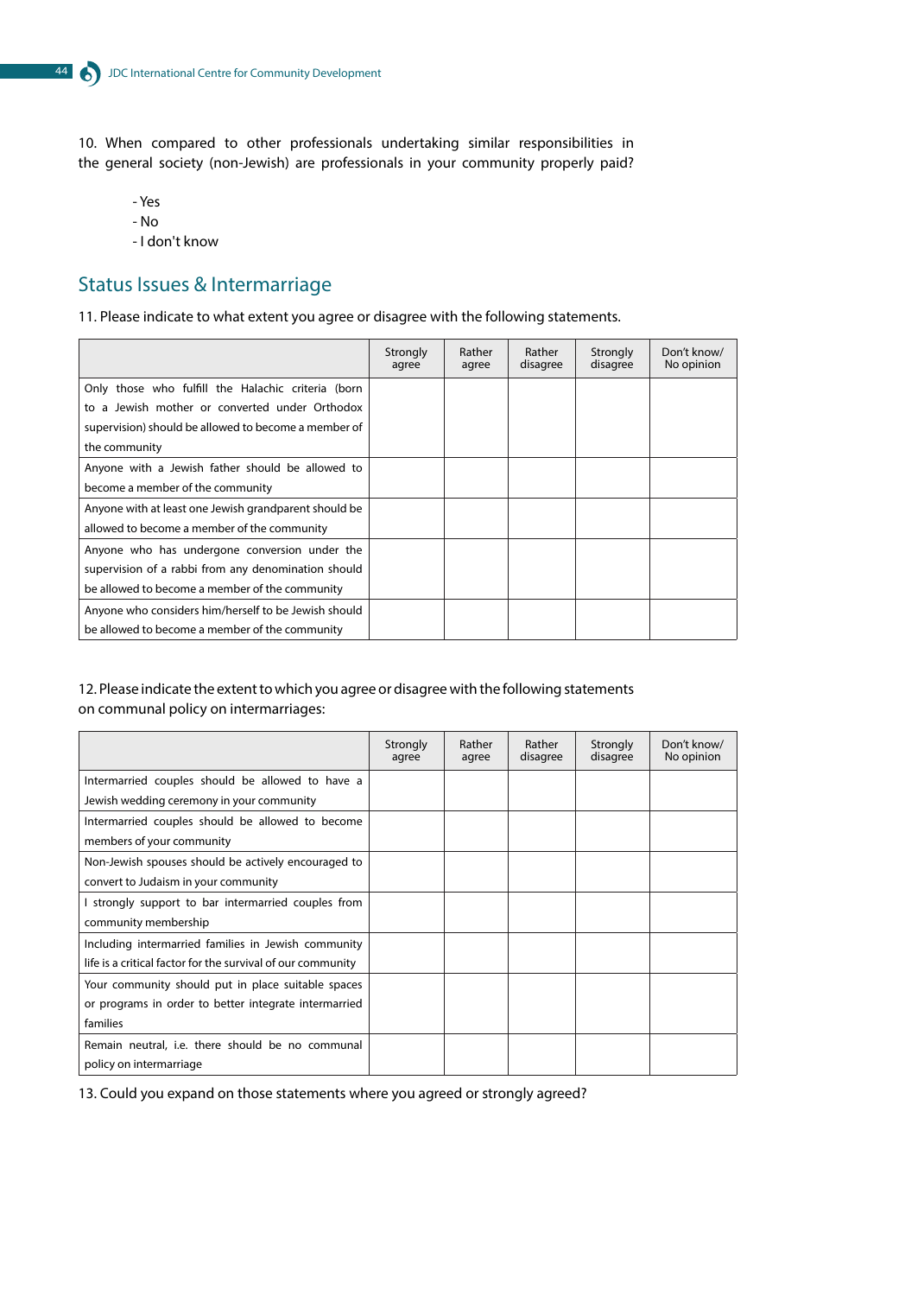10. When compared to other professionals undertaking similar responsibilities in the general society (non-Jewish) are professionals in your community properly paid?

- Yes
- No
- I don't know

## Status Issues & Intermarriage

11. Please indicate to what extent you agree or disagree with the following statements.

| | Strongly agree | Rather agree | Rather disagree | Strongly disagree | Don't know/ No opinion |
|---|---|---|---|---|---|
| Only those who fulfill the Halachic criteria (born to a Jewish mother or converted under Orthodox supervision) should be allowed to become a member of the community | | | | | |
| Anyone with a Jewish father should be allowed to become a member of the community | | | | | |
| Anyone with at least one Jewish grandparent should be allowed to become a member of the community | | | | | |
| Anyone who has undergone conversion under the supervision of a rabbi from any denomination should be allowed to become a member of the community | | | | | |
| Anyone who considers him/herself to be Jewish should be allowed to become a member of the community | | | | | |

12. Please indicate the extent to which you agree or disagree with the following statements on communal policy on intermarriages:

| | Strongly agree | Rather agree | Rather disagree | Strongly disagree | Don't know/ No opinion |
|---|---|---|---|---|---|
| Intermarried couples should be allowed to have a Jewish wedding ceremony in your community | | | | | |
| Intermarried couples should be allowed to become members of your community | | | | | |
| Non-Jewish spouses should be actively encouraged to convert to Judaism in your community | | | | | |
| I strongly support to bar intermarried couples from community membership | | | | | |
| Including intermarried families in Jewish community life is a critical factor for the survival of our community | | | | | |
| Your community should put in place suitable spaces or programs in order to better integrate intermarried families | | | | | |
| Remain neutral, i.e. there should be no communal policy on intermarriage | | | | | |

13. Could you expand on those statements where you agreed or strongly agreed?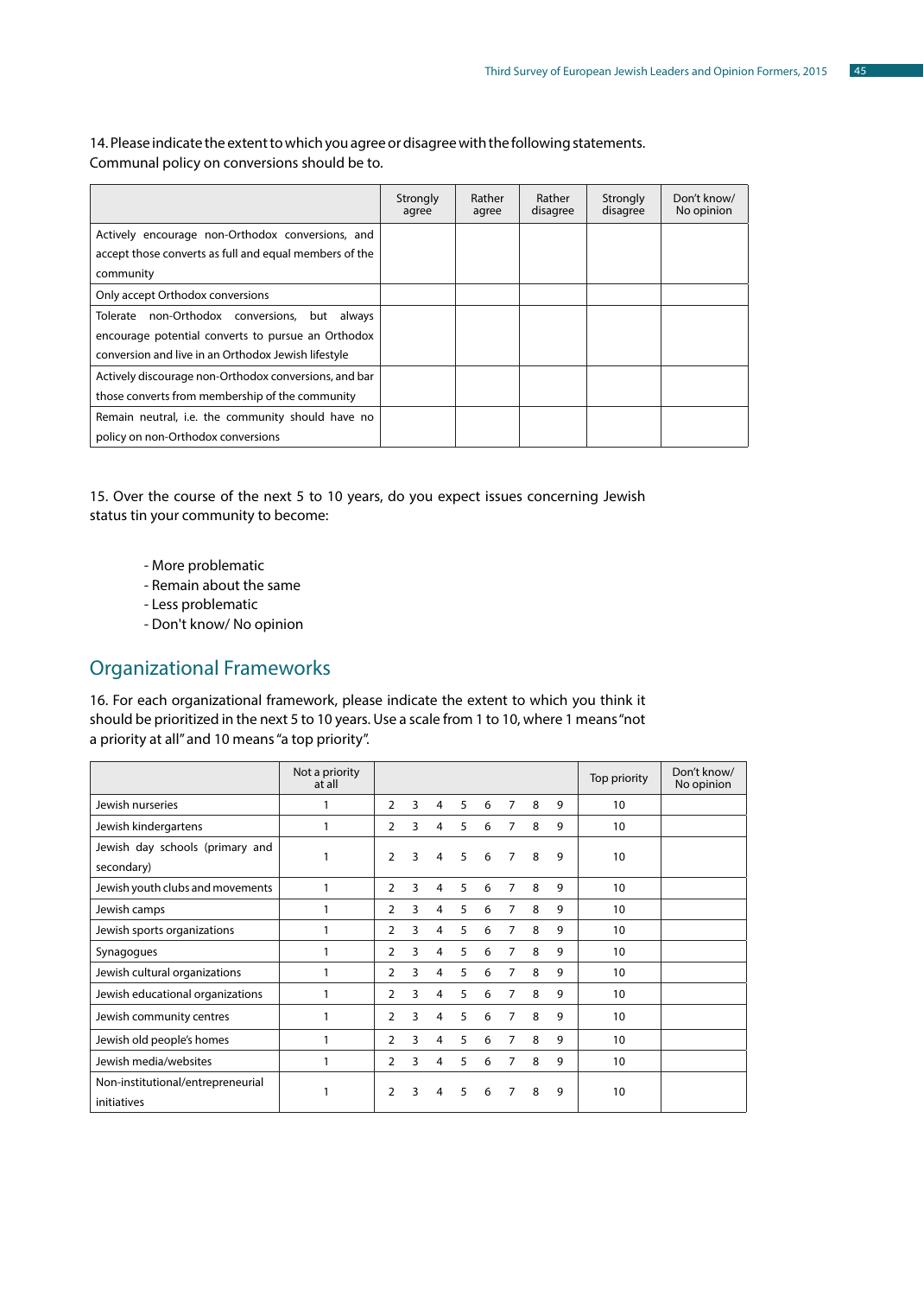14. Please indicate the extent to which you agree or disagree with the following statements. Communal policy on conversions should be to.

| | Strongly agree | Rather agree | Rather disagree | Strongly disagree | Don't know/ No opinion |
|---|---|---|---|---|---|
| Actively encourage non-Orthodox conversions, and accept those converts as full and equal members of the community | | | | | |
| Only accept Orthodox conversions | | | | | |
| Tolerate non-Orthodox conversions, but always encourage potential converts to pursue an Orthodox conversion and live in an Orthodox Jewish lifestyle | | | | | |
| Actively discourage non-Orthodox conversions, and bar those converts from membership of the community | | | | | |
| Remain neutral, i.e. the community should have no policy on non-Orthodox conversions | | | | | |

15. Over the course of the next 5 to 10 years, do you expect issues concerning Jewish status tin your community to become:

- More problematic
- Remain about the same
- Less problematic
- Don't know/ No opinion

## Organizational Frameworks

16. For each organizational framework, please indicate the extent to which you think it should be prioritized in the next 5 to 10 years. Use a scale from 1 to 10, where 1 means "not a priority at all" and 10 means "a top priority".

| | Not a priority at all | | | | | | | | | Top priority | Don't know/ No opinion |
|---|---|---|---|---|---|---|---|---|---|---|---|
| Jewish nurseries | 1 | 2 | 3 | 4 | 5 | 6 | 7 | 8 | 9 | 10 | |
| Jewish kindergartens | 1 | 2 | 3 | 4 | 5 | 6 | 7 | 8 | 9 | 10 | |
| Jewish day schools (primary and secondary) | 1 | 2 | 3 | 4 | 5 | 6 | 7 | 8 | 9 | 10 | |
| Jewish youth clubs and movements | 1 | 2 | 3 | 4 | 5 | 6 | 7 | 8 | 9 | 10 | |
| Jewish camps | 1 | 2 | 3 | 4 | 5 | 6 | 7 | 8 | 9 | 10 | |
| Jewish sports organizations | 1 | 2 | 3 | 4 | 5 | 6 | 7 | 8 | 9 | 10 | |
| Synagogues | 1 | 2 | 3 | 4 | 5 | 6 | 7 | 8 | 9 | 10 | |
| Jewish cultural organizations | 1 | 2 | 3 | 4 | 5 | 6 | 7 | 8 | 9 | 10 | |
| Jewish educational organizations | 1 | 2 | 3 | 4 | 5 | 6 | 7 | 8 | 9 | 10 | |
| Jewish community centres | 1 | 2 | 3 | 4 | 5 | 6 | 7 | 8 | 9 | 10 | |
| Jewish old people's homes | 1 | 2 | 3 | 4 | 5 | 6 | 7 | 8 | 9 | 10 | |
| Jewish media/websites | 1 | 2 | 3 | 4 | 5 | 6 | 7 | 8 | 9 | 10 | |
| Non-institutional/entrepreneurial initiatives | 1 | 2 | 3 | 4 | 5 | 6 | 7 | 8 | 9 | 10 | |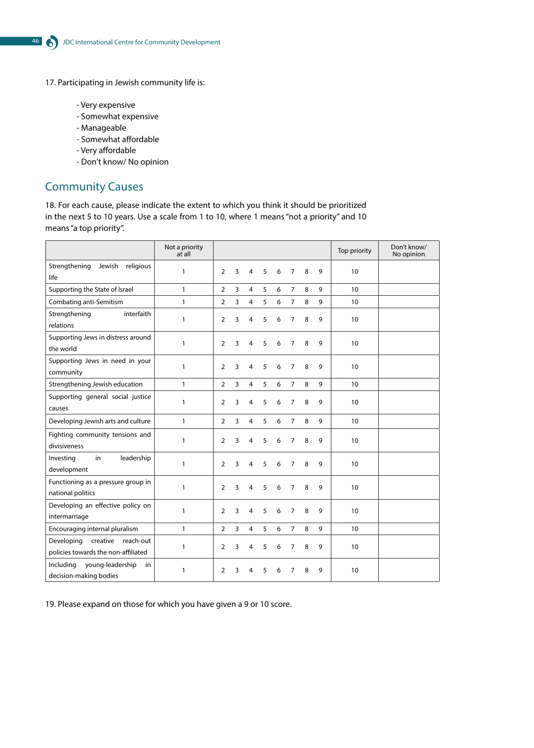17. Participating in Jewish community life is:

- Very expensive
- Somewhat expensive
- Manageable
- Somewhat affordable
- Very affordable
- Don't know/ No opinion

## Community Causes

18. For each cause, please indicate the extent to which you think it should be prioritized in the next 5 to 10 years. Use a scale from 1 to 10, where 1 means "not a priority" and 10 means "a top priority".

| | Not a priority at all | | | | | | | | | Top priority | Don't know/ No opinion |
|---|---|---|---|---|---|---|---|---|---|---|---|
| Strengthening Jewish religious life | 1 | 2 | 3 | 4 | 5 | 6 | 7 | 8 | 9 | 10 | |
| Supporting the State of Israel | 1 | 2 | 3 | 4 | 5 | 6 | 7 | 8 | 9 | 10 | |
| Combating anti-Semitism | 1 | 2 | 3 | 4 | 5 | 6 | 7 | 8 | 9 | 10 | |
| Strengthening interfaith relations | 1 | 2 | 3 | 4 | 5 | 6 | 7 | 8 | 9 | 10 | |
| Supporting Jews in distress around the world | 1 | 2 | 3 | 4 | 5 | 6 | 7 | 8 | 9 | 10 | |
| Supporting Jews in need in your community | 1 | 2 | 3 | 4 | 5 | 6 | 7 | 8 | 9 | 10 | |
| Strengthening Jewish education | 1 | 2 | 3 | 4 | 5 | 6 | 7 | 8 | 9 | 10 | |
| Supporting general social justice causes | 1 | 2 | 3 | 4 | 5 | 6 | 7 | 8 | 9 | 10 | |
| Developing Jewish arts and culture | 1 | 2 | 3 | 4 | 5 | 6 | 7 | 8 | 9 | 10 | |
| Fighting community tensions and divisiveness | 1 | 2 | 3 | 4 | 5 | 6 | 7 | 8 | 9 | 10 | |
| Investing in leadership development | 1 | 2 | 3 | 4 | 5 | 6 | 7 | 8 | 9 | 10 | |
| Functioning as a pressure group in national politics | 1 | 2 | 3 | 4 | 5 | 6 | 7 | 8 | 9 | 10 | |
| Developing an effective policy on intermarriage | 1 | 2 | 3 | 4 | 5 | 6 | 7 | 8 | 9 | 10 | |
| Encouraging internal pluralism | 1 | 2 | 3 | 4 | 5 | 6 | 7 | 8 | 9 | 10 | |
| Developing creative reach-out policies towards the non-affiliated | 1 | 2 | 3 | 4 | 5 | 6 | 7 | 8 | 9 | 10 | |
| Including young-leadership in decision-making bodies | 1 | 2 | 3 | 4 | 5 | 6 | 7 | 8 | 9 | 10 | |

19. Please expand on those for which you have given a 9 or 10 score.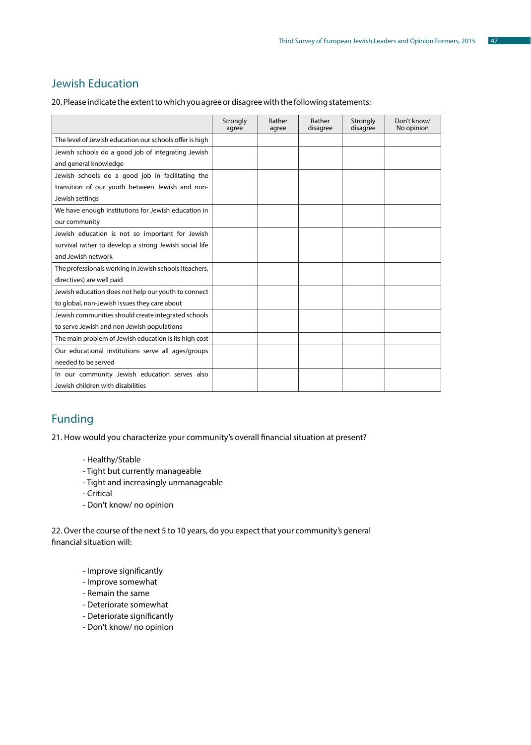## Jewish Education

20. Please indicate the extent to which you agree or disagree with the following statements:

| | Strongly agree | Rather agree | Rather disagree | Strongly disagree | Don't know/ No opinion |
|---|---|---|---|---|---|
| The level of Jewish education our schools offer is high | | | | | |
| Jewish schools do a good job of integrating Jewish and general knowledge | | | | | |
| Jewish schools do a good job in facilitating the transition of our youth between Jewish and non-Jewish settings | | | | | |
| We have enough institutions for Jewish education in our community | | | | | |
| Jewish education is not so important for Jewish survival rather to develop a strong Jewish social life and Jewish network | | | | | |
| The professionals working in Jewish schools (teachers, directives) are well paid | | | | | |
| Jewish education does not help our youth to connect to global, non-Jewish issues they care about | | | | | |
| Jewish communities should create integrated schools to serve Jewish and non-Jewish populations | | | | | |
| The main problem of Jewish education is its high cost | | | | | |
| Our educational institutions serve all ages/groups needed to be served | | | | | |
| In our community Jewish education serves also Jewish children with disabilities | | | | | |

## Funding

21. How would you characterize your community's overall financial situation at present?

- Healthy/Stable
- Tight but currently manageable
- Tight and increasingly unmanageable
- Critical
- Don't know/ no opinion

22. Over the course of the next 5 to 10 years, do you expect that your community's general financial situation will:

- Improve significantly
- Improve somewhat
- Remain the same
- Deteriorate somewhat
- Deteriorate significantly
- Don't know/ no opinion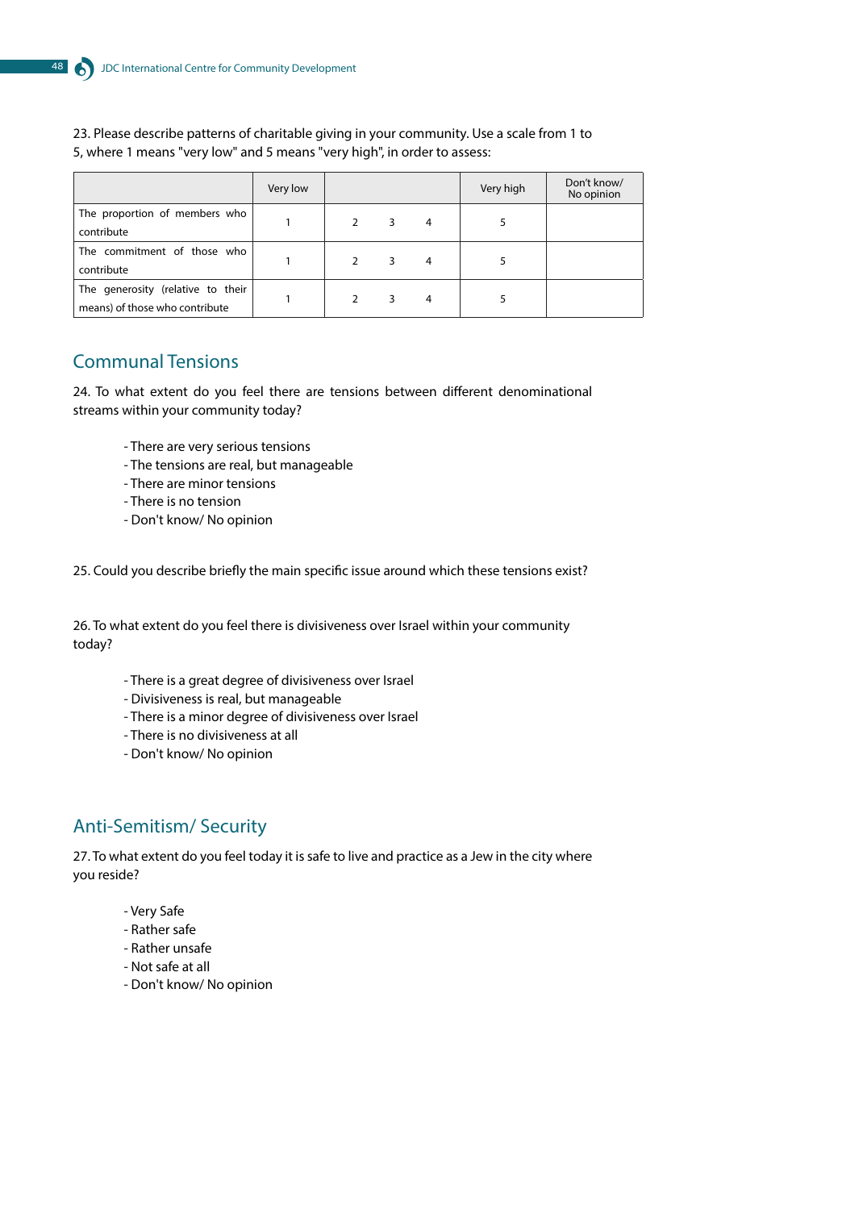23. Please describe patterns of charitable giving in your community. Use a scale from 1 to 5, where 1 means "very low" and 5 means "very high", in order to assess:

| | Very low | | | | Very high | Don't know/ No opinion |
|---|---|---|---|---|---|---|
| The proportion of members who contribute | 1 | 2 | 3 | 4 | 5 | |
| The commitment of those who contribute | 1 | 2 | 3 | 4 | 5 | |
| The generosity (relative to their means) of those who contribute | 1 | 2 | 3 | 4 | 5 | |

## Communal Tensions

24. To what extent do you feel there are tensions between different denominational streams within your community today?

- There are very serious tensions
- The tensions are real, but manageable
- There are minor tensions
- There is no tension
- Don't know/ No opinion

25. Could you describe briefly the main specific issue around which these tensions exist?

26. To what extent do you feel there is divisiveness over Israel within your community today?

- There is a great degree of divisiveness over Israel
- Divisiveness is real, but manageable
- There is a minor degree of divisiveness over Israel
- There is no divisiveness at all
- Don't know/ No opinion

## Anti-Semitism/ Security

27. To what extent do you feel today it is safe to live and practice as a Jew in the city where you reside?

- Very Safe
- Rather safe
- Rather unsafe
- Not safe at all
- Don't know/ No opinion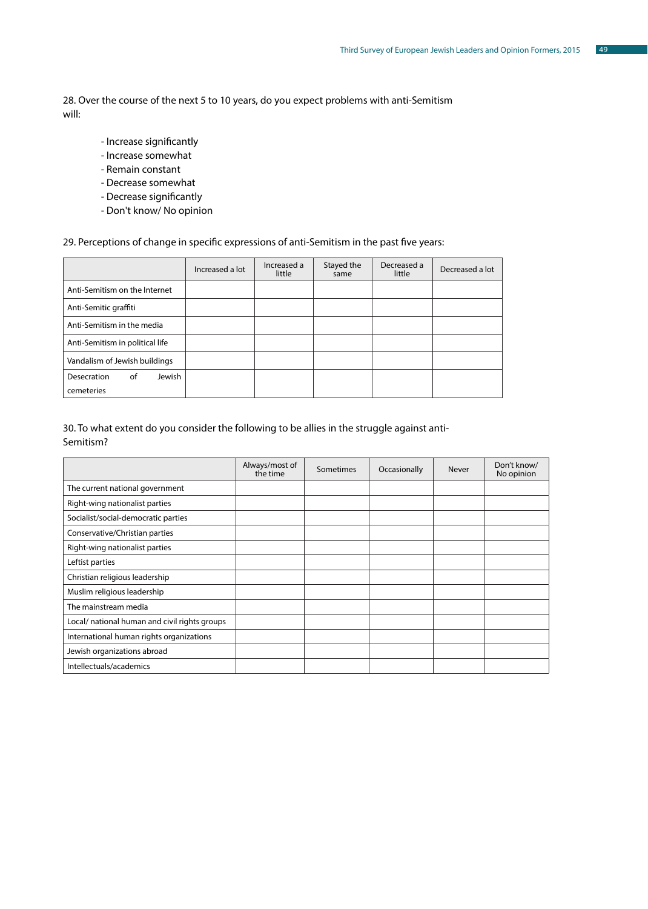28. Over the course of the next 5 to 10 years, do you expect problems with anti-Semitism will:

- Increase significantly
- Increase somewhat
- Remain constant
- Decrease somewhat
- Decrease significantly
- Don't know/ No opinion

29. Perceptions of change in specific expressions of anti-Semitism in the past five years:

| | Increased a lot | Increased a little | Stayed the same | Decreased a little | Decreased a lot |
|---|---|---|---|---|---|
| Anti-Semitism on the Internet | | | | | |
| Anti-Semitic graffiti | | | | | |
| Anti-Semitism in the media | | | | | |
| Anti-Semitism in political life | | | | | |
| Vandalism of Jewish buildings | | | | | |
| Desecration of Jewish cemeteries | | | | | |

30. To what extent do you consider the following to be allies in the struggle against anti-Semitism?

| | Always/most of the time | Sometimes | Occasionally | Never | Don't know/ No opinion |
|---|---|---|---|---|---|
| The current national government | | | | | |
| Right-wing nationalist parties | | | | | |
| Socialist/social-democratic parties | | | | | |
| Conservative/Christian parties | | | | | |
| Right-wing nationalist parties | | | | | |
| Leftist parties | | | | | |
| Christian religious leadership | | | | | |
| Muslim religious leadership | | | | | |
| The mainstream media | | | | | |
| Local/ national human and civil rights groups | | | | | |
| International human rights organizations | | | | | |
| Jewish organizations abroad | | | | | |
| Intellectuals/academics | | | | | |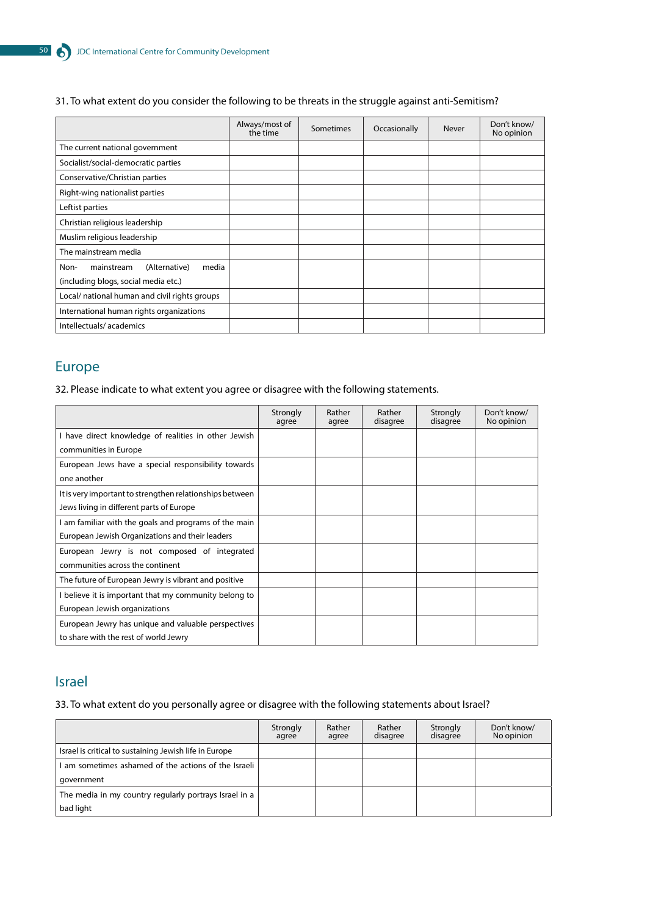31. To what extent do you consider the following to be threats in the struggle against anti-Semitism?

| | Always/most of the time | Sometimes | Occasionally | Never | Don't know/ No opinion |
|---|---|---|---|---|---|
| The current national government | | | | | |
| Socialist/social-democratic parties | | | | | |
| Conservative/Christian parties | | | | | |
| Right-wing nationalist parties | | | | | |
| Leftist parties | | | | | |
| Christian religious leadership | | | | | |
| Muslim religious leadership | | | | | |
| The mainstream media | | | | | |
| Non- mainstream (Alternative) media (including blogs, social media etc.) | | | | | |
| Local/ national human and civil rights groups | | | | | |
| International human rights organizations | | | | | |
| Intellectuals/ academics | | | | | |

## Europe

32. Please indicate to what extent you agree or disagree with the following statements.

| | Strongly agree | Rather agree | Rather disagree | Strongly disagree | Don't know/ No opinion |
|---|---|---|---|---|---|
| I have direct knowledge of realities in other Jewish communities in Europe | | | | | |
| European Jews have a special responsibility towards one another | | | | | |
| It is very important to strengthen relationships between Jews living in different parts of Europe | | | | | |
| I am familiar with the goals and programs of the main European Jewish Organizations and their leaders | | | | | |
| European Jewry is not composed of integrated communities across the continent | | | | | |
| The future of European Jewry is vibrant and positive | | | | | |
| I believe it is important that my community belong to European Jewish organizations | | | | | |
| European Jewry has unique and valuable perspectives to share with the rest of world Jewry | | | | | |

## Israel

33. To what extent do you personally agree or disagree with the following statements about Israel?

| | Strongly agree | Rather agree | Rather disagree | Strongly disagree | Don't know/ No opinion |
|---|---|---|---|---|---|
| Israel is critical to sustaining Jewish life in Europe | | | | | |
| I am sometimes ashamed of the actions of the Israeli government | | | | | |
| The media in my country regularly portrays Israel in a bad light | | | | | |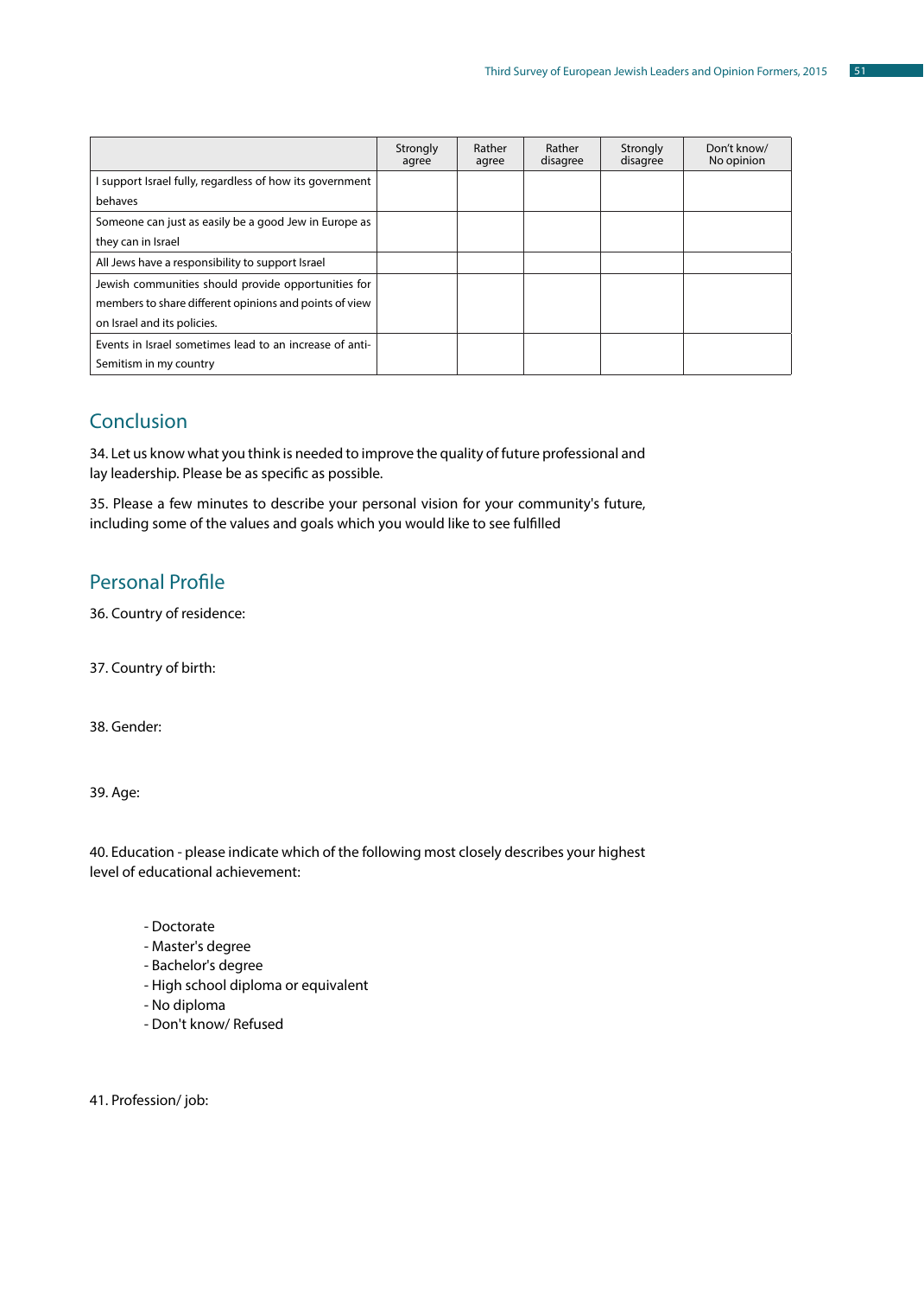| | Strongly agree | Rather agree | Rather disagree | Strongly disagree | Don't know/ No opinion |
|---|---|---|---|---|---|
| I support Israel fully, regardless of how its government behaves | | | | | |
| Someone can just as easily be a good Jew in Europe as they can in Israel | | | | | |
| All Jews have a responsibility to support Israel | | | | | |
| Jewish communities should provide opportunities for members to share different opinions and points of view on Israel and its policies. | | | | | |
| Events in Israel sometimes lead to an increase of anti-Semitism in my country | | | | | |

## Conclusion

34. Let us know what you think is needed to improve the quality of future professional and lay leadership. Please be as specific as possible.

35. Please a few minutes to describe your personal vision for your community's future, including some of the values and goals which you would like to see fulfilled

## Personal Profile

36. Country of residence:

37. Country of birth:

38. Gender:

39. Age:

40. Education - please indicate which of the following most closely describes your highest level of educational achievement:

- Doctorate
- Master's degree
- Bachelor's degree
- High school diploma or equivalent
- No diploma
- Don't know/ Refused

41. Profession/ job: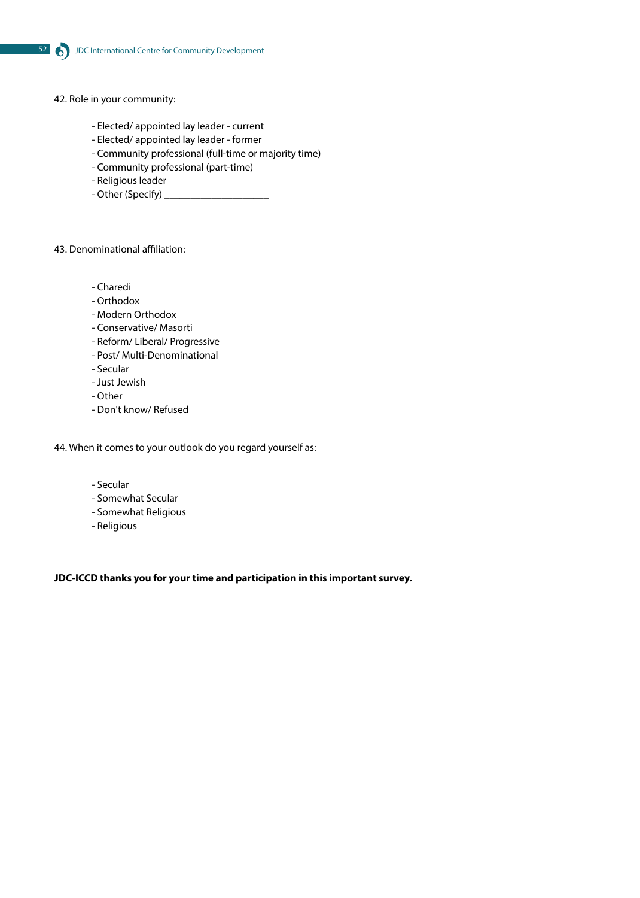42. Role in your community:

- Elected/ appointed lay leader - current
- Elected/ appointed lay leader - former
- Community professional (full-time or majority time)
- Community professional (part-time)
- Religious leader
- Other (Specify) ____________________

43. Denominational affiliation:

- Charedi
- Orthodox
- Modern Orthodox
- Conservative/ Masorti
- Reform/ Liberal/ Progressive
- Post/ Multi-Denominational
- Secular
- Just Jewish
- Other
- Don't know/ Refused

44. When it comes to your outlook do you regard yourself as:

- Secular
- Somewhat Secular
- Somewhat Religious
- Religious

**JDC-ICCD thanks you for your time and participation in this important survey.**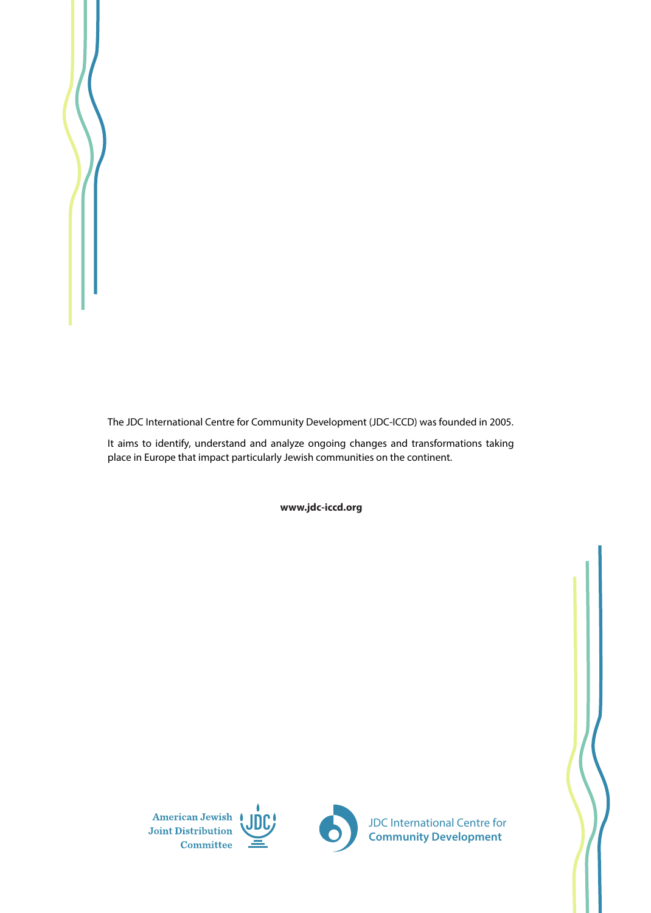The JDC International Centre for Community Development (JDC-ICCD) was founded in 2005.

It aims to identify, understand and analyze ongoing changes and transformations taking place in Europe that impact particularly Jewish communities on the continent.

**www.jdc-iccd.org**

American Jewish Joint Distribution Committee

JDC International Centre for **Community Development**